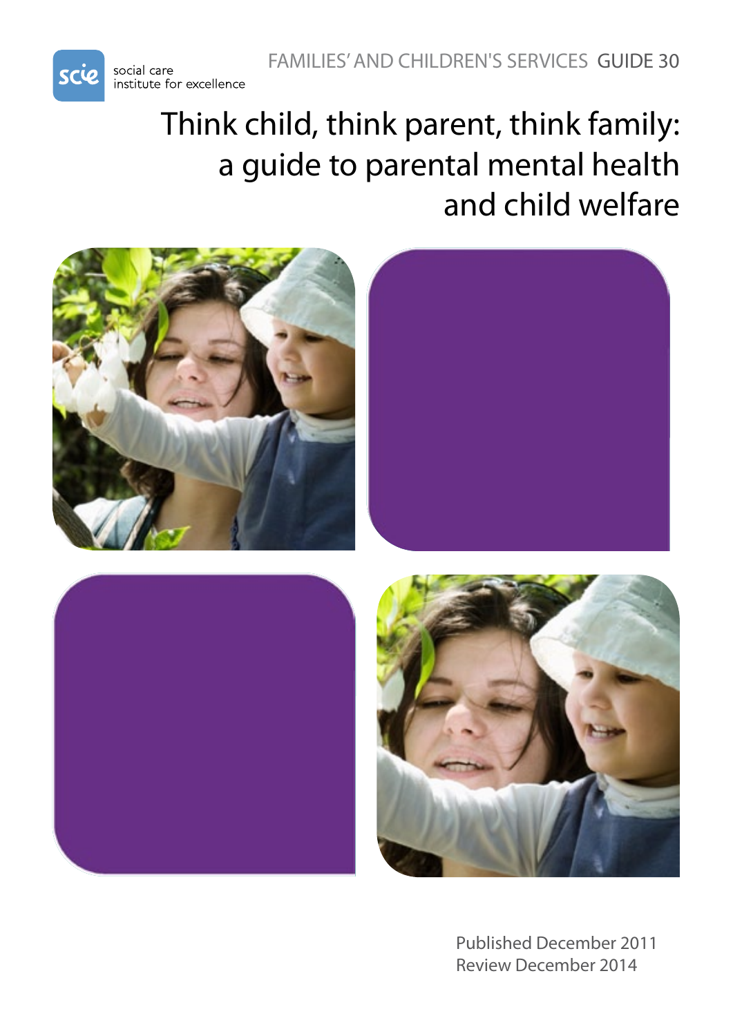social care institute for excellence

FAMILIES' AND CHILDREN'S SERVICES GUIDE 30

# Think child, think parent, think family: a guide to parental mental health and child welfare

Published December 2011
Review December 2014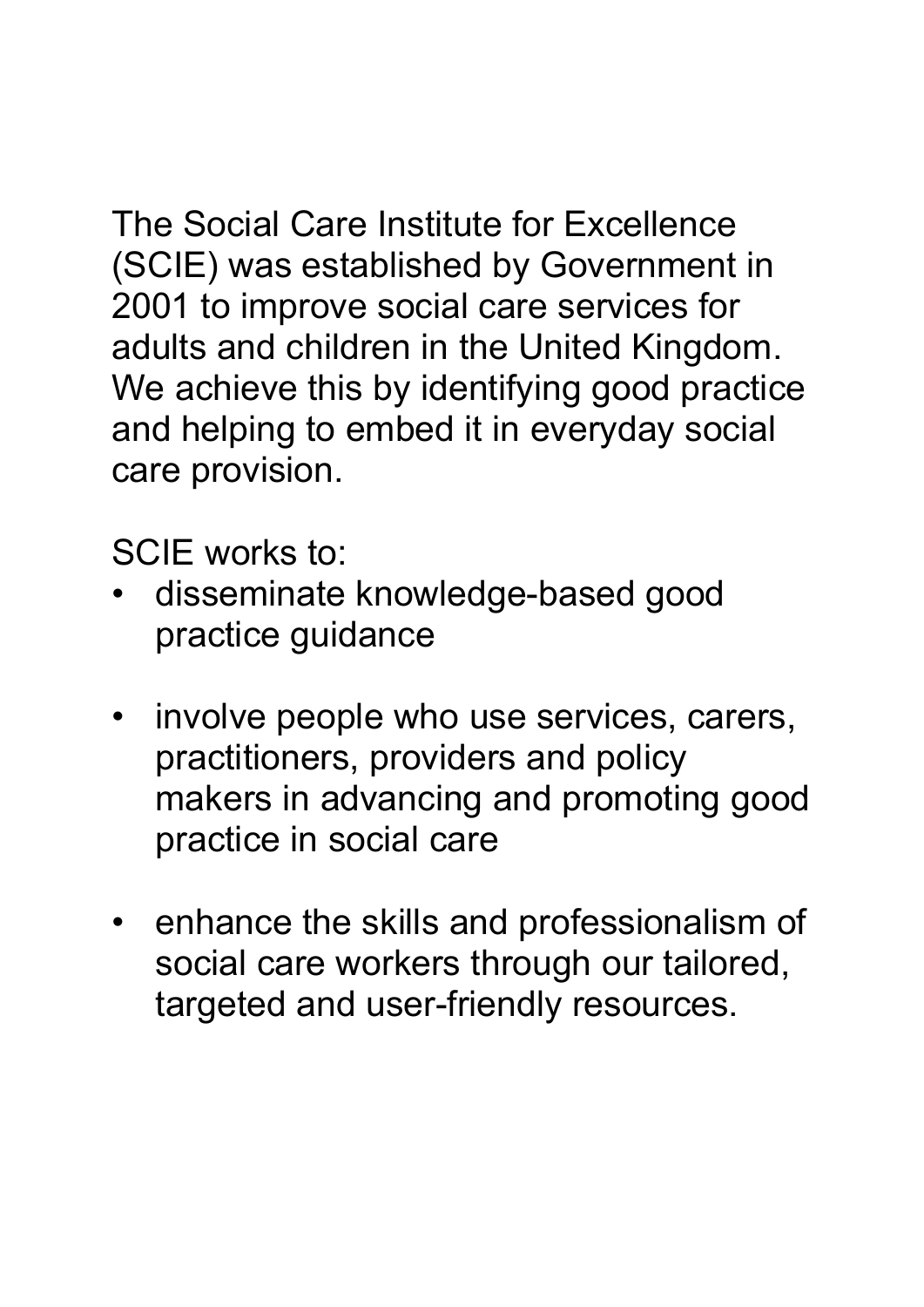The Social Care Institute for Excellence (SCIE) was established by Government in 2001 to improve social care services for adults and children in the United Kingdom. We achieve this by identifying good practice and helping to embed it in everyday social care provision.

SCIE works to:

- disseminate knowledge-based good practice guidance
- involve people who use services, carers, practitioners, providers and policy makers in advancing and promoting good practice in social care
- enhance the skills and professionalism of social care workers through our tailored, targeted and user-friendly resources.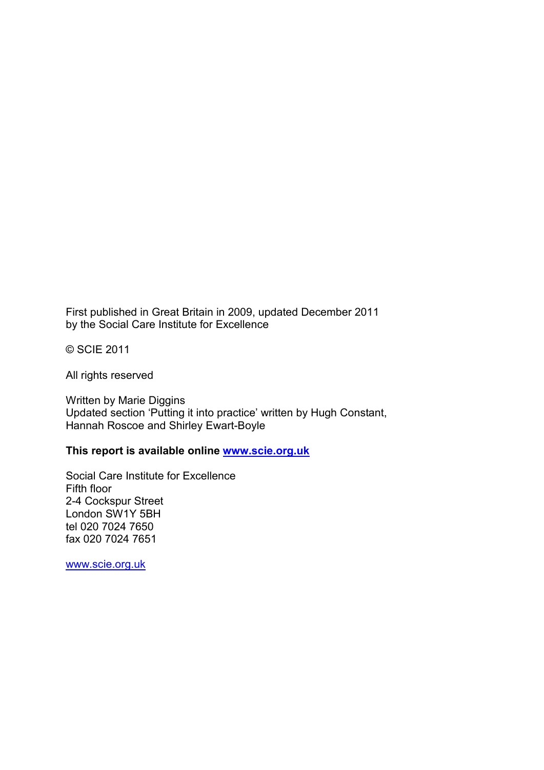First published in Great Britain in 2009, updated December 2011
by the Social Care Institute for Excellence

© SCIE 2011

All rights reserved

Written by Marie Diggins
Updated section 'Putting it into practice' written by Hugh Constant, Hannah Roscoe and Shirley Ewart-Boyle

**This report is available online [www.scie.org.uk](http://www.scie.org.uk)**

Social Care Institute for Excellence
Fifth floor
2-4 Cockspur Street
London SW1Y 5BH
tel 020 7024 7650
fax 020 7024 7651

[www.scie.org.uk](http://www.scie.org.uk)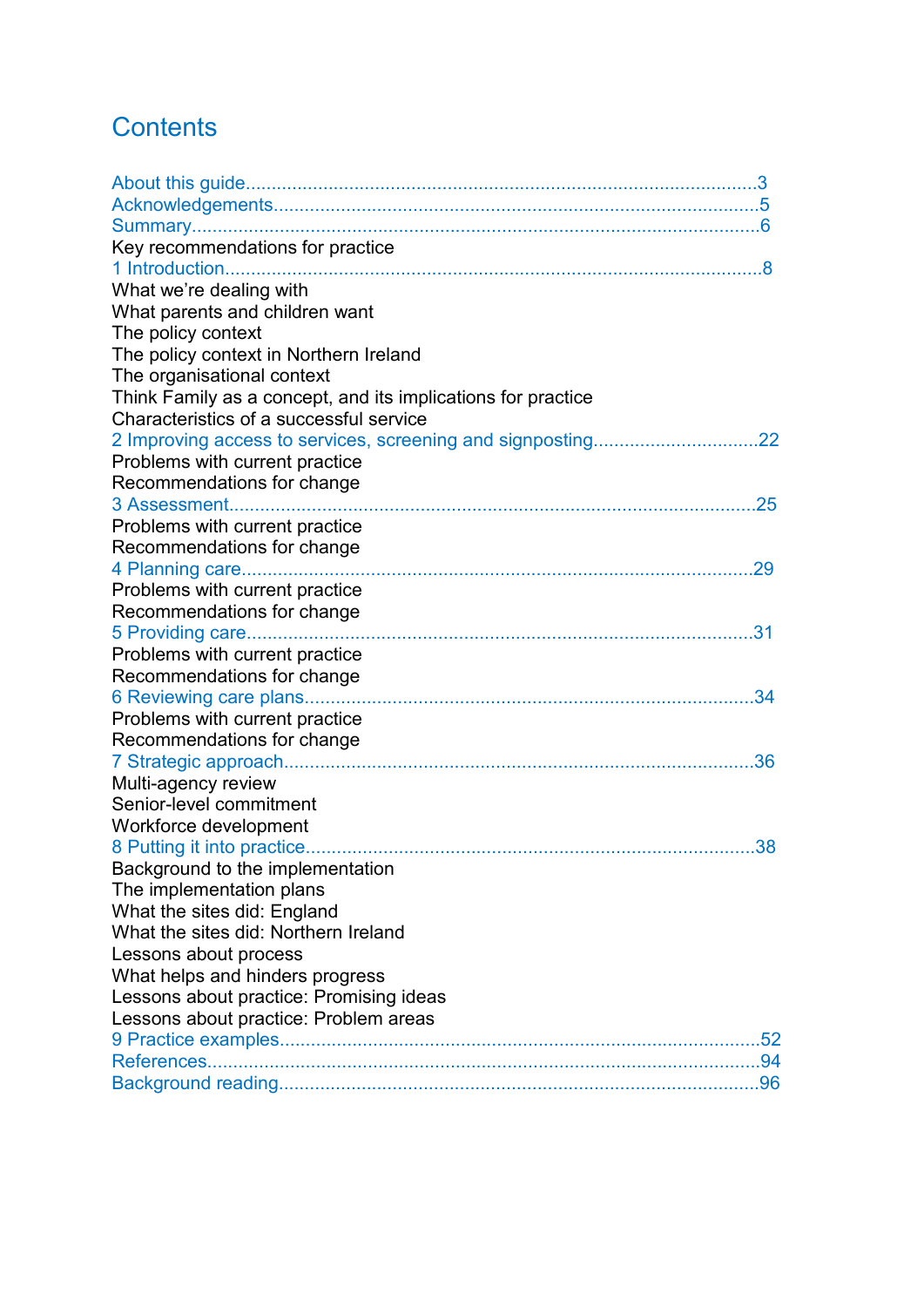# Contents

About this guide....................................................................................................3
Acknowledgements...............................................................................................5
Summary...............................................................................................................6
Key recommendations for practice
1 Introduction........................................................................................................8
What we're dealing with
What parents and children want
The policy context
The policy context in Northern Ireland
The organisational context
Think Family as a concept, and its implications for practice
Characteristics of a successful service
2 Improving access to services, screening and signposting...............................22
Problems with current practice
Recommendations for change
3 Assessment......................................................................................................25
Problems with current practice
Recommendations for change
4 Planning care....................................................................................................29
Problems with current practice
Recommendations for change
5 Providing care...................................................................................................31
Problems with current practice
Recommendations for change
6 Reviewing care plans........................................................................................34
Problems with current practice
Recommendations for change
7 Strategic approach............................................................................................36
Multi-agency review
Senior-level commitment
Workforce development
8 Putting it into practice........................................................................................38
Background to the implementation
The implementation plans
What the sites did: England
What the sites did: Northern Ireland
Lessons about process
What helps and hinders progress
Lessons about practice: Promising ideas
Lessons about practice: Problem areas
9 Practice examples.............................................................................................52
References..........................................................................................................94
Background reading............................................................................................96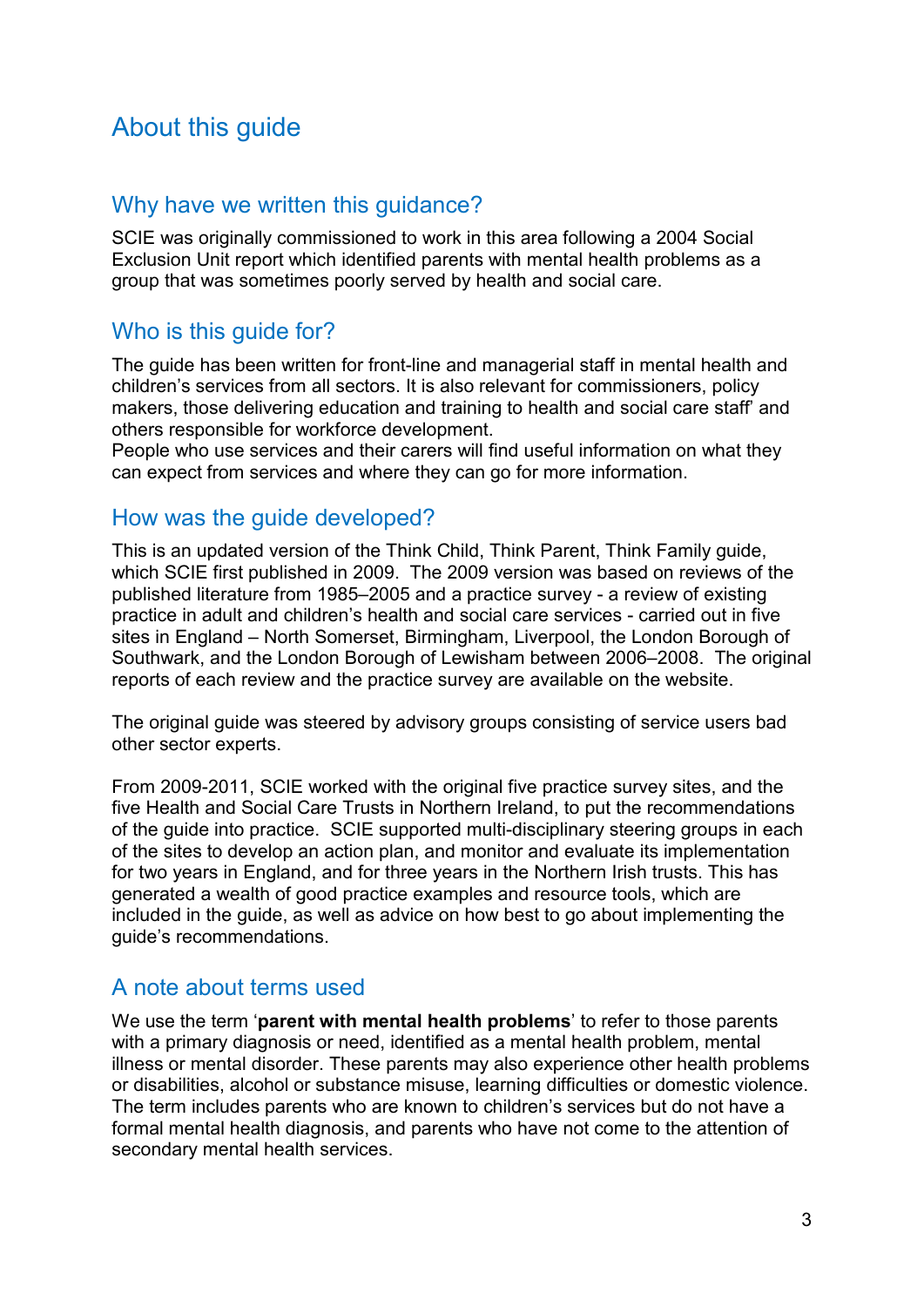# About this guide

## Why have we written this guidance?

SCIE was originally commissioned to work in this area following a 2004 Social Exclusion Unit report which identified parents with mental health problems as a group that was sometimes poorly served by health and social care.

## Who is this guide for?

The guide has been written for front-line and managerial staff in mental health and children's services from all sectors. It is also relevant for commissioners, policy makers, those delivering education and training to health and social care staff' and others responsible for workforce development.
People who use services and their carers will find useful information on what they can expect from services and where they can go for more information.

## How was the guide developed?

This is an updated version of the Think Child, Think Parent, Think Family guide, which SCIE first published in 2009. The 2009 version was based on reviews of the published literature from 1985–2005 and a practice survey - a review of existing practice in adult and children's health and social care services - carried out in five sites in England – North Somerset, Birmingham, Liverpool, the London Borough of Southwark, and the London Borough of Lewisham between 2006–2008. The original reports of each review and the practice survey are available on the website.

The original guide was steered by advisory groups consisting of service users bad other sector experts.

From 2009-2011, SCIE worked with the original five practice survey sites, and the five Health and Social Care Trusts in Northern Ireland, to put the recommendations of the guide into practice. SCIE supported multi-disciplinary steering groups in each of the sites to develop an action plan, and monitor and evaluate its implementation for two years in England, and for three years in the Northern Irish trusts. This has generated a wealth of good practice examples and resource tools, which are included in the guide, as well as advice on how best to go about implementing the guide's recommendations.

## A note about terms used

We use the term '**parent with mental health problems**' to refer to those parents with a primary diagnosis or need, identified as a mental health problem, mental illness or mental disorder. These parents may also experience other health problems or disabilities, alcohol or substance misuse, learning difficulties or domestic violence. The term includes parents who are known to children's services but do not have a formal mental health diagnosis, and parents who have not come to the attention of secondary mental health services.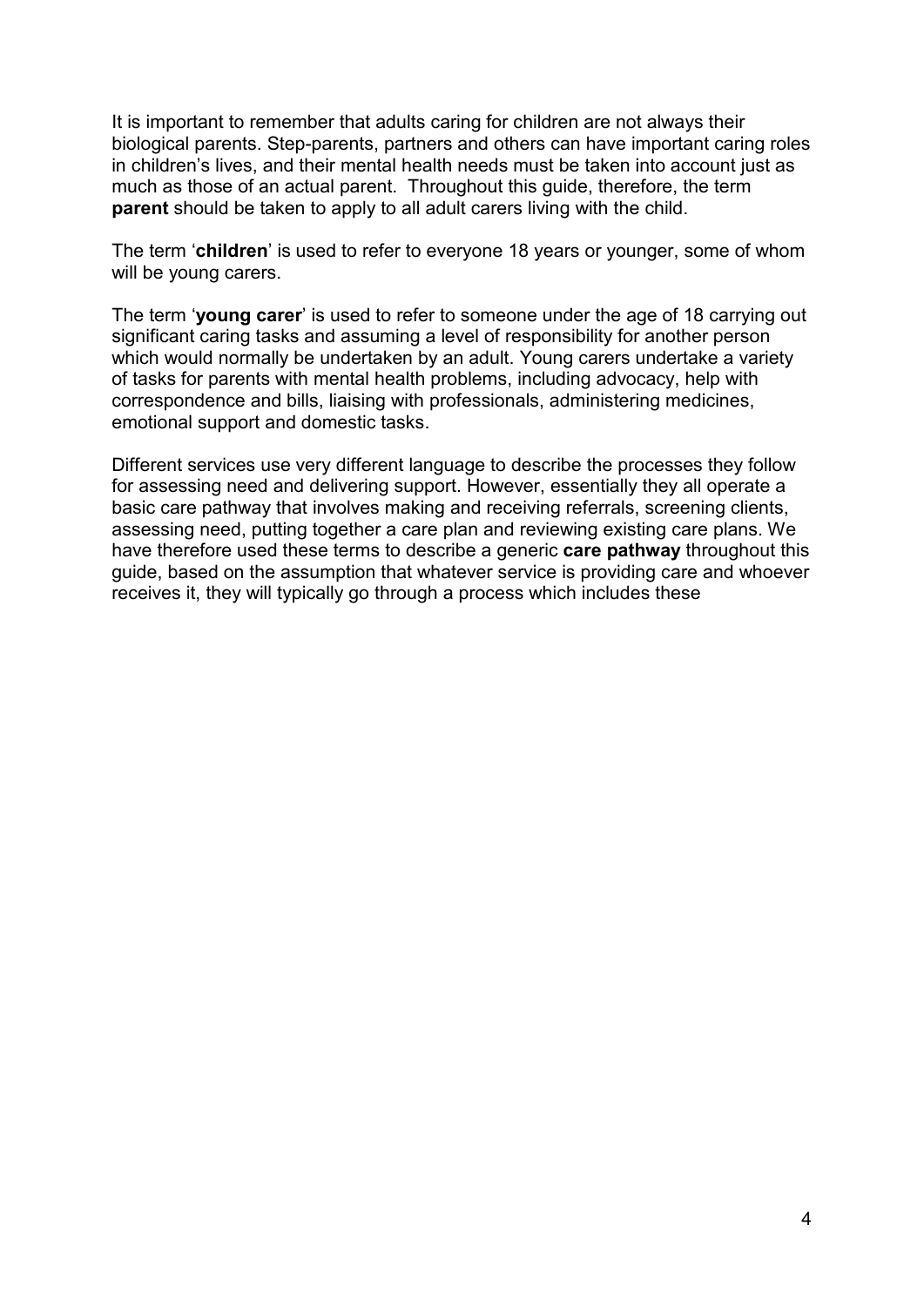It is important to remember that adults caring for children are not always their biological parents. Step-parents, partners and others can have important caring roles in children's lives, and their mental health needs must be taken into account just as much as those of an actual parent. Throughout this guide, therefore, the term **parent** should be taken to apply to all adult carers living with the child.

The term '**children**' is used to refer to everyone 18 years or younger, some of whom will be young carers.

The term '**young carer**' is used to refer to someone under the age of 18 carrying out significant caring tasks and assuming a level of responsibility for another person which would normally be undertaken by an adult. Young carers undertake a variety of tasks for parents with mental health problems, including advocacy, help with correspondence and bills, liaising with professionals, administering medicines, emotional support and domestic tasks.

Different services use very different language to describe the processes they follow for assessing need and delivering support. However, essentially they all operate a basic care pathway that involves making and receiving referrals, screening clients, assessing need, putting together a care plan and reviewing existing care plans. We have therefore used these terms to describe a generic **care pathway** throughout this guide, based on the assumption that whatever service is providing care and whoever receives it, they will typically go through a process which includes these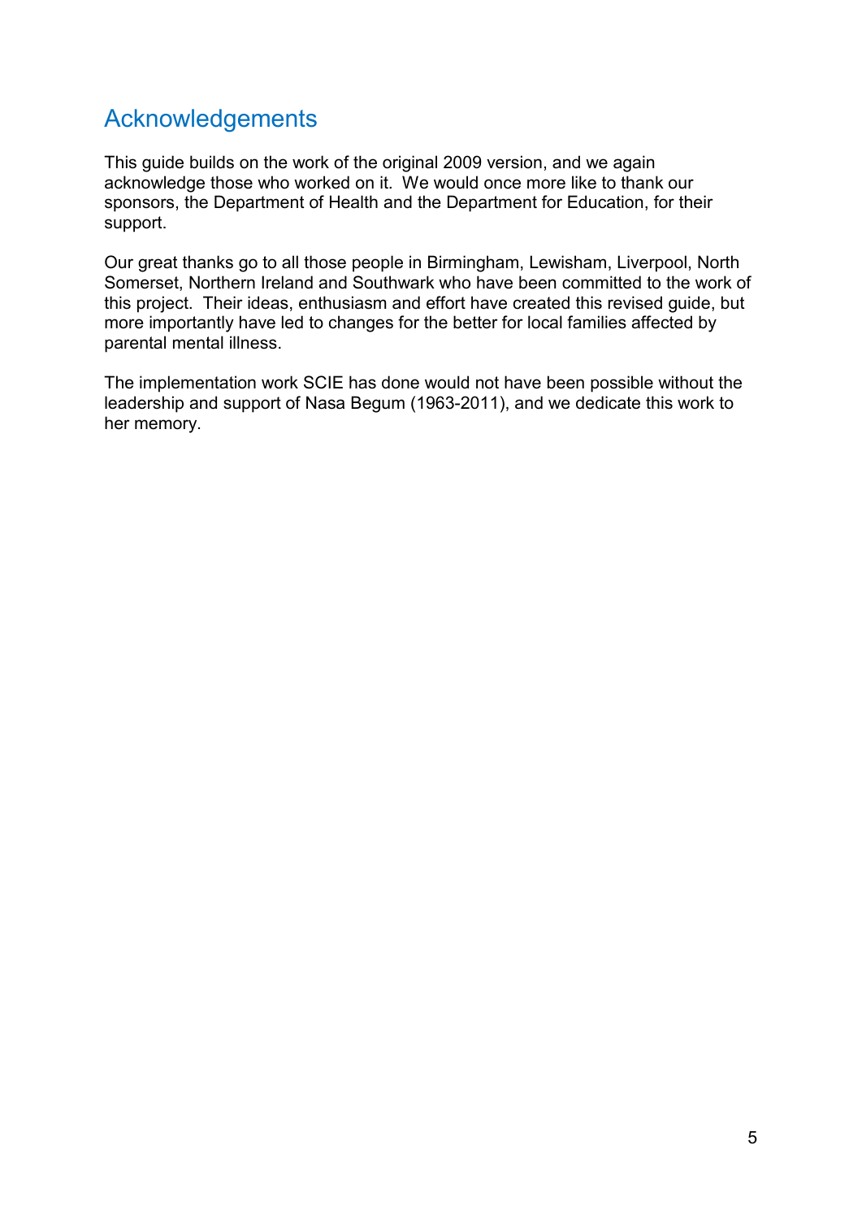## Acknowledgements

This guide builds on the work of the original 2009 version, and we again acknowledge those who worked on it. We would once more like to thank our sponsors, the Department of Health and the Department for Education, for their support.

Our great thanks go to all those people in Birmingham, Lewisham, Liverpool, North Somerset, Northern Ireland and Southwark who have been committed to the work of this project. Their ideas, enthusiasm and effort have created this revised guide, but more importantly have led to changes for the better for local families affected by parental mental illness.

The implementation work SCIE has done would not have been possible without the leadership and support of Nasa Begum (1963-2011), and we dedicate this work to her memory.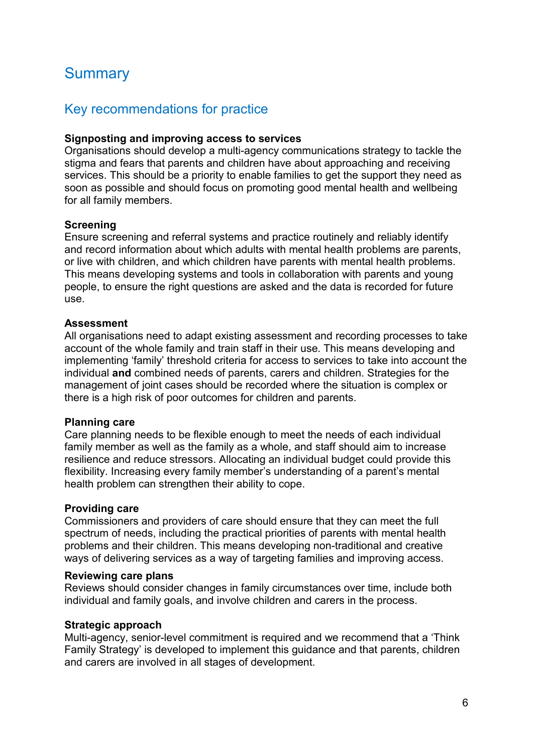# Summary

## Key recommendations for practice

**Signposting and improving access to services**
Organisations should develop a multi-agency communications strategy to tackle the stigma and fears that parents and children have about approaching and receiving services. This should be a priority to enable families to get the support they need as soon as possible and should focus on promoting good mental health and wellbeing for all family members.

**Screening**
Ensure screening and referral systems and practice routinely and reliably identify and record information about which adults with mental health problems are parents, or live with children, and which children have parents with mental health problems. This means developing systems and tools in collaboration with parents and young people, to ensure the right questions are asked and the data is recorded for future use.

**Assessment**
All organisations need to adapt existing assessment and recording processes to take account of the whole family and train staff in their use. This means developing and implementing 'family' threshold criteria for access to services to take into account the individual **and** combined needs of parents, carers and children. Strategies for the management of joint cases should be recorded where the situation is complex or there is a high risk of poor outcomes for children and parents.

**Planning care**
Care planning needs to be flexible enough to meet the needs of each individual family member as well as the family as a whole, and staff should aim to increase resilience and reduce stressors. Allocating an individual budget could provide this flexibility. Increasing every family member's understanding of a parent's mental health problem can strengthen their ability to cope.

**Providing care**
Commissioners and providers of care should ensure that they can meet the full spectrum of needs, including the practical priorities of parents with mental health problems and their children. This means developing non-traditional and creative ways of delivering services as a way of targeting families and improving access.

**Reviewing care plans**
Reviews should consider changes in family circumstances over time, include both individual and family goals, and involve children and carers in the process.

**Strategic approach**
Multi-agency, senior-level commitment is required and we recommend that a 'Think Family Strategy' is developed to implement this guidance and that parents, children and carers are involved in all stages of development.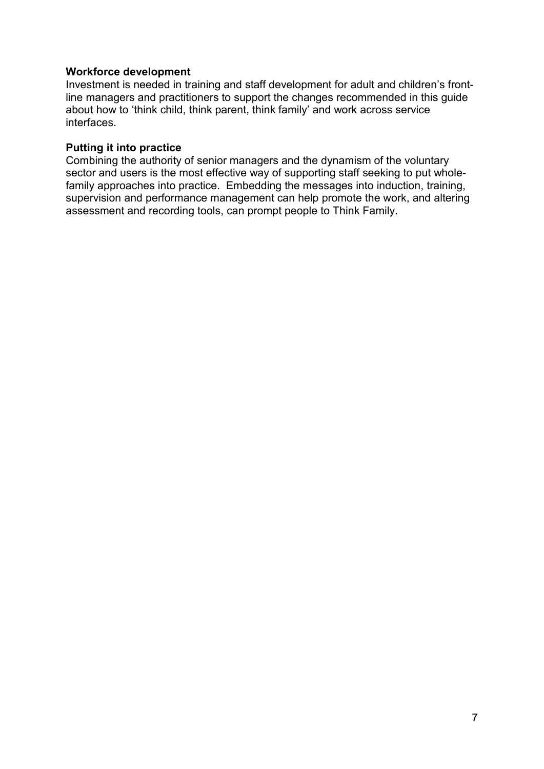**Workforce development**

Investment is needed in training and staff development for adult and children's front-line managers and practitioners to support the changes recommended in this guide about how to 'think child, think parent, think family' and work across service interfaces.

**Putting it into practice**

Combining the authority of senior managers and the dynamism of the voluntary sector and users is the most effective way of supporting staff seeking to put whole-family approaches into practice. Embedding the messages into induction, training, supervision and performance management can help promote the work, and altering assessment and recording tools, can prompt people to Think Family.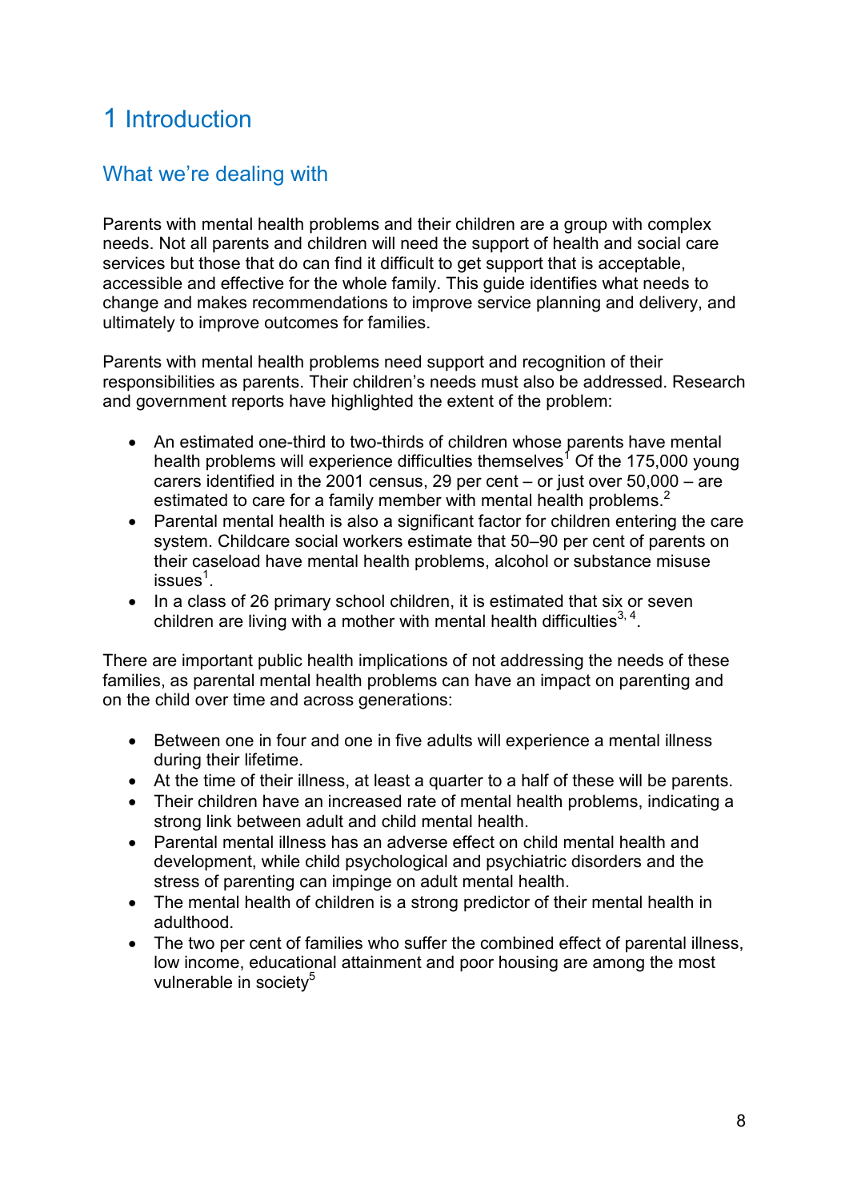# 1 Introduction

## What we're dealing with

Parents with mental health problems and their children are a group with complex needs. Not all parents and children will need the support of health and social care services but those that do can find it difficult to get support that is acceptable, accessible and effective for the whole family. This guide identifies what needs to change and makes recommendations to improve service planning and delivery, and ultimately to improve outcomes for families.

Parents with mental health problems need support and recognition of their responsibilities as parents. Their children's needs must also be addressed. Research and government reports have highlighted the extent of the problem:

- An estimated one-third to two-thirds of children whose parents have mental health problems will experience difficulties themselves[1] Of the 175,000 young carers identified in the 2001 census, 29 per cent – or just over 50,000 – are estimated to care for a family member with mental health problems.[2]
- Parental mental health is also a significant factor for children entering the care system. Childcare social workers estimate that 50–90 per cent of parents on their caseload have mental health problems, alcohol or substance misuse issues[1].
- In a class of 26 primary school children, it is estimated that six or seven children are living with a mother with mental health difficulties[3, 4].

There are important public health implications of not addressing the needs of these families, as parental mental health problems can have an impact on parenting and on the child over time and across generations:

- Between one in four and one in five adults will experience a mental illness during their lifetime.
- At the time of their illness, at least a quarter to a half of these will be parents.
- Their children have an increased rate of mental health problems, indicating a strong link between adult and child mental health.
- Parental mental illness has an adverse effect on child mental health and development, while child psychological and psychiatric disorders and the stress of parenting can impinge on adult mental health.
- The mental health of children is a strong predictor of their mental health in adulthood.
- The two per cent of families who suffer the combined effect of parental illness, low income, educational attainment and poor housing are among the most vulnerable in society[5]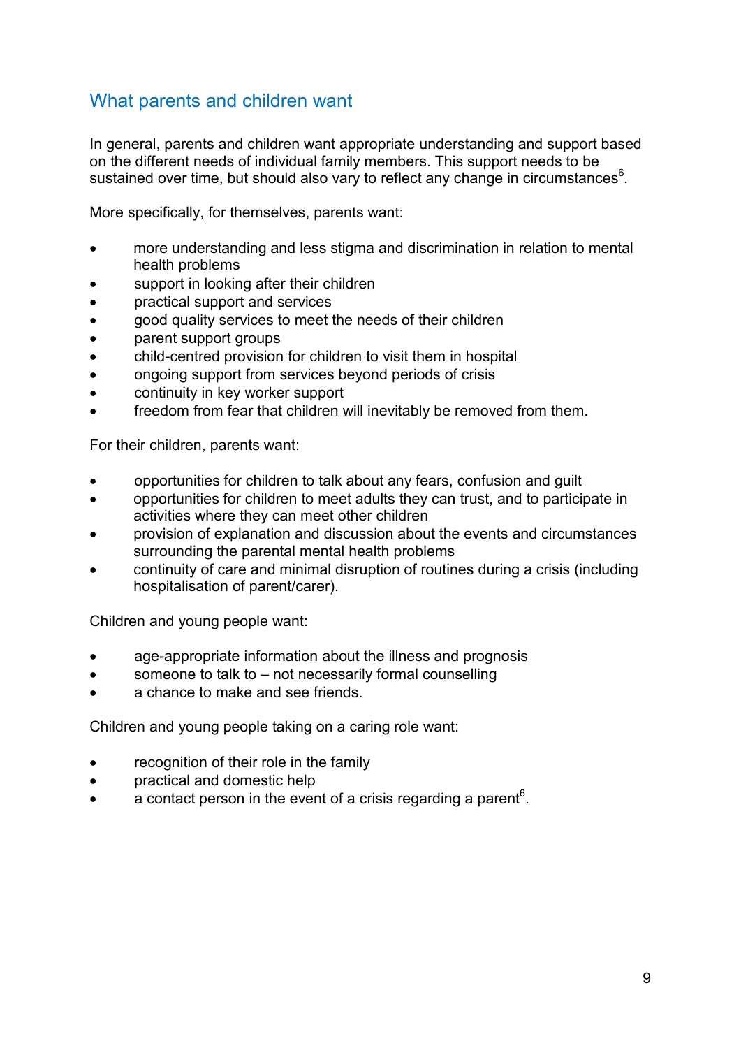## What parents and children want

In general, parents and children want appropriate understanding and support based on the different needs of individual family members. This support needs to be sustained over time, but should also vary to reflect any change in circumstances[6].

More specifically, for themselves, parents want:

- more understanding and less stigma and discrimination in relation to mental health problems
- support in looking after their children
- practical support and services
- good quality services to meet the needs of their children
- parent support groups
- child-centred provision for children to visit them in hospital
- ongoing support from services beyond periods of crisis
- continuity in key worker support
- freedom from fear that children will inevitably be removed from them.

For their children, parents want:

- opportunities for children to talk about any fears, confusion and guilt
- opportunities for children to meet adults they can trust, and to participate in activities where they can meet other children
- provision of explanation and discussion about the events and circumstances surrounding the parental mental health problems
- continuity of care and minimal disruption of routines during a crisis (including hospitalisation of parent/carer).

Children and young people want:

- age-appropriate information about the illness and prognosis
- someone to talk to – not necessarily formal counselling
- a chance to make and see friends.

Children and young people taking on a caring role want:

- recognition of their role in the family
- practical and domestic help
- a contact person in the event of a crisis regarding a parent[6].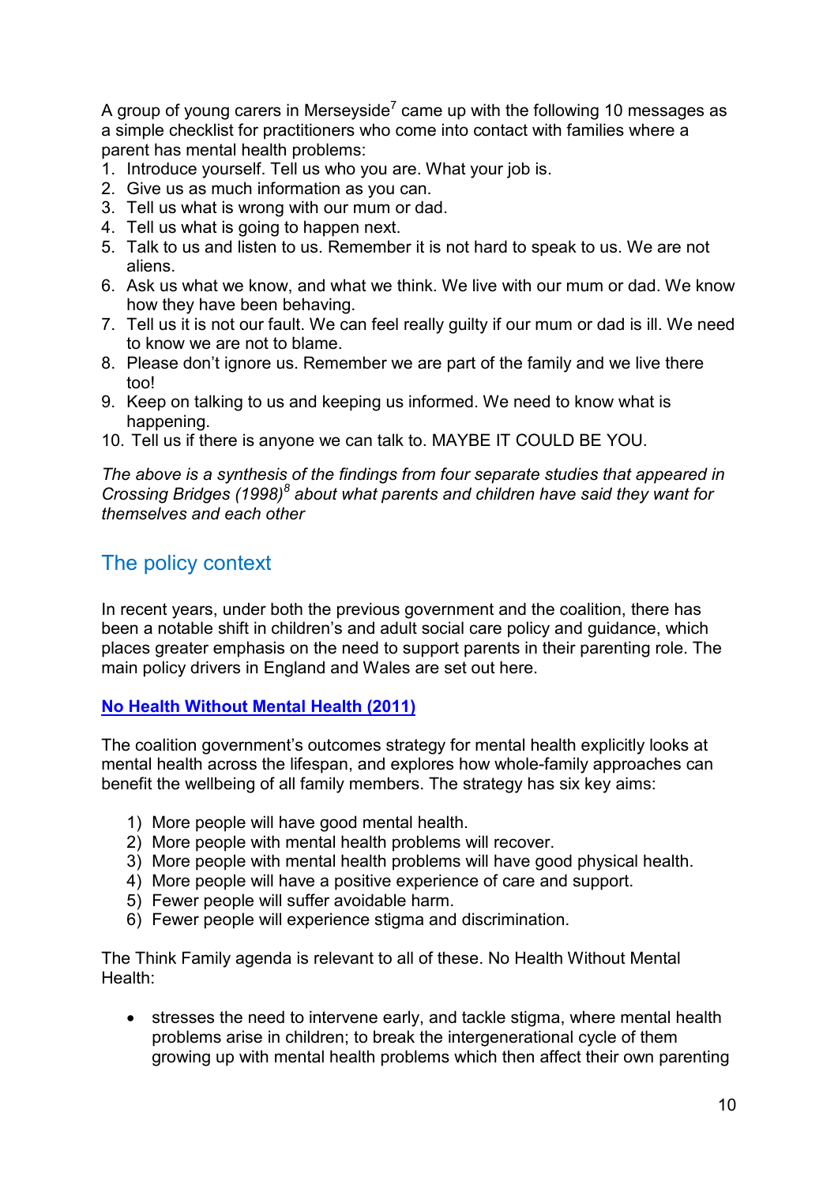A group of young carers in Merseyside[7] came up with the following 10 messages as a simple checklist for practitioners who come into contact with families where a parent has mental health problems:

1. Introduce yourself. Tell us who you are. What your job is.
2. Give us as much information as you can.
3. Tell us what is wrong with our mum or dad.
4. Tell us what is going to happen next.
5. Talk to us and listen to us. Remember it is not hard to speak to us. We are not aliens.
6. Ask us what we know, and what we think. We live with our mum or dad. We know how they have been behaving.
7. Tell us it is not our fault. We can feel really guilty if our mum or dad is ill. We need to know we are not to blame.
8. Please don't ignore us. Remember we are part of the family and we live there too!
9. Keep on talking to us and keeping us informed. We need to know what is happening.
10. Tell us if there is anyone we can talk to. MAYBE IT COULD BE YOU.

*The above is a synthesis of the findings from four separate studies that appeared in Crossing Bridges (1998)[8] about what parents and children have said they want for themselves and each other*

## The policy context

In recent years, under both the previous government and the coalition, there has been a notable shift in children's and adult social care policy and guidance, which places greater emphasis on the need to support parents in their parenting role. The main policy drivers in England and Wales are set out here.

### **No Health Without Mental Health (2011)**

The coalition government's outcomes strategy for mental health explicitly looks at mental health across the lifespan, and explores how whole-family approaches can benefit the wellbeing of all family members. The strategy has six key aims:

1) More people will have good mental health.
2) More people with mental health problems will recover.
3) More people with mental health problems will have good physical health.
4) More people will have a positive experience of care and support.
5) Fewer people will suffer avoidable harm.
6) Fewer people will experience stigma and discrimination.

The Think Family agenda is relevant to all of these. No Health Without Mental Health:

- stresses the need to intervene early, and tackle stigma, where mental health problems arise in children; to break the intergenerational cycle of them growing up with mental health problems which then affect their own parenting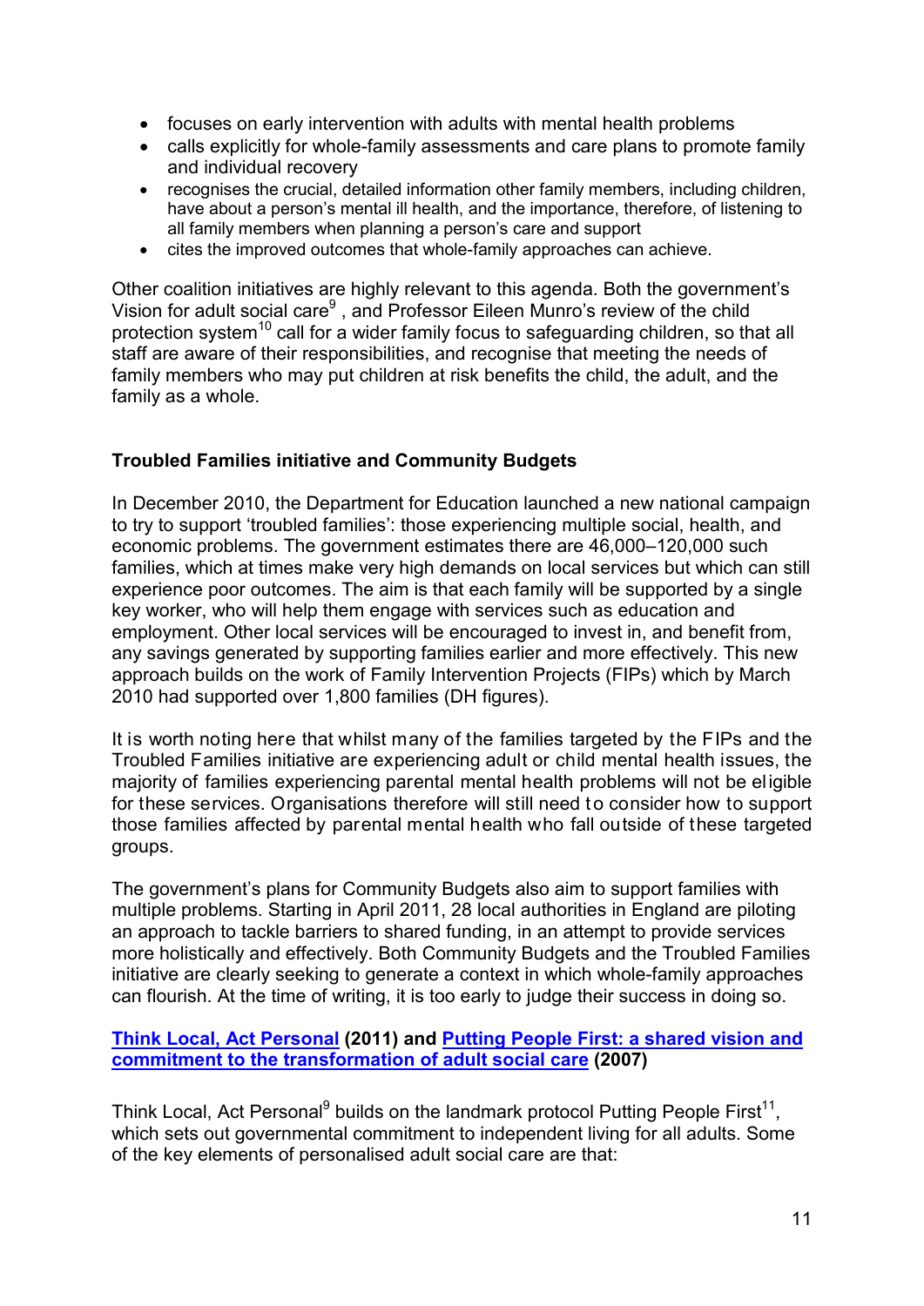- focuses on early intervention with adults with mental health problems
- calls explicitly for whole-family assessments and care plans to promote family and individual recovery
- recognises the crucial, detailed information other family members, including children, have about a person's mental ill health, and the importance, therefore, of listening to all family members when planning a person's care and support
- cites the improved outcomes that whole-family approaches can achieve.

Other coalition initiatives are highly relevant to this agenda. Both the government's Vision for adult social care[9] , and Professor Eileen Munro's review of the child protection system[10] call for a wider family focus to safeguarding children, so that all staff are aware of their responsibilities, and recognise that meeting the needs of family members who may put children at risk benefits the child, the adult, and the family as a whole.

**Troubled Families initiative and Community Budgets**

In December 2010, the Department for Education launched a new national campaign to try to support 'troubled families': those experiencing multiple social, health, and economic problems. The government estimates there are 46,000–120,000 such families, which at times make very high demands on local services but which can still experience poor outcomes. The aim is that each family will be supported by a single key worker, who will help them engage with services such as education and employment. Other local services will be encouraged to invest in, and benefit from, any savings generated by supporting families earlier and more effectively. This new approach builds on the work of Family Intervention Projects (FIPs) which by March 2010 had supported over 1,800 families (DH figures).

It is worth noting here that whilst many of the families targeted by the FIPs and the Troubled Families initiative are experiencing adult or child mental health issues, the majority of families experiencing parental mental health problems will not be eligible for these services. Organisations therefore will still need to consider how to support those families affected by parental mental health who fall outside of these targeted groups.

The government's plans for Community Budgets also aim to support families with multiple problems. Starting in April 2011, 28 local authorities in England are piloting an approach to tackle barriers to shared funding, in an attempt to provide services more holistically and effectively. Both Community Budgets and the Troubled Families initiative are clearly seeking to generate a context in which whole-family approaches can flourish. At the time of writing, it is too early to judge their success in doing so.

**Think Local, Act Personal (2011) and Putting People First: a shared vision and commitment to the transformation of adult social care (2007)**

Think Local, Act Personal[9] builds on the landmark protocol Putting People First[11], which sets out governmental commitment to independent living for all adults. Some of the key elements of personalised adult social care are that: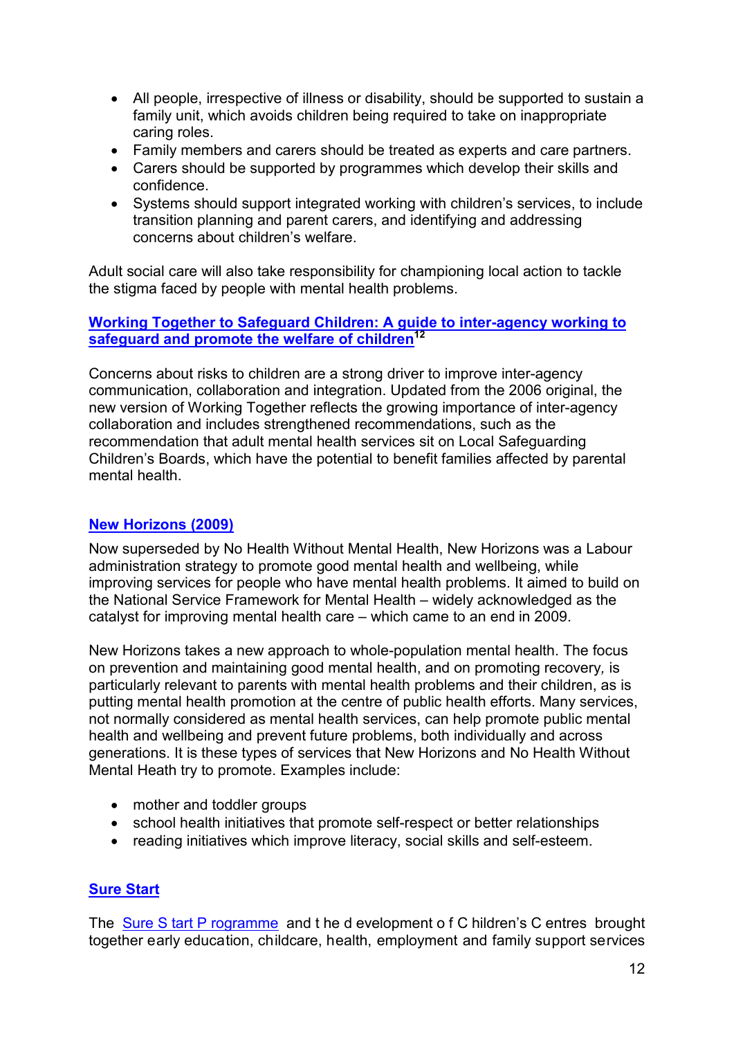- All people, irrespective of illness or disability, should be supported to sustain a family unit, which avoids children being required to take on inappropriate caring roles.
- Family members and carers should be treated as experts and care partners.
- Carers should be supported by programmes which develop their skills and confidence.
- Systems should support integrated working with children's services, to include transition planning and parent carers, and identifying and addressing concerns about children's welfare.

Adult social care will also take responsibility for championing local action to tackle the stigma faced by people with mental health problems.

### Working Together to Safeguard Children: A guide to inter-agency working to safeguard and promote the welfare of children[12]

Concerns about risks to children are a strong driver to improve inter-agency communication, collaboration and integration. Updated from the 2006 original, the new version of Working Together reflects the growing importance of inter-agency collaboration and includes strengthened recommendations, such as the recommendation that adult mental health services sit on Local Safeguarding Children's Boards, which have the potential to benefit families affected by parental mental health.

### New Horizons (2009)

Now superseded by No Health Without Mental Health, New Horizons was a Labour administration strategy to promote good mental health and wellbeing, while improving services for people who have mental health problems. It aimed to build on the National Service Framework for Mental Health – widely acknowledged as the catalyst for improving mental health care – which came to an end in 2009.

New Horizons takes a new approach to whole-population mental health. The focus on prevention and maintaining good mental health, and on promoting recovery*,* is particularly relevant to parents with mental health problems and their children, as is putting mental health promotion at the centre of public health efforts. Many services, not normally considered as mental health services, can help promote public mental health and wellbeing and prevent future problems, both individually and across generations. It is these types of services that New Horizons and No Health Without Mental Heath try to promote. Examples include:

- mother and toddler groups
- school health initiatives that promote self-respect or better relationships
- reading initiatives which improve literacy, social skills and self-esteem.

### Sure Start

The Sure Start Programme and the development of Children's Centres brought together early education, childcare, health, employment and family support services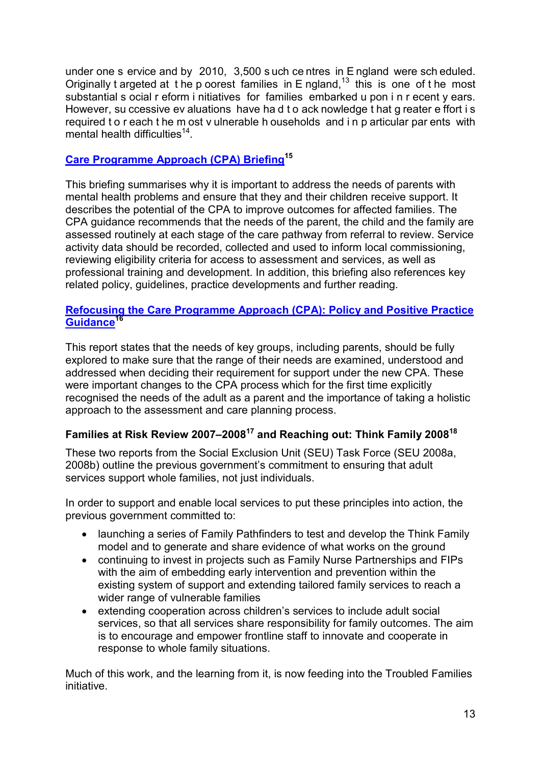under one service and by 2010, 3,500 such centres in England were scheduled. Originally targeted at the poorest families in England,[13] this is one of the most substantial social reform initiatives for families embarked upon in recent years. However, successive evaluations have had to acknowledge that greater effort is required to reach the most vulnerable households and in particular parents with mental health difficulties[14].

### Care Programme Approach (CPA) Briefing[15]

This briefing summarises why it is important to address the needs of parents with mental health problems and ensure that they and their children receive support. It describes the potential of the CPA to improve outcomes for affected families. The CPA guidance recommends that the needs of the parent, the child and the family are assessed routinely at each stage of the care pathway from referral to review. Service activity data should be recorded, collected and used to inform local commissioning, reviewing eligibility criteria for access to assessment and services, as well as professional training and development. In addition, this briefing also references key related policy, guidelines, practice developments and further reading.

### Refocusing the Care Programme Approach (CPA): Policy and Positive Practice Guidance[16]

This report states that the needs of key groups, including parents, should be fully explored to make sure that the range of their needs are examined, understood and addressed when deciding their requirement for support under the new CPA. These were important changes to the CPA process which for the first time explicitly recognised the needs of the adult as a parent and the importance of taking a holistic approach to the assessment and care planning process.

### Families at Risk Review 2007–2008[17] and Reaching out: Think Family 2008[18]

These two reports from the Social Exclusion Unit (SEU) Task Force (SEU 2008a, 2008b) outline the previous government's commitment to ensuring that adult services support whole families, not just individuals.

In order to support and enable local services to put these principles into action, the previous government committed to:

- launching a series of Family Pathfinders to test and develop the Think Family model and to generate and share evidence of what works on the ground
- continuing to invest in projects such as Family Nurse Partnerships and FIPs with the aim of embedding early intervention and prevention within the existing system of support and extending tailored family services to reach a wider range of vulnerable families
- extending cooperation across children's services to include adult social services, so that all services share responsibility for family outcomes. The aim is to encourage and empower frontline staff to innovate and cooperate in response to whole family situations.

Much of this work, and the learning from it, is now feeding into the Troubled Families initiative.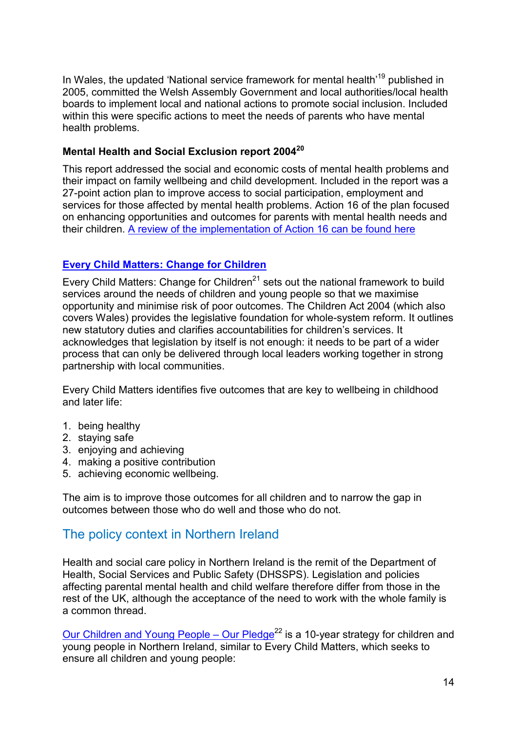In Wales, the updated 'National service framework for mental health'[19] published in 2005, committed the Welsh Assembly Government and local authorities/local health boards to implement local and national actions to promote social inclusion. Included within this were specific actions to meet the needs of parents who have mental health problems.

### Mental Health and Social Exclusion report 2004[20]

This report addressed the social and economic costs of mental health problems and their impact on family wellbeing and child development. Included in the report was a 27-point action plan to improve access to social participation, employment and services for those affected by mental health problems. Action 16 of the plan focused on enhancing opportunities and outcomes for parents with mental health needs and their children. A review of the implementation of Action 16 can be found here

### Every Child Matters: Change for Children

Every Child Matters: Change for Children[21] sets out the national framework to build services around the needs of children and young people so that we maximise opportunity and minimise risk of poor outcomes. The Children Act 2004 (which also covers Wales) provides the legislative foundation for whole-system reform. It outlines new statutory duties and clarifies accountabilities for children's services. It acknowledges that legislation by itself is not enough: it needs to be part of a wider process that can only be delivered through local leaders working together in strong partnership with local communities.

Every Child Matters identifies five outcomes that are key to wellbeing in childhood and later life:

1. being healthy
2. staying safe
3. enjoying and achieving
4. making a positive contribution
5. achieving economic wellbeing.

The aim is to improve those outcomes for all children and to narrow the gap in outcomes between those who do well and those who do not.

## The policy context in Northern Ireland

Health and social care policy in Northern Ireland is the remit of the Department of Health, Social Services and Public Safety (DHSSPS). Legislation and policies affecting parental mental health and child welfare therefore differ from those in the rest of the UK, although the acceptance of the need to work with the whole family is a common thread.

Our Children and Young People – Our Pledge[22] is a 10-year strategy for children and young people in Northern Ireland, similar to Every Child Matters, which seeks to ensure all children and young people: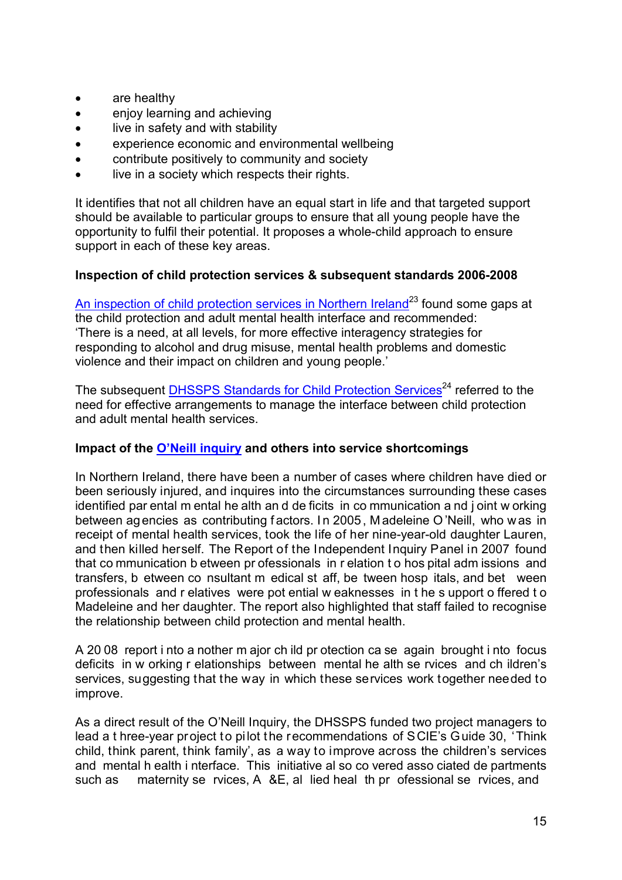- are healthy
- enjoy learning and achieving
- live in safety and with stability
- experience economic and environmental wellbeing
- contribute positively to community and society
- live in a society which respects their rights.

It identifies that not all children have an equal start in life and that targeted support should be available to particular groups to ensure that all young people have the opportunity to fulfil their potential. It proposes a whole-child approach to ensure support in each of these key areas.

**Inspection of child protection services & subsequent standards 2006-2008**

An inspection of child protection services in Northern Ireland[23] found some gaps at the child protection and adult mental health interface and recommended: 'There is a need, at all levels, for more effective interagency strategies for responding to alcohol and drug misuse, mental health problems and domestic violence and their impact on children and young people.'

The subsequent DHSSPS Standards for Child Protection Services[24] referred to the need for effective arrangements to manage the interface between child protection and adult mental health services.

**Impact of the O'Neill inquiry and others into service shortcomings**

In Northern Ireland, there have been a number of cases where children have died or been seriously injured, and inquires into the circumstances surrounding these cases identified parental mental health and deficits in communication and joint working between agencies as contributing factors. In 2005, Madeleine O'Neill, who was in receipt of mental health services, took the life of her nine-year-old daughter Lauren, and then killed herself. The Report of the Independent Inquiry Panel in 2007 found that communication between professionals in relation to hospital admissions and transfers, between consultant medical staff, between hospitals, and between professionals and relatives were potential weaknesses in the support offered to Madeleine and her daughter. The report also highlighted that staff failed to recognise the relationship between child protection and mental health.

A 2008 report into another major child protection case again brought into focus deficits in working relationships between mental health services and children's services, suggesting that the way in which these services work together needed to improve.

As a direct result of the O'Neill Inquiry, the DHSSPS funded two project managers to lead a three-year project to pilot the recommendations of SCIE's Guide 30, 'Think child, think parent, think family', as a way to improve across the children's services and mental health interface. This initiative also covered associated departments such as maternity services, A&E, allied health professional services, and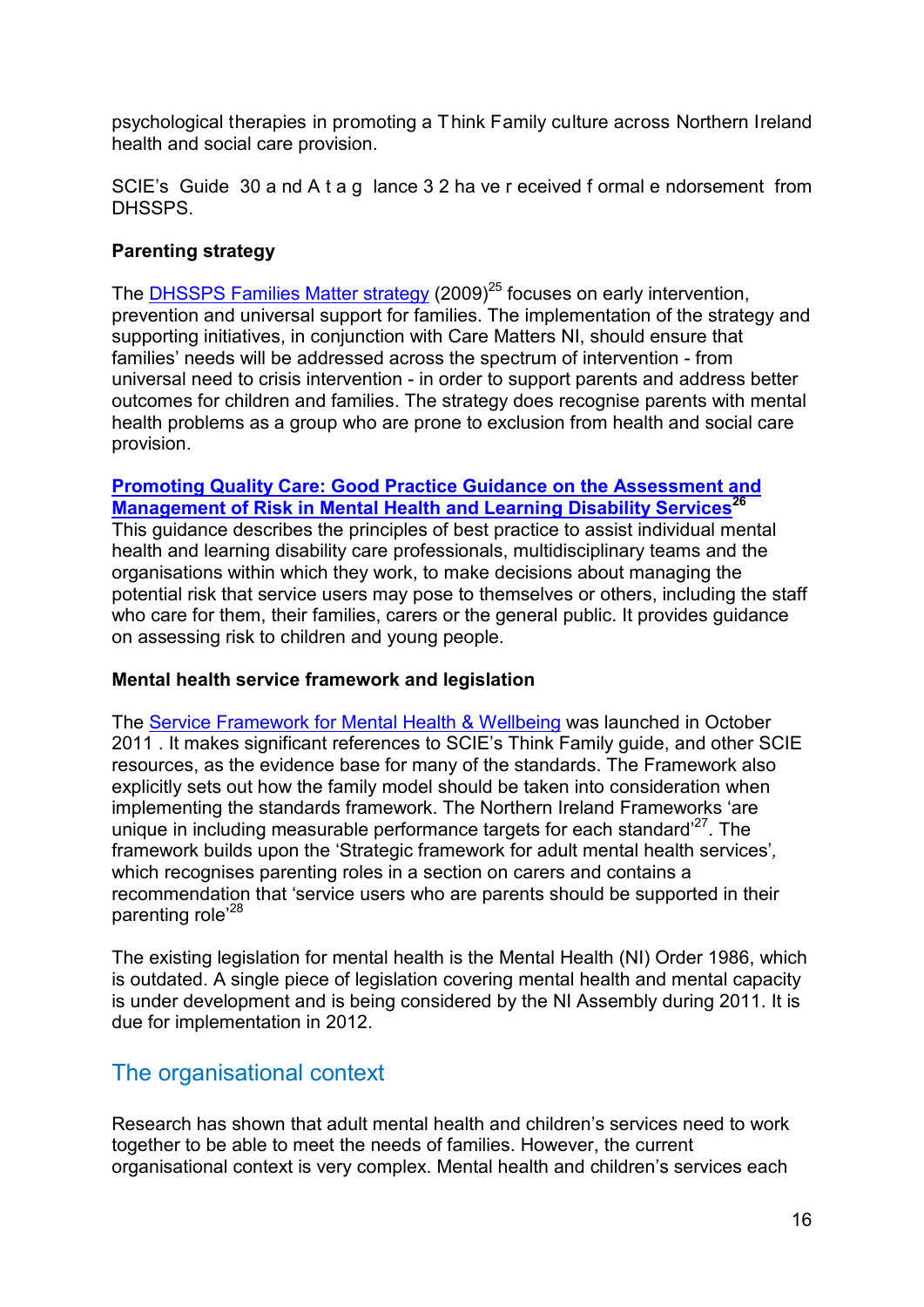psychological therapies in promoting a Think Family culture across Northern Ireland health and social care provision.

SCIE's Guide 30 and At a glance 32 have received formal endorsement from DHSSPS.

**Parenting strategy**

The DHSSPS Families Matter strategy (2009)[25] focuses on early intervention, prevention and universal support for families. The implementation of the strategy and supporting initiatives, in conjunction with Care Matters NI, should ensure that families' needs will be addressed across the spectrum of intervention - from universal need to crisis intervention - in order to support parents and address better outcomes for children and families. The strategy does recognise parents with mental health problems as a group who are prone to exclusion from health and social care provision.

**Promoting Quality Care: Good Practice Guidance on the Assessment and Management of Risk in Mental Health and Learning Disability Services**[26]
This guidance describes the principles of best practice to assist individual mental health and learning disability care professionals, multidisciplinary teams and the organisations within which they work, to make decisions about managing the potential risk that service users may pose to themselves or others, including the staff who care for them, their families, carers or the general public. It provides guidance on assessing risk to children and young people.

**Mental health service framework and legislation**

The Service Framework for Mental Health & Wellbeing was launched in October 2011 . It makes significant references to SCIE's Think Family guide, and other SCIE resources, as the evidence base for many of the standards. The Framework also explicitly sets out how the family model should be taken into consideration when implementing the standards framework. The Northern Ireland Frameworks 'are unique in including measurable performance targets for each standard'[27]. The framework builds upon the 'Strategic framework for adult mental health services', which recognises parenting roles in a section on carers and contains a recommendation that 'service users who are parents should be supported in their parenting role'[28]

The existing legislation for mental health is the Mental Health (NI) Order 1986, which is outdated. A single piece of legislation covering mental health and mental capacity is under development and is being considered by the NI Assembly during 2011. It is due for implementation in 2012.

## The organisational context

Research has shown that adult mental health and children's services need to work together to be able to meet the needs of families. However, the current organisational context is very complex. Mental health and children's services each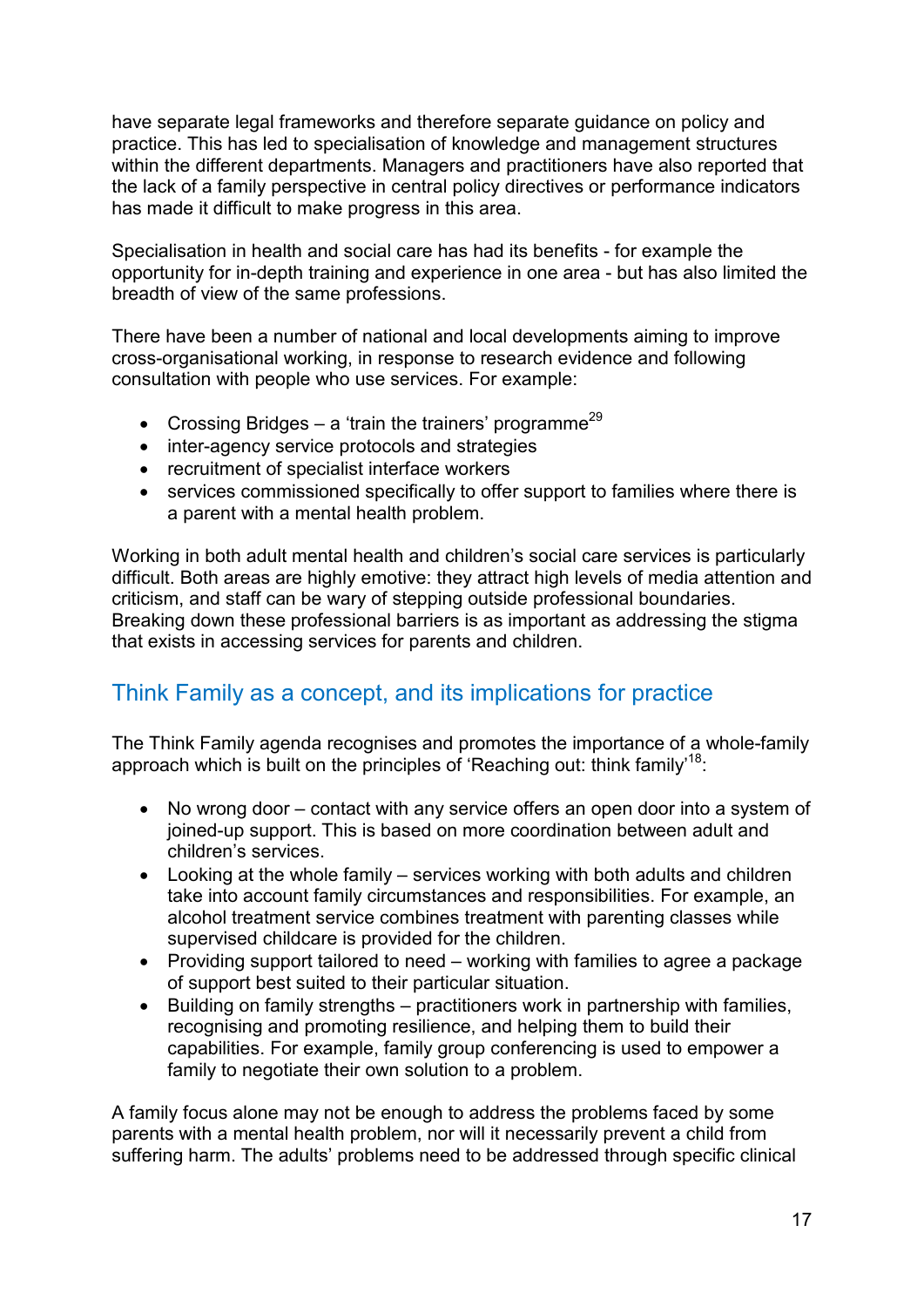have separate legal frameworks and therefore separate guidance on policy and practice. This has led to specialisation of knowledge and management structures within the different departments. Managers and practitioners have also reported that the lack of a family perspective in central policy directives or performance indicators has made it difficult to make progress in this area.

Specialisation in health and social care has had its benefits - for example the opportunity for in-depth training and experience in one area - but has also limited the breadth of view of the same professions.

There have been a number of national and local developments aiming to improve cross-organisational working, in response to research evidence and following consultation with people who use services. For example:

- Crossing Bridges – a 'train the trainers' programme[29]
- inter-agency service protocols and strategies
- recruitment of specialist interface workers
- services commissioned specifically to offer support to families where there is a parent with a mental health problem.

Working in both adult mental health and children's social care services is particularly difficult. Both areas are highly emotive: they attract high levels of media attention and criticism, and staff can be wary of stepping outside professional boundaries. Breaking down these professional barriers is as important as addressing the stigma that exists in accessing services for parents and children.

## Think Family as a concept, and its implications for practice

The Think Family agenda recognises and promotes the importance of a whole-family approach which is built on the principles of 'Reaching out: think family'[18]:

- No wrong door – contact with any service offers an open door into a system of joined-up support. This is based on more coordination between adult and children's services.
- Looking at the whole family – services working with both adults and children take into account family circumstances and responsibilities. For example, an alcohol treatment service combines treatment with parenting classes while supervised childcare is provided for the children.
- Providing support tailored to need – working with families to agree a package of support best suited to their particular situation.
- Building on family strengths – practitioners work in partnership with families, recognising and promoting resilience, and helping them to build their capabilities. For example, family group conferencing is used to empower a family to negotiate their own solution to a problem.

A family focus alone may not be enough to address the problems faced by some parents with a mental health problem, nor will it necessarily prevent a child from suffering harm. The adults' problems need to be addressed through specific clinical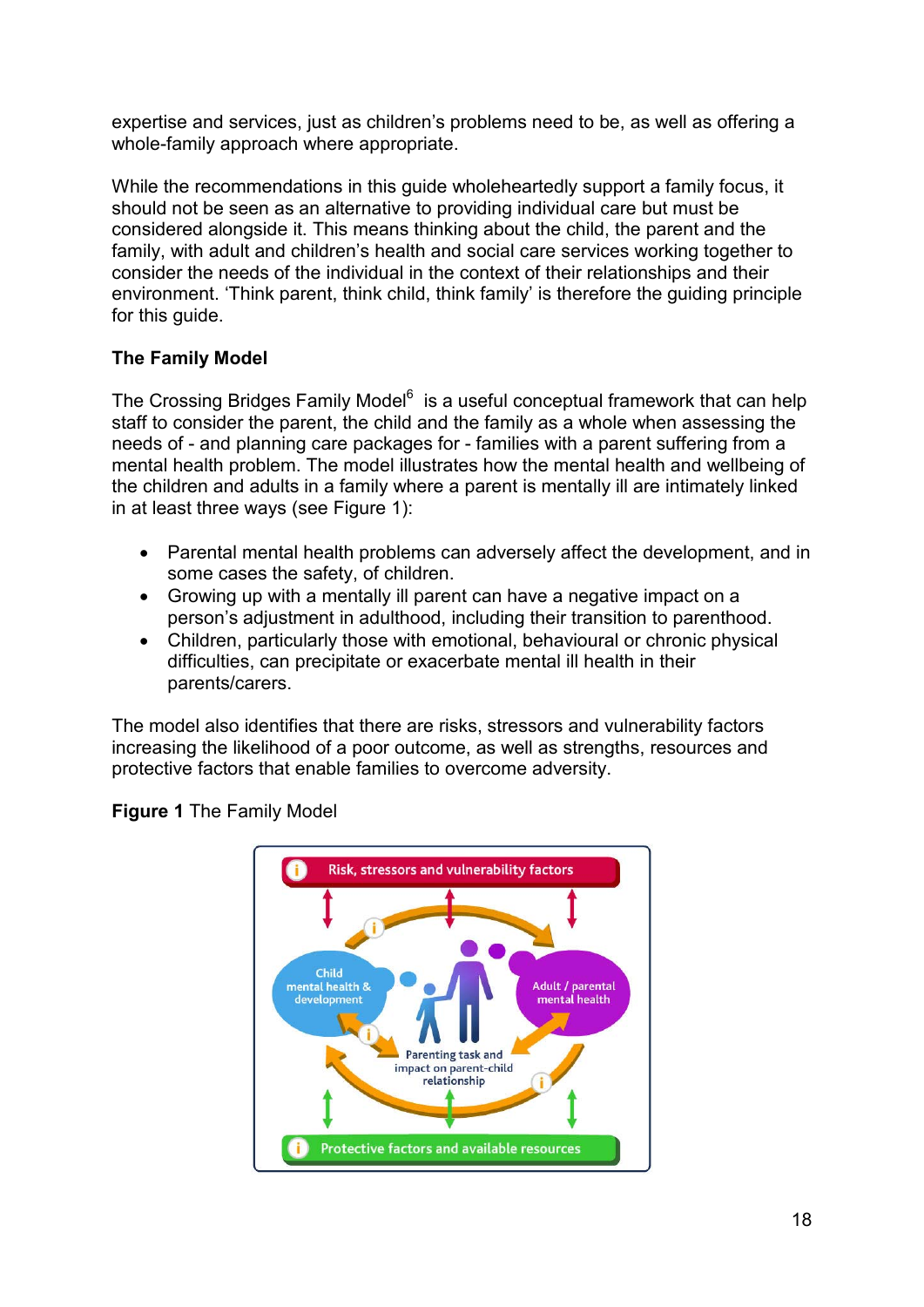expertise and services, just as children's problems need to be, as well as offering a whole-family approach where appropriate.

While the recommendations in this guide wholeheartedly support a family focus, it should not be seen as an alternative to providing individual care but must be considered alongside it. This means thinking about the child, the parent and the family, with adult and children's health and social care services working together to consider the needs of the individual in the context of their relationships and their environment. 'Think parent, think child, think family' is therefore the guiding principle for this guide.

### The Family Model

The Crossing Bridges Family Model[6] is a useful conceptual framework that can help staff to consider the parent, the child and the family as a whole when assessing the needs of - and planning care packages for - families with a parent suffering from a mental health problem. The model illustrates how the mental health and wellbeing of the children and adults in a family where a parent is mentally ill are intimately linked in at least three ways (see Figure 1):

- Parental mental health problems can adversely affect the development, and in some cases the safety, of children.
- Growing up with a mentally ill parent can have a negative impact on a person's adjustment in adulthood, including their transition to parenthood.
- Children, particularly those with emotional, behavioural or chronic physical difficulties, can precipitate or exacerbate mental ill health in their parents/carers.

The model also identifies that there are risks, stressors and vulnerability factors increasing the likelihood of a poor outcome, as well as strengths, resources and protective factors that enable families to overcome adversity.

**Figure 1** The Family Model

Risk, stressors and vulnerability factors

Child mental health & development

Adult / parental mental health

Parenting task and impact on parent-child relationship

Protective factors and available resources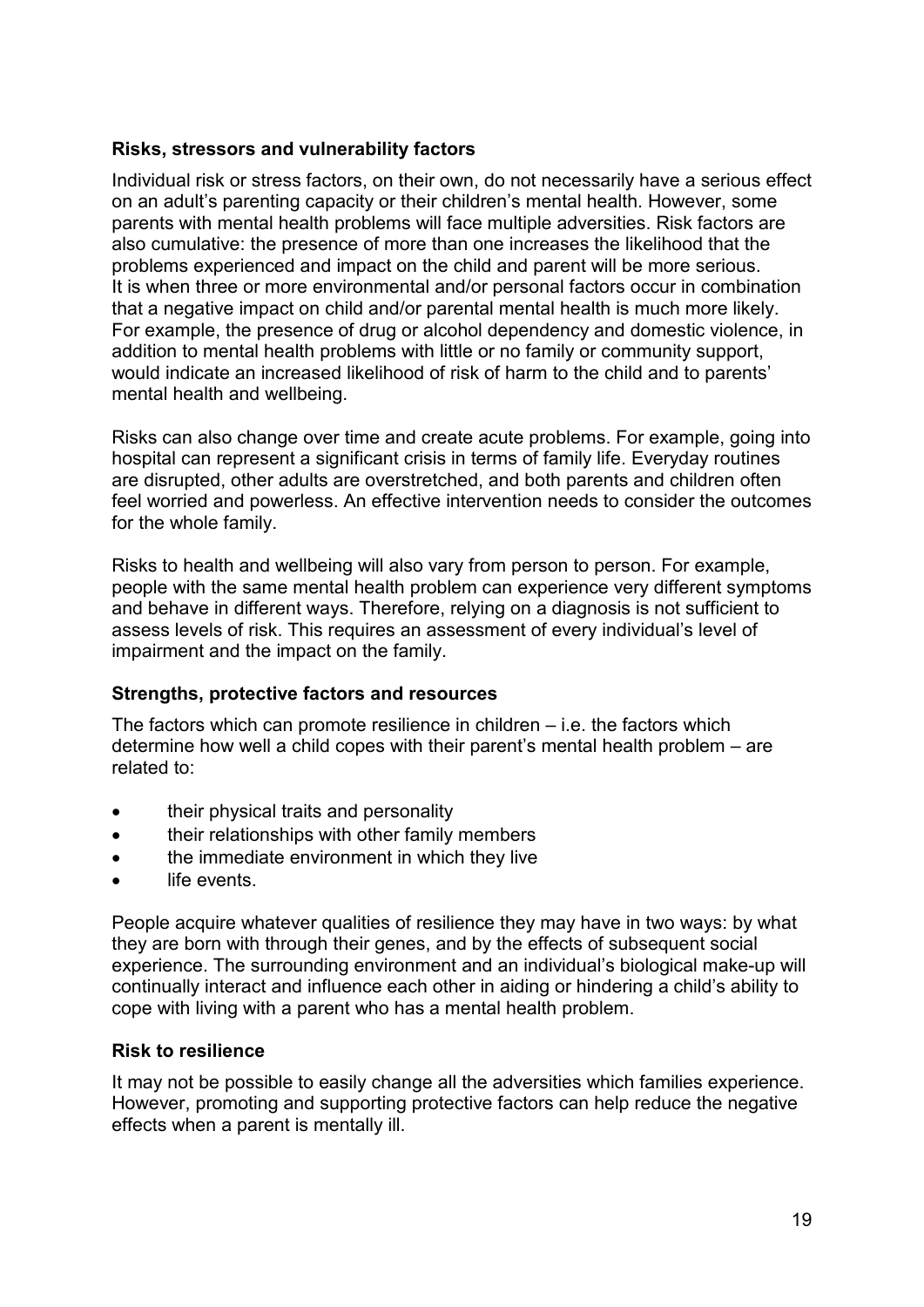**Risks, stressors and vulnerability factors**

Individual risk or stress factors, on their own, do not necessarily have a serious effect on an adult's parenting capacity or their children's mental health. However, some parents with mental health problems will face multiple adversities. Risk factors are also cumulative: the presence of more than one increases the likelihood that the problems experienced and impact on the child and parent will be more serious. It is when three or more environmental and/or personal factors occur in combination that a negative impact on child and/or parental mental health is much more likely. For example, the presence of drug or alcohol dependency and domestic violence, in addition to mental health problems with little or no family or community support, would indicate an increased likelihood of risk of harm to the child and to parents' mental health and wellbeing.

Risks can also change over time and create acute problems. For example, going into hospital can represent a significant crisis in terms of family life. Everyday routines are disrupted, other adults are overstretched, and both parents and children often feel worried and powerless. An effective intervention needs to consider the outcomes for the whole family.

Risks to health and wellbeing will also vary from person to person. For example, people with the same mental health problem can experience very different symptoms and behave in different ways. Therefore, relying on a diagnosis is not sufficient to assess levels of risk. This requires an assessment of every individual's level of impairment and the impact on the family.

**Strengths, protective factors and resources**

The factors which can promote resilience in children – i.e. the factors which determine how well a child copes with their parent's mental health problem – are related to:

- their physical traits and personality
- their relationships with other family members
- the immediate environment in which they live
- life events.

People acquire whatever qualities of resilience they may have in two ways: by what they are born with through their genes, and by the effects of subsequent social experience. The surrounding environment and an individual's biological make-up will continually interact and influence each other in aiding or hindering a child's ability to cope with living with a parent who has a mental health problem.

**Risk to resilience**

It may not be possible to easily change all the adversities which families experience. However, promoting and supporting protective factors can help reduce the negative effects when a parent is mentally ill.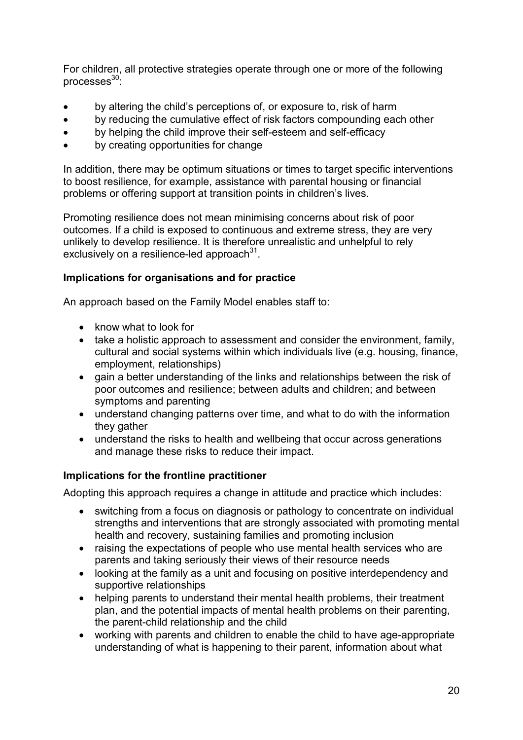For children, all protective strategies operate through one or more of the following processes[30]:

- by altering the child's perceptions of, or exposure to, risk of harm
- by reducing the cumulative effect of risk factors compounding each other
- by helping the child improve their self-esteem and self-efficacy
- by creating opportunities for change

In addition, there may be optimum situations or times to target specific interventions to boost resilience, for example, assistance with parental housing or financial problems or offering support at transition points in children's lives.

Promoting resilience does not mean minimising concerns about risk of poor outcomes. If a child is exposed to continuous and extreme stress, they are very unlikely to develop resilience. It is therefore unrealistic and unhelpful to rely exclusively on a resilience-led approach[31].

**Implications for organisations and for practice**

An approach based on the Family Model enables staff to:

- know what to look for
- take a holistic approach to assessment and consider the environment, family, cultural and social systems within which individuals live (e.g. housing, finance, employment, relationships)
- gain a better understanding of the links and relationships between the risk of poor outcomes and resilience; between adults and children; and between symptoms and parenting
- understand changing patterns over time, and what to do with the information they gather
- understand the risks to health and wellbeing that occur across generations and manage these risks to reduce their impact.

**Implications for the frontline practitioner**

Adopting this approach requires a change in attitude and practice which includes:

- switching from a focus on diagnosis or pathology to concentrate on individual strengths and interventions that are strongly associated with promoting mental health and recovery, sustaining families and promoting inclusion
- raising the expectations of people who use mental health services who are parents and taking seriously their views of their resource needs
- looking at the family as a unit and focusing on positive interdependency and supportive relationships
- helping parents to understand their mental health problems, their treatment plan, and the potential impacts of mental health problems on their parenting, the parent-child relationship and the child
- working with parents and children to enable the child to have age-appropriate understanding of what is happening to their parent, information about what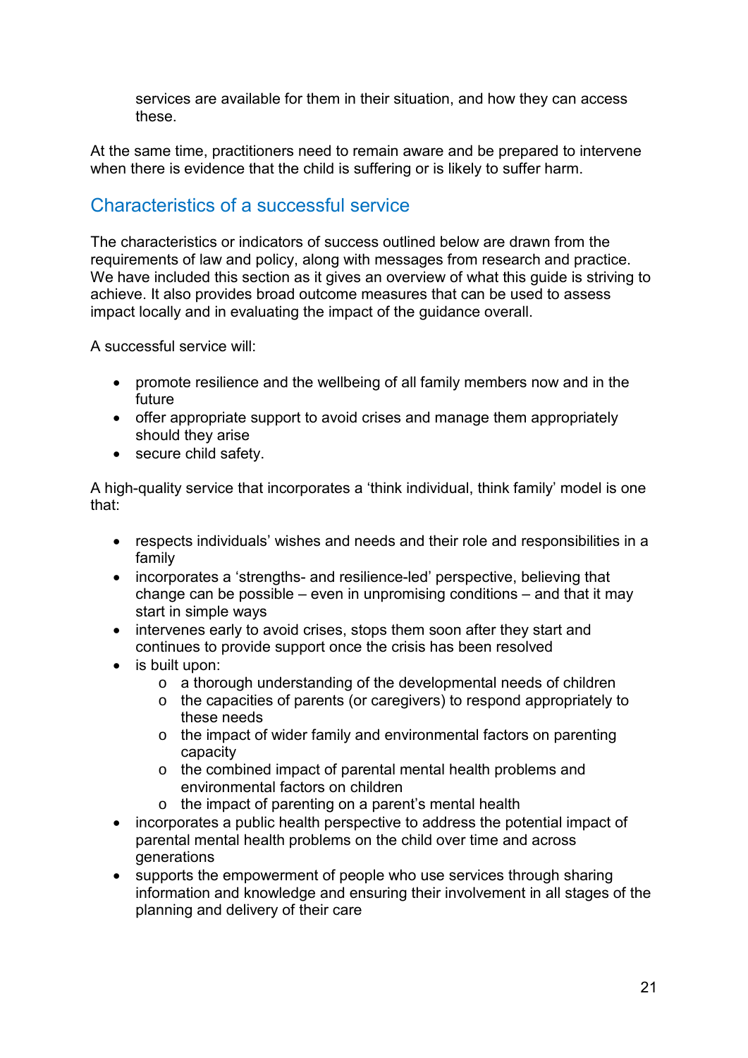services are available for them in their situation, and how they can access these.

At the same time, practitioners need to remain aware and be prepared to intervene when there is evidence that the child is suffering or is likely to suffer harm.

## Characteristics of a successful service

The characteristics or indicators of success outlined below are drawn from the requirements of law and policy, along with messages from research and practice. We have included this section as it gives an overview of what this guide is striving to achieve. It also provides broad outcome measures that can be used to assess impact locally and in evaluating the impact of the guidance overall.

A successful service will:

- promote resilience and the wellbeing of all family members now and in the future
- offer appropriate support to avoid crises and manage them appropriately should they arise
- secure child safety.

A high-quality service that incorporates a 'think individual, think family' model is one that:

- respects individuals' wishes and needs and their role and responsibilities in a family
- incorporates a 'strengths- and resilience-led' perspective, believing that change can be possible – even in unpromising conditions – and that it may start in simple ways
- intervenes early to avoid crises, stops them soon after they start and continues to provide support once the crisis has been resolved
- is built upon:
  - a thorough understanding of the developmental needs of children
  - the capacities of parents (or caregivers) to respond appropriately to these needs
  - the impact of wider family and environmental factors on parenting capacity
  - the combined impact of parental mental health problems and environmental factors on children
  - the impact of parenting on a parent's mental health
- incorporates a public health perspective to address the potential impact of parental mental health problems on the child over time and across generations
- supports the empowerment of people who use services through sharing information and knowledge and ensuring their involvement in all stages of the planning and delivery of their care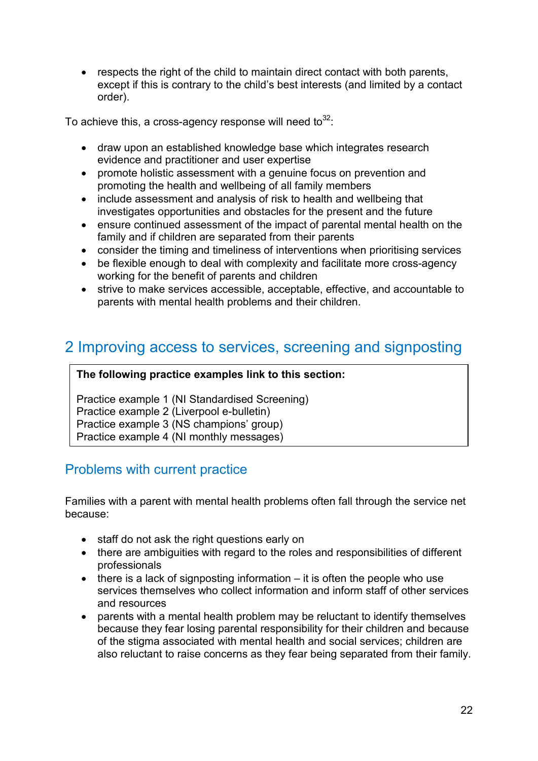- respects the right of the child to maintain direct contact with both parents, except if this is contrary to the child's best interests (and limited by a contact order).

To achieve this, a cross-agency response will need to[32]:

- draw upon an established knowledge base which integrates research evidence and practitioner and user expertise
- promote holistic assessment with a genuine focus on prevention and promoting the health and wellbeing of all family members
- include assessment and analysis of risk to health and wellbeing that investigates opportunities and obstacles for the present and the future
- ensure continued assessment of the impact of parental mental health on the family and if children are separated from their parents
- consider the timing and timeliness of interventions when prioritising services
- be flexible enough to deal with complexity and facilitate more cross-agency working for the benefit of parents and children
- strive to make services accessible, acceptable, effective, and accountable to parents with mental health problems and their children.

## 2 Improving access to services, screening and signposting

**The following practice examples link to this section:**

Practice example 1 (NI Standardised Screening)
Practice example 2 (Liverpool e-bulletin)
Practice example 3 (NS champions' group)
Practice example 4 (NI monthly messages)

### Problems with current practice

Families with a parent with mental health problems often fall through the service net because:

- staff do not ask the right questions early on
- there are ambiguities with regard to the roles and responsibilities of different professionals
- there is a lack of signposting information – it is often the people who use services themselves who collect information and inform staff of other services and resources
- parents with a mental health problem may be reluctant to identify themselves because they fear losing parental responsibility for their children and because of the stigma associated with mental health and social services; children are also reluctant to raise concerns as they fear being separated from their family.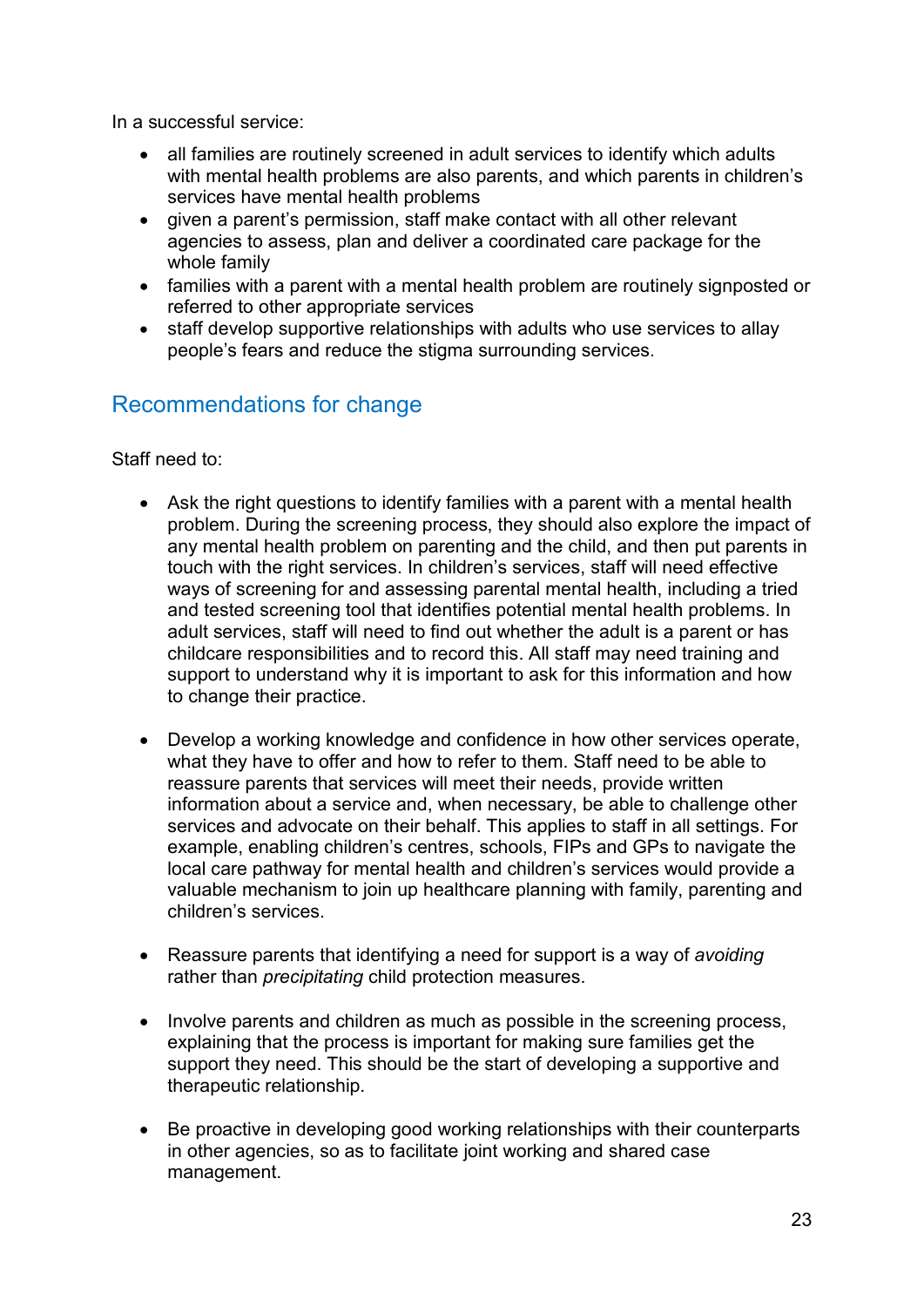In a successful service:

- all families are routinely screened in adult services to identify which adults with mental health problems are also parents, and which parents in children's services have mental health problems
- given a parent's permission, staff make contact with all other relevant agencies to assess, plan and deliver a coordinated care package for the whole family
- families with a parent with a mental health problem are routinely signposted or referred to other appropriate services
- staff develop supportive relationships with adults who use services to allay people's fears and reduce the stigma surrounding services.

## Recommendations for change

Staff need to:

- Ask the right questions to identify families with a parent with a mental health problem. During the screening process, they should also explore the impact of any mental health problem on parenting and the child, and then put parents in touch with the right services. In children's services, staff will need effective ways of screening for and assessing parental mental health, including a tried and tested screening tool that identifies potential mental health problems. In adult services, staff will need to find out whether the adult is a parent or has childcare responsibilities and to record this. All staff may need training and support to understand why it is important to ask for this information and how to change their practice.

- Develop a working knowledge and confidence in how other services operate, what they have to offer and how to refer to them. Staff need to be able to reassure parents that services will meet their needs, provide written information about a service and, when necessary, be able to challenge other services and advocate on their behalf. This applies to staff in all settings. For example, enabling children's centres, schools, FIPs and GPs to navigate the local care pathway for mental health and children's services would provide a valuable mechanism to join up healthcare planning with family, parenting and children's services.

- Reassure parents that identifying a need for support is a way of *avoiding* rather than *precipitating* child protection measures.

- Involve parents and children as much as possible in the screening process, explaining that the process is important for making sure families get the support they need. This should be the start of developing a supportive and therapeutic relationship.

- Be proactive in developing good working relationships with their counterparts in other agencies, so as to facilitate joint working and shared case management.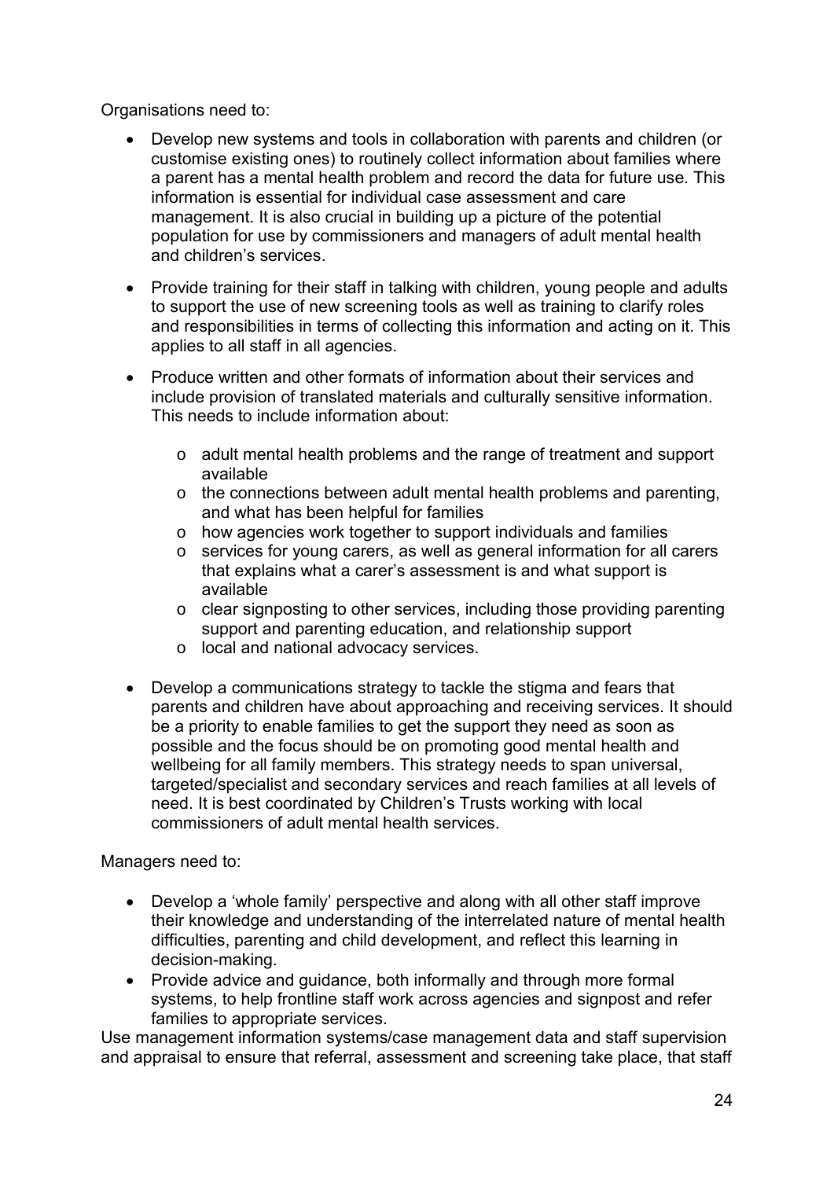Organisations need to:

- Develop new systems and tools in collaboration with parents and children (or customise existing ones) to routinely collect information about families where a parent has a mental health problem and record the data for future use. This information is essential for individual case assessment and care management. It is also crucial in building up a picture of the potential population for use by commissioners and managers of adult mental health and children's services.

- Provide training for their staff in talking with children, young people and adults to support the use of new screening tools as well as training to clarify roles and responsibilities in terms of collecting this information and acting on it. This applies to all staff in all agencies.

- Produce written and other formats of information about their services and include provision of translated materials and culturally sensitive information. This needs to include information about:
    - adult mental health problems and the range of treatment and support available
    - the connections between adult mental health problems and parenting, and what has been helpful for families
    - how agencies work together to support individuals and families
    - services for young carers, as well as general information for all carers that explains what a carer's assessment is and what support is available
    - clear signposting to other services, including those providing parenting support and parenting education, and relationship support
    - local and national advocacy services.

- Develop a communications strategy to tackle the stigma and fears that parents and children have about approaching and receiving services. It should be a priority to enable families to get the support they need as soon as possible and the focus should be on promoting good mental health and wellbeing for all family members. This strategy needs to span universal, targeted/specialist and secondary services and reach families at all levels of need. It is best coordinated by Children's Trusts working with local commissioners of adult mental health services.

Managers need to:

- Develop a 'whole family' perspective and along with all other staff improve their knowledge and understanding of the interrelated nature of mental health difficulties, parenting and child development, and reflect this learning in decision-making.
- Provide advice and guidance, both informally and through more formal systems, to help frontline staff work across agencies and signpost and refer families to appropriate services.

Use management information systems/case management data and staff supervision and appraisal to ensure that referral, assessment and screening take place, that staff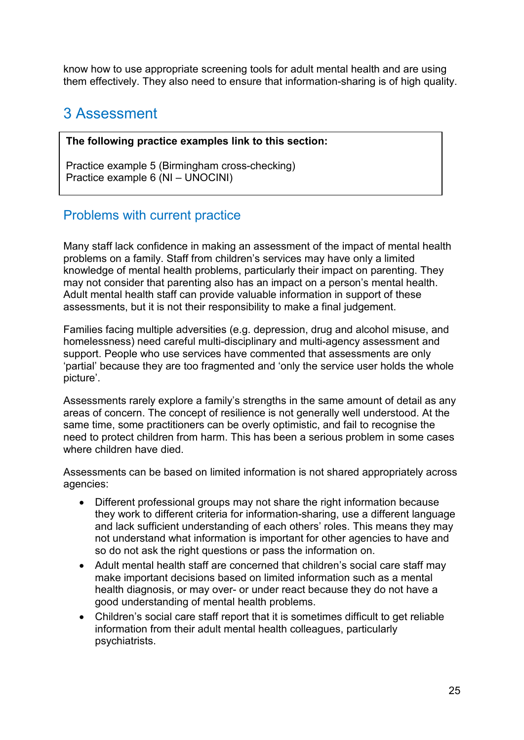know how to use appropriate screening tools for adult mental health and are using them effectively. They also need to ensure that information-sharing is of high quality.

## 3 Assessment

**The following practice examples link to this section:**

Practice example 5 (Birmingham cross-checking)
Practice example 6 (NI – UNOCINI)

### Problems with current practice

Many staff lack confidence in making an assessment of the impact of mental health problems on a family. Staff from children's services may have only a limited knowledge of mental health problems, particularly their impact on parenting. They may not consider that parenting also has an impact on a person's mental health. Adult mental health staff can provide valuable information in support of these assessments, but it is not their responsibility to make a final judgement.

Families facing multiple adversities (e.g. depression, drug and alcohol misuse, and homelessness) need careful multi-disciplinary and multi-agency assessment and support. People who use services have commented that assessments are only 'partial' because they are too fragmented and 'only the service user holds the whole picture'.

Assessments rarely explore a family's strengths in the same amount of detail as any areas of concern. The concept of resilience is not generally well understood. At the same time, some practitioners can be overly optimistic, and fail to recognise the need to protect children from harm. This has been a serious problem in some cases where children have died.

Assessments can be based on limited information is not shared appropriately across agencies:

- Different professional groups may not share the right information because they work to different criteria for information-sharing, use a different language and lack sufficient understanding of each others' roles. This means they may not understand what information is important for other agencies to have and so do not ask the right questions or pass the information on.
- Adult mental health staff are concerned that children's social care staff may make important decisions based on limited information such as a mental health diagnosis, or may over- or under react because they do not have a good understanding of mental health problems.
- Children's social care staff report that it is sometimes difficult to get reliable information from their adult mental health colleagues, particularly psychiatrists.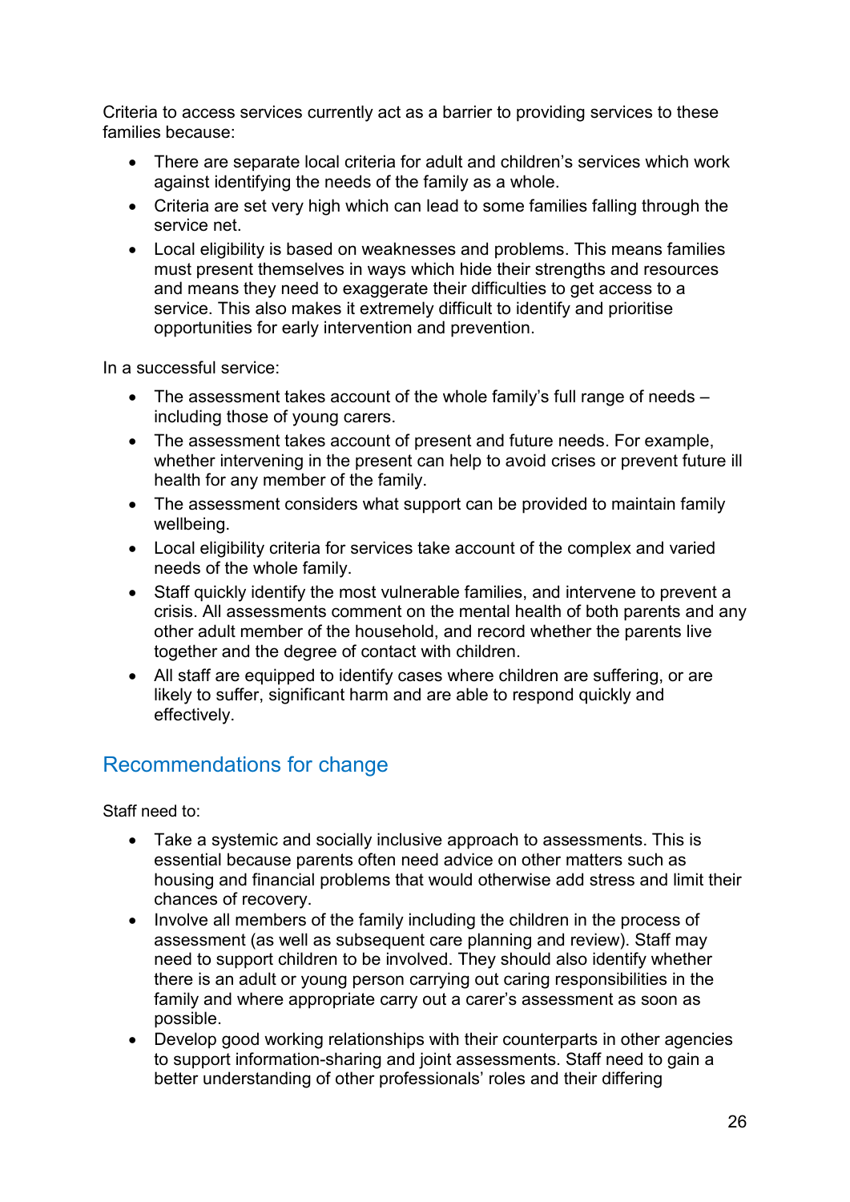Criteria to access services currently act as a barrier to providing services to these families because:

- There are separate local criteria for adult and children's services which work against identifying the needs of the family as a whole.
- Criteria are set very high which can lead to some families falling through the service net.
- Local eligibility is based on weaknesses and problems. This means families must present themselves in ways which hide their strengths and resources and means they need to exaggerate their difficulties to get access to a service. This also makes it extremely difficult to identify and prioritise opportunities for early intervention and prevention.

In a successful service:

- The assessment takes account of the whole family's full range of needs – including those of young carers.
- The assessment takes account of present and future needs. For example, whether intervening in the present can help to avoid crises or prevent future ill health for any member of the family.
- The assessment considers what support can be provided to maintain family wellbeing.
- Local eligibility criteria for services take account of the complex and varied needs of the whole family.
- Staff quickly identify the most vulnerable families, and intervene to prevent a crisis. All assessments comment on the mental health of both parents and any other adult member of the household, and record whether the parents live together and the degree of contact with children.
- All staff are equipped to identify cases where children are suffering, or are likely to suffer, significant harm and are able to respond quickly and effectively.

## Recommendations for change

Staff need to:

- Take a systemic and socially inclusive approach to assessments. This is essential because parents often need advice on other matters such as housing and financial problems that would otherwise add stress and limit their chances of recovery.
- Involve all members of the family including the children in the process of assessment (as well as subsequent care planning and review). Staff may need to support children to be involved. They should also identify whether there is an adult or young person carrying out caring responsibilities in the family and where appropriate carry out a carer's assessment as soon as possible.
- Develop good working relationships with their counterparts in other agencies to support information-sharing and joint assessments. Staff need to gain a better understanding of other professionals' roles and their differing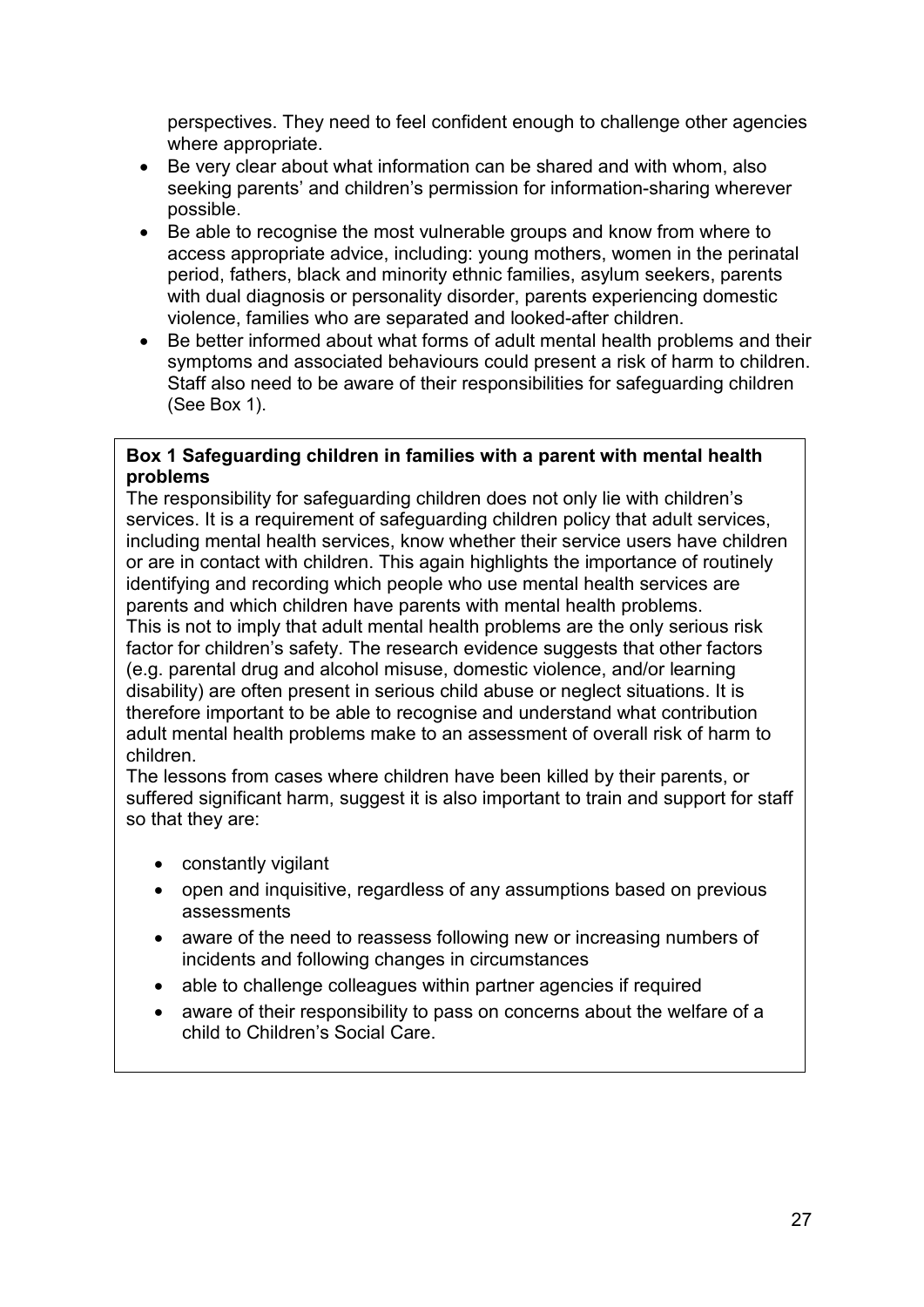perspectives. They need to feel confident enough to challenge other agencies where appropriate.

- Be very clear about what information can be shared and with whom, also seeking parents' and children's permission for information-sharing wherever possible.
- Be able to recognise the most vulnerable groups and know from where to access appropriate advice, including: young mothers, women in the perinatal period, fathers, black and minority ethnic families, asylum seekers, parents with dual diagnosis or personality disorder, parents experiencing domestic violence, families who are separated and looked-after children.
- Be better informed about what forms of adult mental health problems and their symptoms and associated behaviours could present a risk of harm to children. Staff also need to be aware of their responsibilities for safeguarding children (See Box 1).

**Box 1 Safeguarding children in families with a parent with mental health problems**

The responsibility for safeguarding children does not only lie with children's services. It is a requirement of safeguarding children policy that adult services, including mental health services, know whether their service users have children or are in contact with children. This again highlights the importance of routinely identifying and recording which people who use mental health services are parents and which children have parents with mental health problems.

This is not to imply that adult mental health problems are the only serious risk factor for children's safety. The research evidence suggests that other factors (e.g. parental drug and alcohol misuse, domestic violence, and/or learning disability) are often present in serious child abuse or neglect situations. It is therefore important to be able to recognise and understand what contribution adult mental health problems make to an assessment of overall risk of harm to children.

The lessons from cases where children have been killed by their parents, or suffered significant harm, suggest it is also important to train and support for staff so that they are:

- constantly vigilant
- open and inquisitive, regardless of any assumptions based on previous assessments
- aware of the need to reassess following new or increasing numbers of incidents and following changes in circumstances
- able to challenge colleagues within partner agencies if required
- aware of their responsibility to pass on concerns about the welfare of a child to Children's Social Care.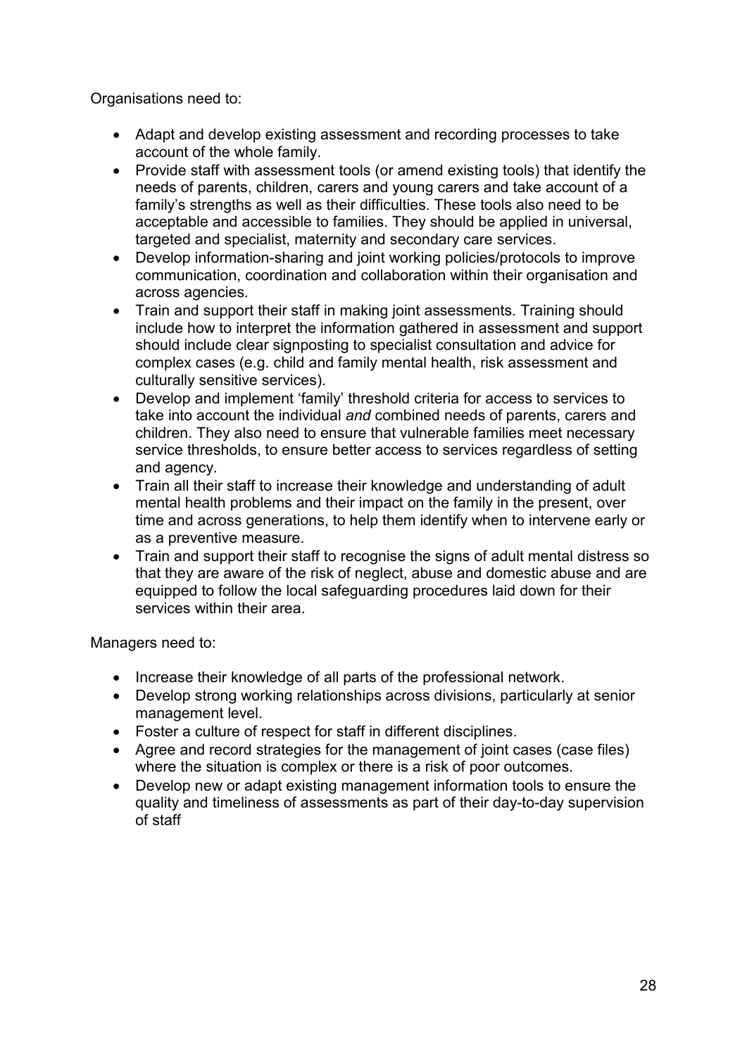Organisations need to:

- Adapt and develop existing assessment and recording processes to take account of the whole family.
- Provide staff with assessment tools (or amend existing tools) that identify the needs of parents, children, carers and young carers and take account of a family's strengths as well as their difficulties. These tools also need to be acceptable and accessible to families. They should be applied in universal, targeted and specialist, maternity and secondary care services.
- Develop information-sharing and joint working policies/protocols to improve communication, coordination and collaboration within their organisation and across agencies.
- Train and support their staff in making joint assessments. Training should include how to interpret the information gathered in assessment and support should include clear signposting to specialist consultation and advice for complex cases (e.g. child and family mental health, risk assessment and culturally sensitive services).
- Develop and implement 'family' threshold criteria for access to services to take into account the individual *and* combined needs of parents, carers and children. They also need to ensure that vulnerable families meet necessary service thresholds, to ensure better access to services regardless of setting and agency.
- Train all their staff to increase their knowledge and understanding of adult mental health problems and their impact on the family in the present, over time and across generations, to help them identify when to intervene early or as a preventive measure.
- Train and support their staff to recognise the signs of adult mental distress so that they are aware of the risk of neglect, abuse and domestic abuse and are equipped to follow the local safeguarding procedures laid down for their services within their area.

Managers need to:

- Increase their knowledge of all parts of the professional network.
- Develop strong working relationships across divisions, particularly at senior management level.
- Foster a culture of respect for staff in different disciplines.
- Agree and record strategies for the management of joint cases (case files) where the situation is complex or there is a risk of poor outcomes.
- Develop new or adapt existing management information tools to ensure the quality and timeliness of assessments as part of their day-to-day supervision of staff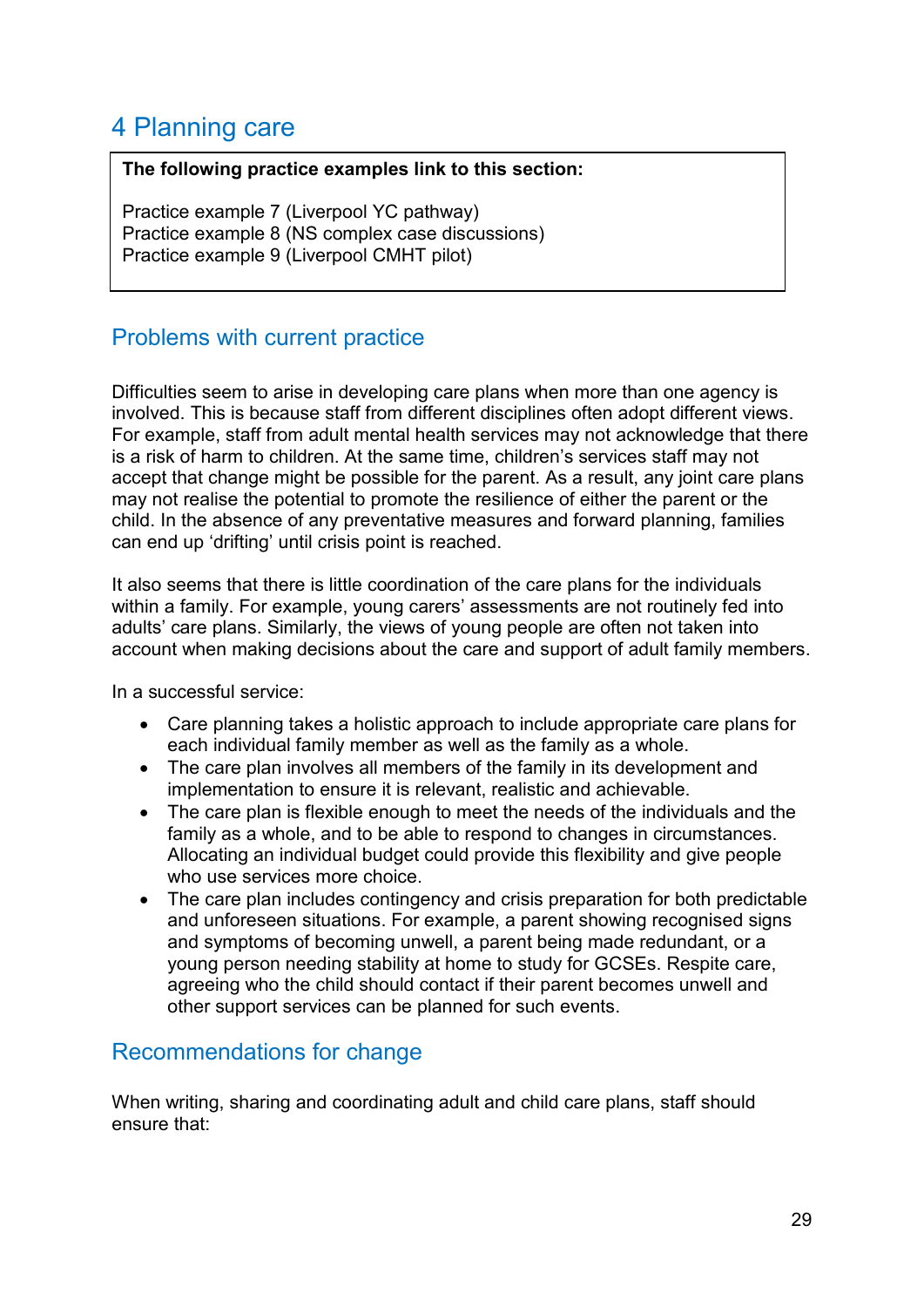# 4 Planning care

**The following practice examples link to this section:**

Practice example 7 (Liverpool YC pathway)
Practice example 8 (NS complex case discussions)
Practice example 9 (Liverpool CMHT pilot)

## Problems with current practice

Difficulties seem to arise in developing care plans when more than one agency is involved. This is because staff from different disciplines often adopt different views. For example, staff from adult mental health services may not acknowledge that there is a risk of harm to children. At the same time, children's services staff may not accept that change might be possible for the parent. As a result, any joint care plans may not realise the potential to promote the resilience of either the parent or the child. In the absence of any preventative measures and forward planning, families can end up 'drifting' until crisis point is reached.

It also seems that there is little coordination of the care plans for the individuals within a family. For example, young carers' assessments are not routinely fed into adults' care plans. Similarly, the views of young people are often not taken into account when making decisions about the care and support of adult family members.

In a successful service:

- Care planning takes a holistic approach to include appropriate care plans for each individual family member as well as the family as a whole.
- The care plan involves all members of the family in its development and implementation to ensure it is relevant, realistic and achievable.
- The care plan is flexible enough to meet the needs of the individuals and the family as a whole, and to be able to respond to changes in circumstances. Allocating an individual budget could provide this flexibility and give people who use services more choice.
- The care plan includes contingency and crisis preparation for both predictable and unforeseen situations. For example, a parent showing recognised signs and symptoms of becoming unwell, a parent being made redundant, or a young person needing stability at home to study for GCSEs. Respite care, agreeing who the child should contact if their parent becomes unwell and other support services can be planned for such events.

## Recommendations for change

When writing, sharing and coordinating adult and child care plans, staff should ensure that: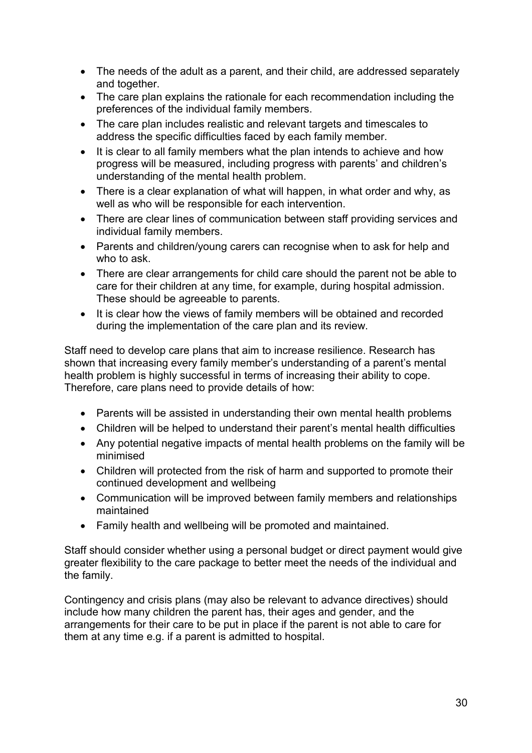- The needs of the adult as a parent, and their child, are addressed separately and together.
- The care plan explains the rationale for each recommendation including the preferences of the individual family members.
- The care plan includes realistic and relevant targets and timescales to address the specific difficulties faced by each family member.
- It is clear to all family members what the plan intends to achieve and how progress will be measured, including progress with parents' and children's understanding of the mental health problem.
- There is a clear explanation of what will happen, in what order and why, as well as who will be responsible for each intervention.
- There are clear lines of communication between staff providing services and individual family members.
- Parents and children/young carers can recognise when to ask for help and who to ask.
- There are clear arrangements for child care should the parent not be able to care for their children at any time, for example, during hospital admission. These should be agreeable to parents.
- It is clear how the views of family members will be obtained and recorded during the implementation of the care plan and its review.

Staff need to develop care plans that aim to increase resilience. Research has shown that increasing every family member's understanding of a parent's mental health problem is highly successful in terms of increasing their ability to cope. Therefore, care plans need to provide details of how:

- Parents will be assisted in understanding their own mental health problems
- Children will be helped to understand their parent's mental health difficulties
- Any potential negative impacts of mental health problems on the family will be minimised
- Children will protected from the risk of harm and supported to promote their continued development and wellbeing
- Communication will be improved between family members and relationships maintained
- Family health and wellbeing will be promoted and maintained.

Staff should consider whether using a personal budget or direct payment would give greater flexibility to the care package to better meet the needs of the individual and the family.

Contingency and crisis plans (may also be relevant to advance directives) should include how many children the parent has, their ages and gender, and the arrangements for their care to be put in place if the parent is not able to care for them at any time e.g. if a parent is admitted to hospital.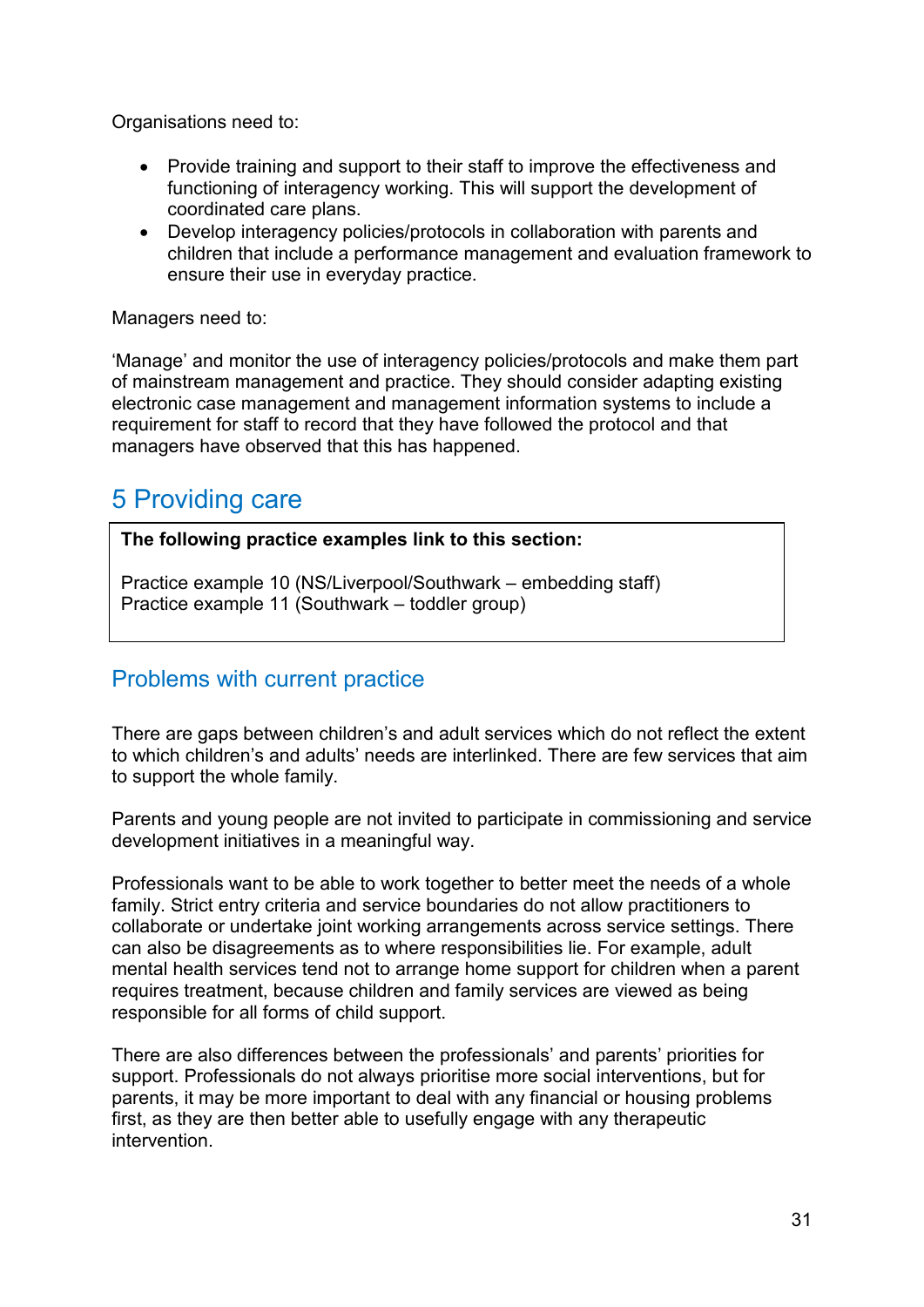Organisations need to:

- Provide training and support to their staff to improve the effectiveness and functioning of interagency working. This will support the development of coordinated care plans.
- Develop interagency policies/protocols in collaboration with parents and children that include a performance management and evaluation framework to ensure their use in everyday practice.

Managers need to:

'Manage' and monitor the use of interagency policies/protocols and make them part of mainstream management and practice. They should consider adapting existing electronic case management and management information systems to include a requirement for staff to record that they have followed the protocol and that managers have observed that this has happened.

## 5 Providing care

**The following practice examples link to this section:**

Practice example 10 (NS/Liverpool/Southwark – embedding staff)
Practice example 11 (Southwark – toddler group)

### Problems with current practice

There are gaps between children's and adult services which do not reflect the extent to which children's and adults' needs are interlinked. There are few services that aim to support the whole family.

Parents and young people are not invited to participate in commissioning and service development initiatives in a meaningful way.

Professionals want to be able to work together to better meet the needs of a whole family. Strict entry criteria and service boundaries do not allow practitioners to collaborate or undertake joint working arrangements across service settings. There can also be disagreements as to where responsibilities lie. For example, adult mental health services tend not to arrange home support for children when a parent requires treatment, because children and family services are viewed as being responsible for all forms of child support.

There are also differences between the professionals' and parents' priorities for support. Professionals do not always prioritise more social interventions, but for parents, it may be more important to deal with any financial or housing problems first, as they are then better able to usefully engage with any therapeutic intervention.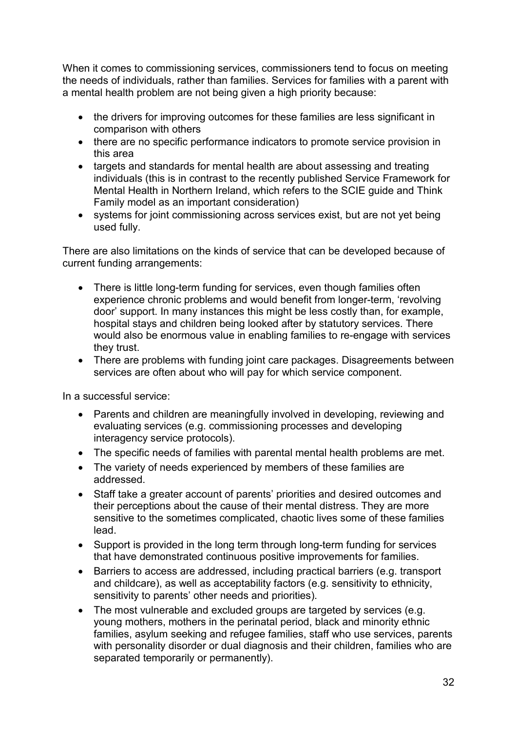When it comes to commissioning services, commissioners tend to focus on meeting the needs of individuals, rather than families. Services for families with a parent with a mental health problem are not being given a high priority because:

- the drivers for improving outcomes for these families are less significant in comparison with others
- there are no specific performance indicators to promote service provision in this area
- targets and standards for mental health are about assessing and treating individuals (this is in contrast to the recently published Service Framework for Mental Health in Northern Ireland, which refers to the SCIE guide and Think Family model as an important consideration)
- systems for joint commissioning across services exist, but are not yet being used fully.

There are also limitations on the kinds of service that can be developed because of current funding arrangements:

- There is little long-term funding for services, even though families often experience chronic problems and would benefit from longer-term, 'revolving door' support. In many instances this might be less costly than, for example, hospital stays and children being looked after by statutory services. There would also be enormous value in enabling families to re-engage with services they trust.
- There are problems with funding joint care packages. Disagreements between services are often about who will pay for which service component.

In a successful service:

- Parents and children are meaningfully involved in developing, reviewing and evaluating services (e.g. commissioning processes and developing interagency service protocols).
- The specific needs of families with parental mental health problems are met.
- The variety of needs experienced by members of these families are addressed.
- Staff take a greater account of parents' priorities and desired outcomes and their perceptions about the cause of their mental distress. They are more sensitive to the sometimes complicated, chaotic lives some of these families lead.
- Support is provided in the long term through long-term funding for services that have demonstrated continuous positive improvements for families.
- Barriers to access are addressed, including practical barriers (e.g. transport and childcare), as well as acceptability factors (e.g. sensitivity to ethnicity, sensitivity to parents' other needs and priorities).
- The most vulnerable and excluded groups are targeted by services (e.g. young mothers, mothers in the perinatal period, black and minority ethnic families, asylum seeking and refugee families, staff who use services, parents with personality disorder or dual diagnosis and their children, families who are separated temporarily or permanently).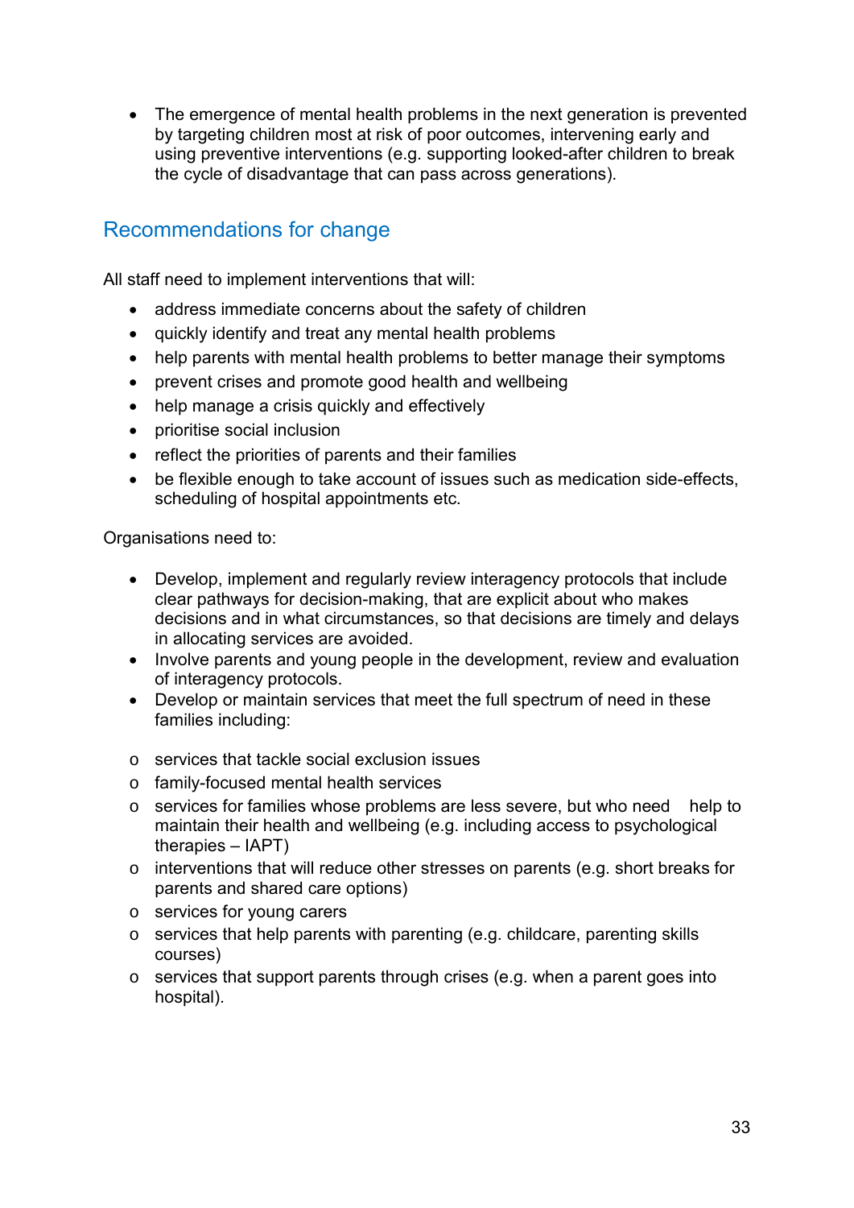- The emergence of mental health problems in the next generation is prevented by targeting children most at risk of poor outcomes, intervening early and using preventive interventions (e.g. supporting looked-after children to break the cycle of disadvantage that can pass across generations).

## Recommendations for change

All staff need to implement interventions that will:

- address immediate concerns about the safety of children
- quickly identify and treat any mental health problems
- help parents with mental health problems to better manage their symptoms
- prevent crises and promote good health and wellbeing
- help manage a crisis quickly and effectively
- prioritise social inclusion
- reflect the priorities of parents and their families
- be flexible enough to take account of issues such as medication side-effects, scheduling of hospital appointments etc.

Organisations need to:

- Develop, implement and regularly review interagency protocols that include clear pathways for decision-making, that are explicit about who makes decisions and in what circumstances, so that decisions are timely and delays in allocating services are avoided.
- Involve parents and young people in the development, review and evaluation of interagency protocols.
- Develop or maintain services that meet the full spectrum of need in these families including:

  - services that tackle social exclusion issues
  - family-focused mental health services
  - services for families whose problems are less severe, but who need help to maintain their health and wellbeing (e.g. including access to psychological therapies – IAPT)
  - interventions that will reduce other stresses on parents (e.g. short breaks for parents and shared care options)
  - services for young carers
  - services that help parents with parenting (e.g. childcare, parenting skills courses)
  - services that support parents through crises (e.g. when a parent goes into hospital).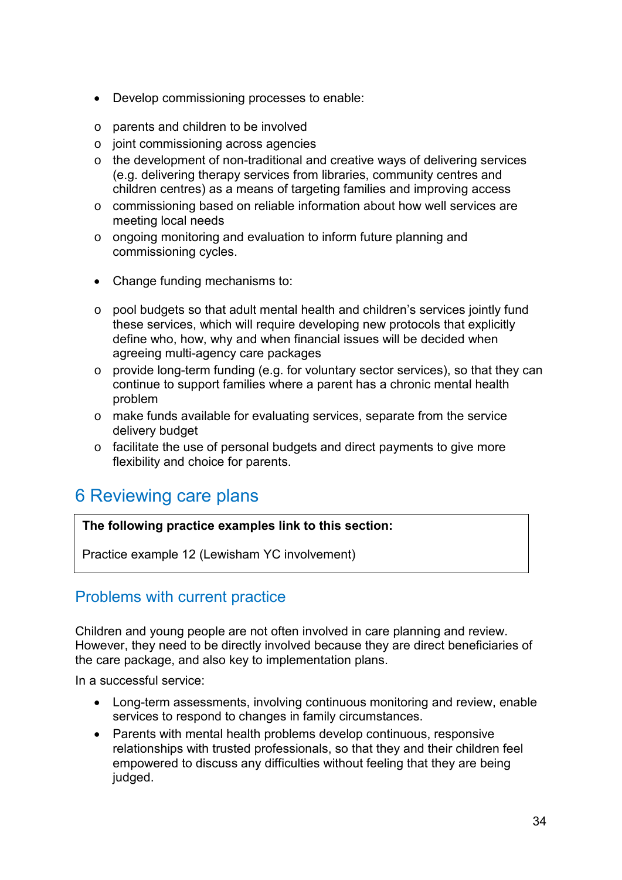- Develop commissioning processes to enable:
  - parents and children to be involved
  - joint commissioning across agencies
  - the development of non-traditional and creative ways of delivering services (e.g. delivering therapy services from libraries, community centres and children centres) as a means of targeting families and improving access
  - commissioning based on reliable information about how well services are meeting local needs
  - ongoing monitoring and evaluation to inform future planning and commissioning cycles.

- Change funding mechanisms to:
  - pool budgets so that adult mental health and children's services jointly fund these services, which will require developing new protocols that explicitly define who, how, why and when financial issues will be decided when agreeing multi-agency care packages
  - provide long-term funding (e.g. for voluntary sector services), so that they can continue to support families where a parent has a chronic mental health problem
  - make funds available for evaluating services, separate from the service delivery budget
  - facilitate the use of personal budgets and direct payments to give more flexibility and choice for parents.

# 6 Reviewing care plans

**The following practice examples link to this section:**

Practice example 12 (Lewisham YC involvement)

## Problems with current practice

Children and young people are not often involved in care planning and review. However, they need to be directly involved because they are direct beneficiaries of the care package, and also key to implementation plans.

In a successful service:

- Long-term assessments, involving continuous monitoring and review, enable services to respond to changes in family circumstances.
- Parents with mental health problems develop continuous, responsive relationships with trusted professionals, so that they and their children feel empowered to discuss any difficulties without feeling that they are being judged.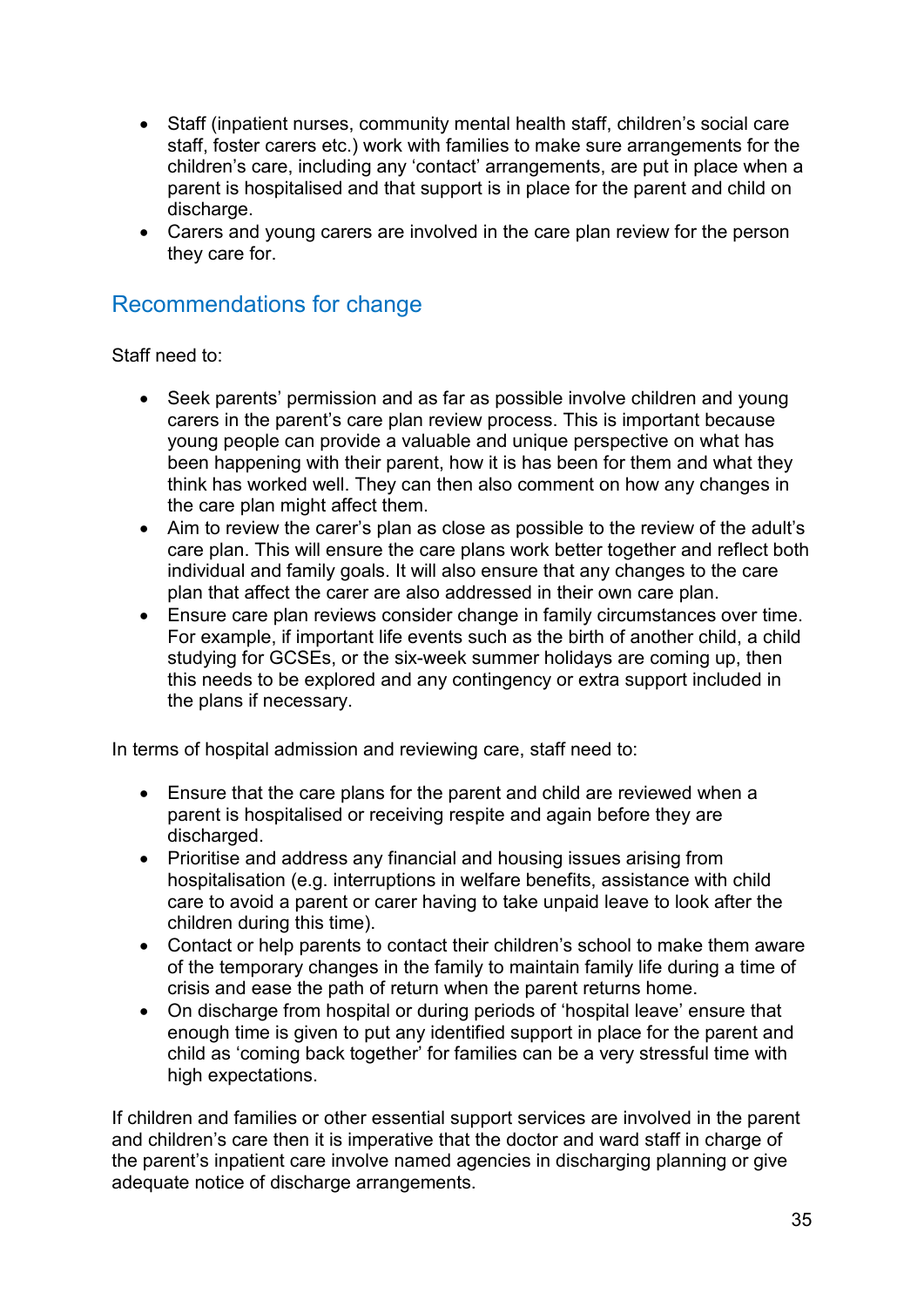- Staff (inpatient nurses, community mental health staff, children's social care staff, foster carers etc.) work with families to make sure arrangements for the children's care, including any 'contact' arrangements, are put in place when a parent is hospitalised and that support is in place for the parent and child on discharge.
- Carers and young carers are involved in the care plan review for the person they care for.

## Recommendations for change

Staff need to:

- Seek parents' permission and as far as possible involve children and young carers in the parent's care plan review process. This is important because young people can provide a valuable and unique perspective on what has been happening with their parent, how it is has been for them and what they think has worked well. They can then also comment on how any changes in the care plan might affect them.
- Aim to review the carer's plan as close as possible to the review of the adult's care plan. This will ensure the care plans work better together and reflect both individual and family goals. It will also ensure that any changes to the care plan that affect the carer are also addressed in their own care plan.
- Ensure care plan reviews consider change in family circumstances over time. For example, if important life events such as the birth of another child, a child studying for GCSEs, or the six-week summer holidays are coming up, then this needs to be explored and any contingency or extra support included in the plans if necessary.

In terms of hospital admission and reviewing care, staff need to:

- Ensure that the care plans for the parent and child are reviewed when a parent is hospitalised or receiving respite and again before they are discharged.
- Prioritise and address any financial and housing issues arising from hospitalisation (e.g. interruptions in welfare benefits, assistance with child care to avoid a parent or carer having to take unpaid leave to look after the children during this time).
- Contact or help parents to contact their children's school to make them aware of the temporary changes in the family to maintain family life during a time of crisis and ease the path of return when the parent returns home.
- On discharge from hospital or during periods of 'hospital leave' ensure that enough time is given to put any identified support in place for the parent and child as 'coming back together' for families can be a very stressful time with high expectations.

If children and families or other essential support services are involved in the parent and children's care then it is imperative that the doctor and ward staff in charge of the parent's inpatient care involve named agencies in discharging planning or give adequate notice of discharge arrangements.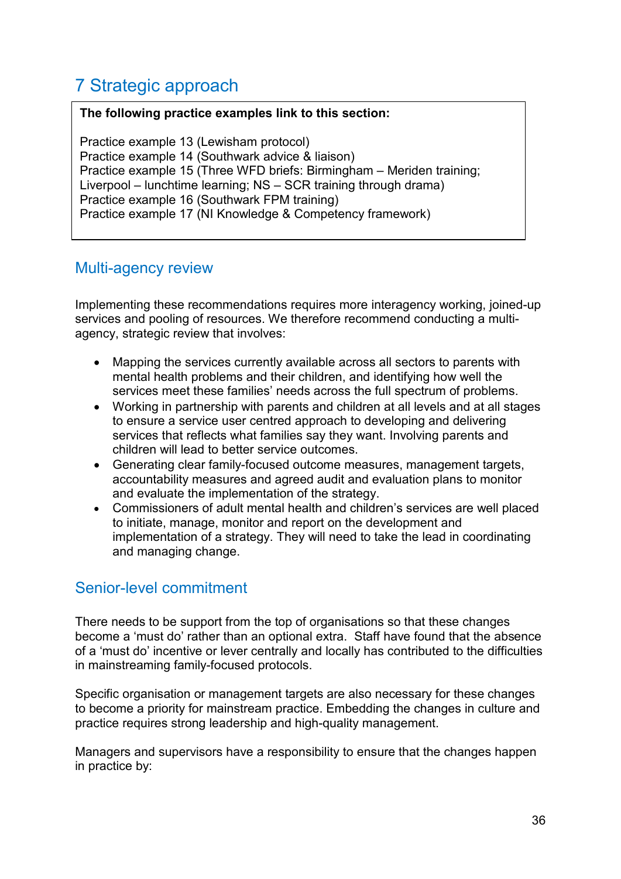# 7 Strategic approach

**The following practice examples link to this section:**

Practice example 13 (Lewisham protocol)
Practice example 14 (Southwark advice & liaison)
Practice example 15 (Three WFD briefs: Birmingham – Meriden training; Liverpool – lunchtime learning; NS – SCR training through drama)
Practice example 16 (Southwark FPM training)
Practice example 17 (NI Knowledge & Competency framework)

## Multi-agency review

Implementing these recommendations requires more interagency working, joined-up services and pooling of resources. We therefore recommend conducting a multi-agency, strategic review that involves:

- Mapping the services currently available across all sectors to parents with mental health problems and their children, and identifying how well the services meet these families' needs across the full spectrum of problems.
- Working in partnership with parents and children at all levels and at all stages to ensure a service user centred approach to developing and delivering services that reflects what families say they want. Involving parents and children will lead to better service outcomes.
- Generating clear family-focused outcome measures, management targets, accountability measures and agreed audit and evaluation plans to monitor and evaluate the implementation of the strategy.
- Commissioners of adult mental health and children's services are well placed to initiate, manage, monitor and report on the development and implementation of a strategy. They will need to take the lead in coordinating and managing change.

## Senior-level commitment

There needs to be support from the top of organisations so that these changes become a 'must do' rather than an optional extra. Staff have found that the absence of a 'must do' incentive or lever centrally and locally has contributed to the difficulties in mainstreaming family-focused protocols.

Specific organisation or management targets are also necessary for these changes to become a priority for mainstream practice. Embedding the changes in culture and practice requires strong leadership and high-quality management.

Managers and supervisors have a responsibility to ensure that the changes happen in practice by: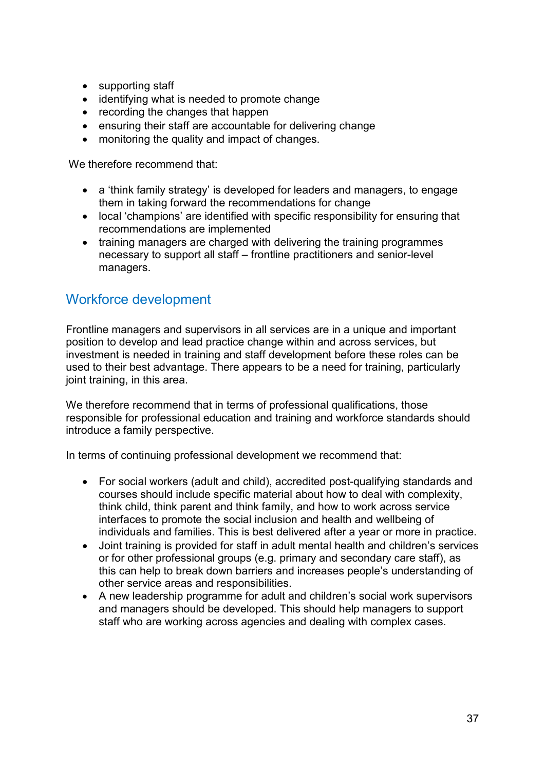- supporting staff
- identifying what is needed to promote change
- recording the changes that happen
- ensuring their staff are accountable for delivering change
- monitoring the quality and impact of changes.

We therefore recommend that:

- a 'think family strategy' is developed for leaders and managers, to engage them in taking forward the recommendations for change
- local 'champions' are identified with specific responsibility for ensuring that recommendations are implemented
- training managers are charged with delivering the training programmes necessary to support all staff – frontline practitioners and senior-level managers.

## Workforce development

Frontline managers and supervisors in all services are in a unique and important position to develop and lead practice change within and across services, but investment is needed in training and staff development before these roles can be used to their best advantage. There appears to be a need for training, particularly joint training, in this area.

We therefore recommend that in terms of professional qualifications, those responsible for professional education and training and workforce standards should introduce a family perspective.

In terms of continuing professional development we recommend that:

- For social workers (adult and child), accredited post-qualifying standards and courses should include specific material about how to deal with complexity, think child, think parent and think family, and how to work across service interfaces to promote the social inclusion and health and wellbeing of individuals and families. This is best delivered after a year or more in practice.
- Joint training is provided for staff in adult mental health and children's services or for other professional groups (e.g. primary and secondary care staff), as this can help to break down barriers and increases people's understanding of other service areas and responsibilities.
- A new leadership programme for adult and children's social work supervisors and managers should be developed. This should help managers to support staff who are working across agencies and dealing with complex cases.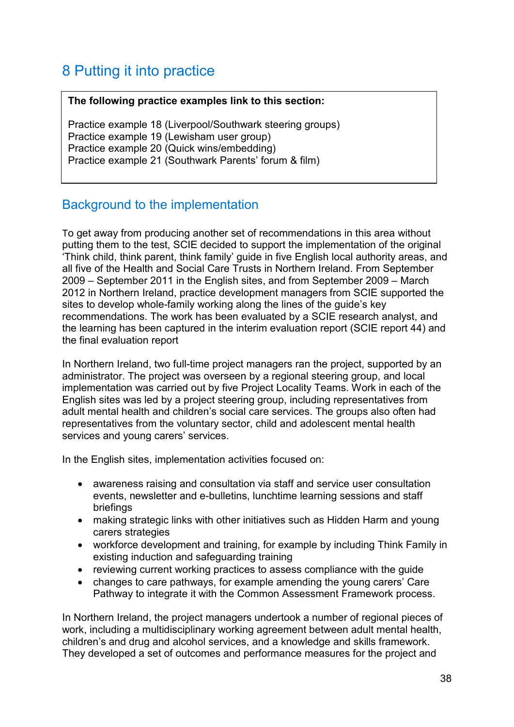# 8 Putting it into practice

**The following practice examples link to this section:**

Practice example 18 (Liverpool/Southwark steering groups)
Practice example 19 (Lewisham user group)
Practice example 20 (Quick wins/embedding)
Practice example 21 (Southwark Parents' forum & film)

## Background to the implementation

To get away from producing another set of recommendations in this area without putting them to the test, SCIE decided to support the implementation of the original 'Think child, think parent, think family' guide in five English local authority areas, and all five of the Health and Social Care Trusts in Northern Ireland. From September 2009 – September 2011 in the English sites, and from September 2009 – March 2012 in Northern Ireland, practice development managers from SCIE supported the sites to develop whole-family working along the lines of the guide's key recommendations. The work has been evaluated by a SCIE research analyst, and the learning has been captured in the interim evaluation report (SCIE report 44) and the final evaluation report

In Northern Ireland, two full-time project managers ran the project, supported by an administrator. The project was overseen by a regional steering group, and local implementation was carried out by five Project Locality Teams. Work in each of the English sites was led by a project steering group, including representatives from adult mental health and children's social care services. The groups also often had representatives from the voluntary sector, child and adolescent mental health services and young carers' services.

In the English sites, implementation activities focused on:

- awareness raising and consultation via staff and service user consultation events, newsletter and e-bulletins, lunchtime learning sessions and staff briefings
- making strategic links with other initiatives such as Hidden Harm and young carers strategies
- workforce development and training, for example by including Think Family in existing induction and safeguarding training
- reviewing current working practices to assess compliance with the guide
- changes to care pathways, for example amending the young carers' Care Pathway to integrate it with the Common Assessment Framework process.

In Northern Ireland, the project managers undertook a number of regional pieces of work, including a multidisciplinary working agreement between adult mental health, children's and drug and alcohol services, and a knowledge and skills framework. They developed a set of outcomes and performance measures for the project and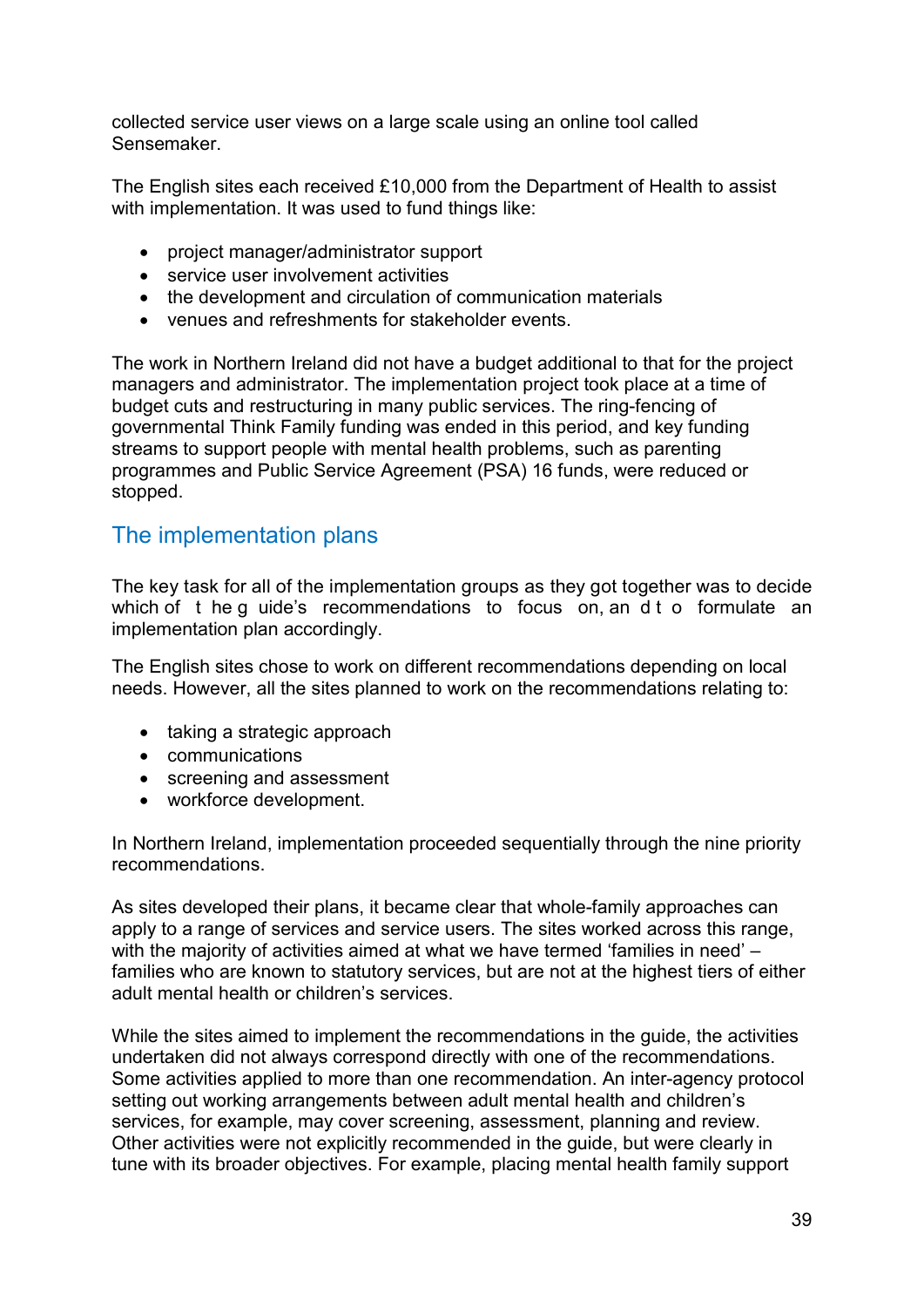collected service user views on a large scale using an online tool called Sensemaker.

The English sites each received £10,000 from the Department of Health to assist with implementation. It was used to fund things like:

- project manager/administrator support
- service user involvement activities
- the development and circulation of communication materials
- venues and refreshments for stakeholder events.

The work in Northern Ireland did not have a budget additional to that for the project managers and administrator. The implementation project took place at a time of budget cuts and restructuring in many public services. The ring-fencing of governmental Think Family funding was ended in this period, and key funding streams to support people with mental health problems, such as parenting programmes and Public Service Agreement (PSA) 16 funds, were reduced or stopped.

## The implementation plans

The key task for all of the implementation groups as they got together was to decide which of the guide's recommendations to focus on, and to formulate an implementation plan accordingly.

The English sites chose to work on different recommendations depending on local needs. However, all the sites planned to work on the recommendations relating to:

- taking a strategic approach
- communications
- screening and assessment
- workforce development.

In Northern Ireland, implementation proceeded sequentially through the nine priority recommendations.

As sites developed their plans, it became clear that whole-family approaches can apply to a range of services and service users. The sites worked across this range, with the majority of activities aimed at what we have termed 'families in need' – families who are known to statutory services, but are not at the highest tiers of either adult mental health or children's services.

While the sites aimed to implement the recommendations in the guide, the activities undertaken did not always correspond directly with one of the recommendations. Some activities applied to more than one recommendation. An inter-agency protocol setting out working arrangements between adult mental health and children's services, for example, may cover screening, assessment, planning and review. Other activities were not explicitly recommended in the guide, but were clearly in tune with its broader objectives. For example, placing mental health family support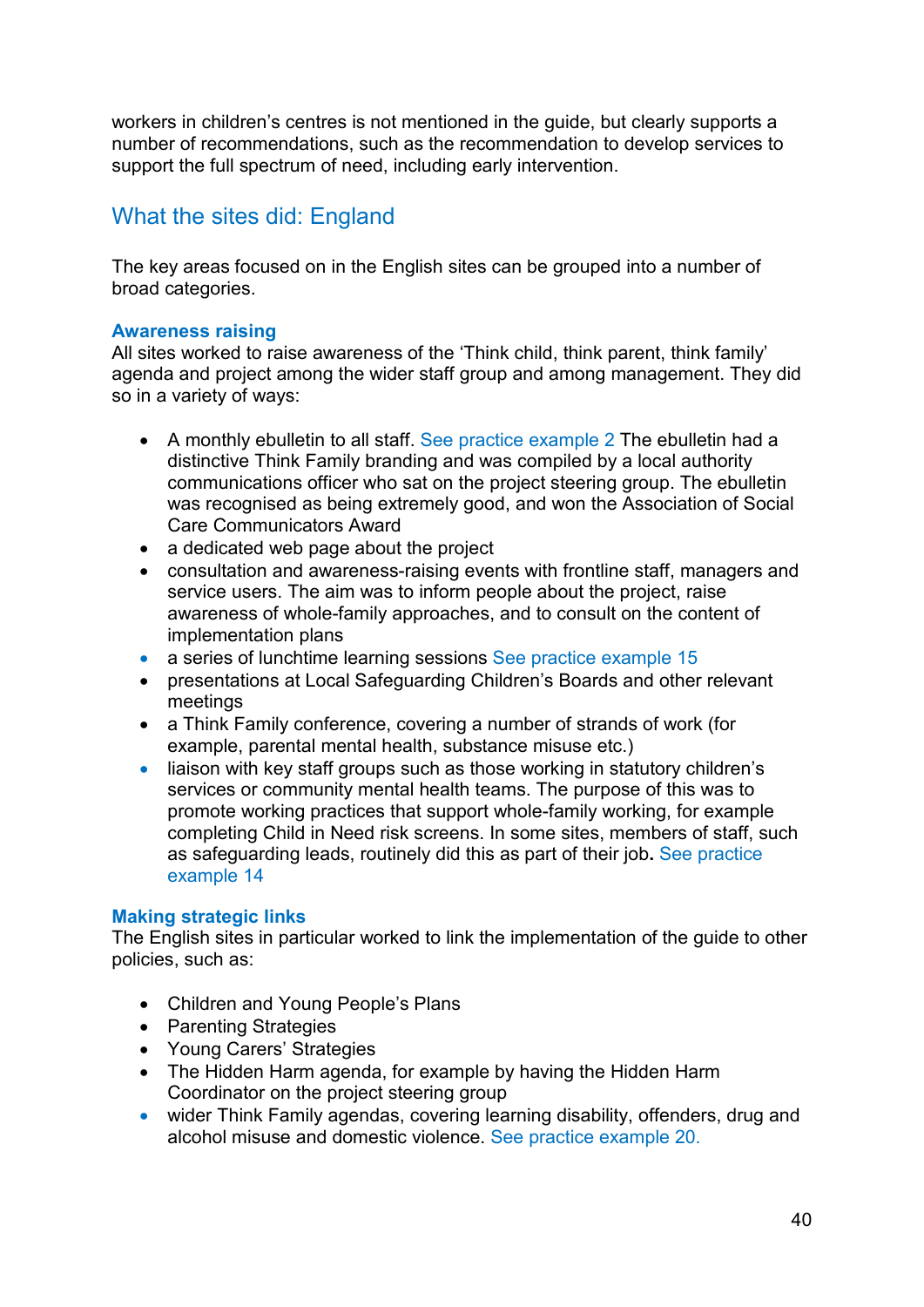workers in children's centres is not mentioned in the guide, but clearly supports a number of recommendations, such as the recommendation to develop services to support the full spectrum of need, including early intervention.

## What the sites did: England

The key areas focused on in the English sites can be grouped into a number of broad categories.

### Awareness raising

All sites worked to raise awareness of the 'Think child, think parent, think family' agenda and project among the wider staff group and among management. They did so in a variety of ways:

- A monthly ebulletin to all staff. See practice example 2 The ebulletin had a distinctive Think Family branding and was compiled by a local authority communications officer who sat on the project steering group. The ebulletin was recognised as being extremely good, and won the Association of Social Care Communicators Award
- a dedicated web page about the project
- consultation and awareness-raising events with frontline staff, managers and service users. The aim was to inform people about the project, raise awareness of whole-family approaches, and to consult on the content of implementation plans
- a series of lunchtime learning sessions See practice example 15
- presentations at Local Safeguarding Children's Boards and other relevant meetings
- a Think Family conference, covering a number of strands of work (for example, parental mental health, substance misuse etc.)
- liaison with key staff groups such as those working in statutory children's services or community mental health teams. The purpose of this was to promote working practices that support whole-family working, for example completing Child in Need risk screens. In some sites, members of staff, such as safeguarding leads, routinely did this as part of their job**.** See practice example 14

### Making strategic links

The English sites in particular worked to link the implementation of the guide to other policies, such as:

- Children and Young People's Plans
- Parenting Strategies
- Young Carers' Strategies
- The Hidden Harm agenda, for example by having the Hidden Harm Coordinator on the project steering group
- wider Think Family agendas, covering learning disability, offenders, drug and alcohol misuse and domestic violence. See practice example 20.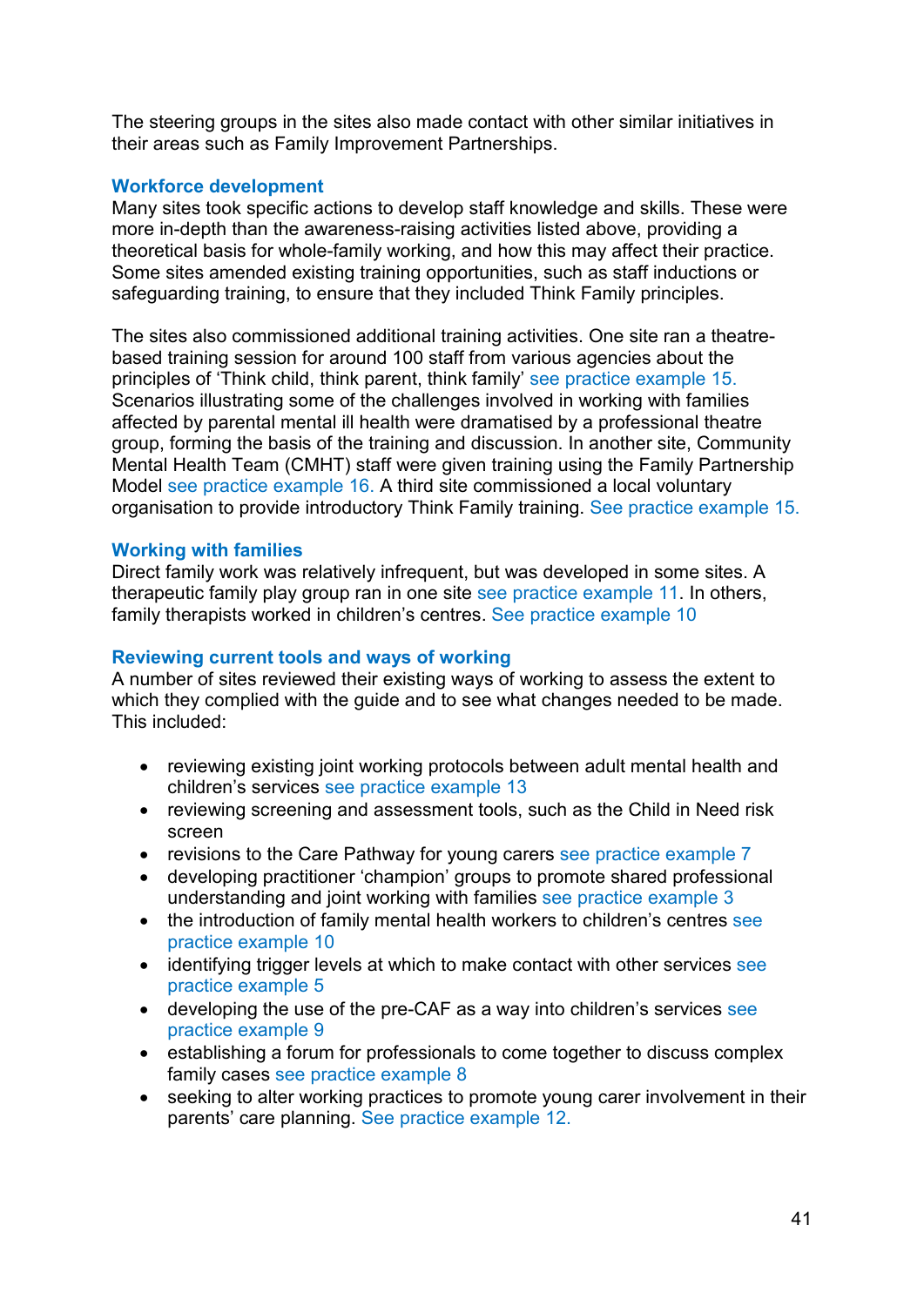The steering groups in the sites also made contact with other similar initiatives in their areas such as Family Improvement Partnerships.

### Workforce development

Many sites took specific actions to develop staff knowledge and skills. These were more in-depth than the awareness-raising activities listed above, providing a theoretical basis for whole-family working, and how this may affect their practice. Some sites amended existing training opportunities, such as staff inductions or safeguarding training, to ensure that they included Think Family principles.

The sites also commissioned additional training activities. One site ran a theatre-based training session for around 100 staff from various agencies about the principles of 'Think child, think parent, think family' see practice example 15. Scenarios illustrating some of the challenges involved in working with families affected by parental mental ill health were dramatised by a professional theatre group, forming the basis of the training and discussion. In another site, Community Mental Health Team (CMHT) staff were given training using the Family Partnership Model see practice example 16. A third site commissioned a local voluntary organisation to provide introductory Think Family training. See practice example 15.

### Working with families

Direct family work was relatively infrequent, but was developed in some sites. A therapeutic family play group ran in one site see practice example 11. In others, family therapists worked in children's centres. See practice example 10

### Reviewing current tools and ways of working

A number of sites reviewed their existing ways of working to assess the extent to which they complied with the guide and to see what changes needed to be made. This included:

- reviewing existing joint working protocols between adult mental health and children's services see practice example 13
- reviewing screening and assessment tools, such as the Child in Need risk screen
- revisions to the Care Pathway for young carers see practice example 7
- developing practitioner 'champion' groups to promote shared professional understanding and joint working with families see practice example 3
- the introduction of family mental health workers to children's centres see practice example 10
- identifying trigger levels at which to make contact with other services see practice example 5
- developing the use of the pre-CAF as a way into children's services see practice example 9
- establishing a forum for professionals to come together to discuss complex family cases see practice example 8
- seeking to alter working practices to promote young carer involvement in their parents' care planning. See practice example 12.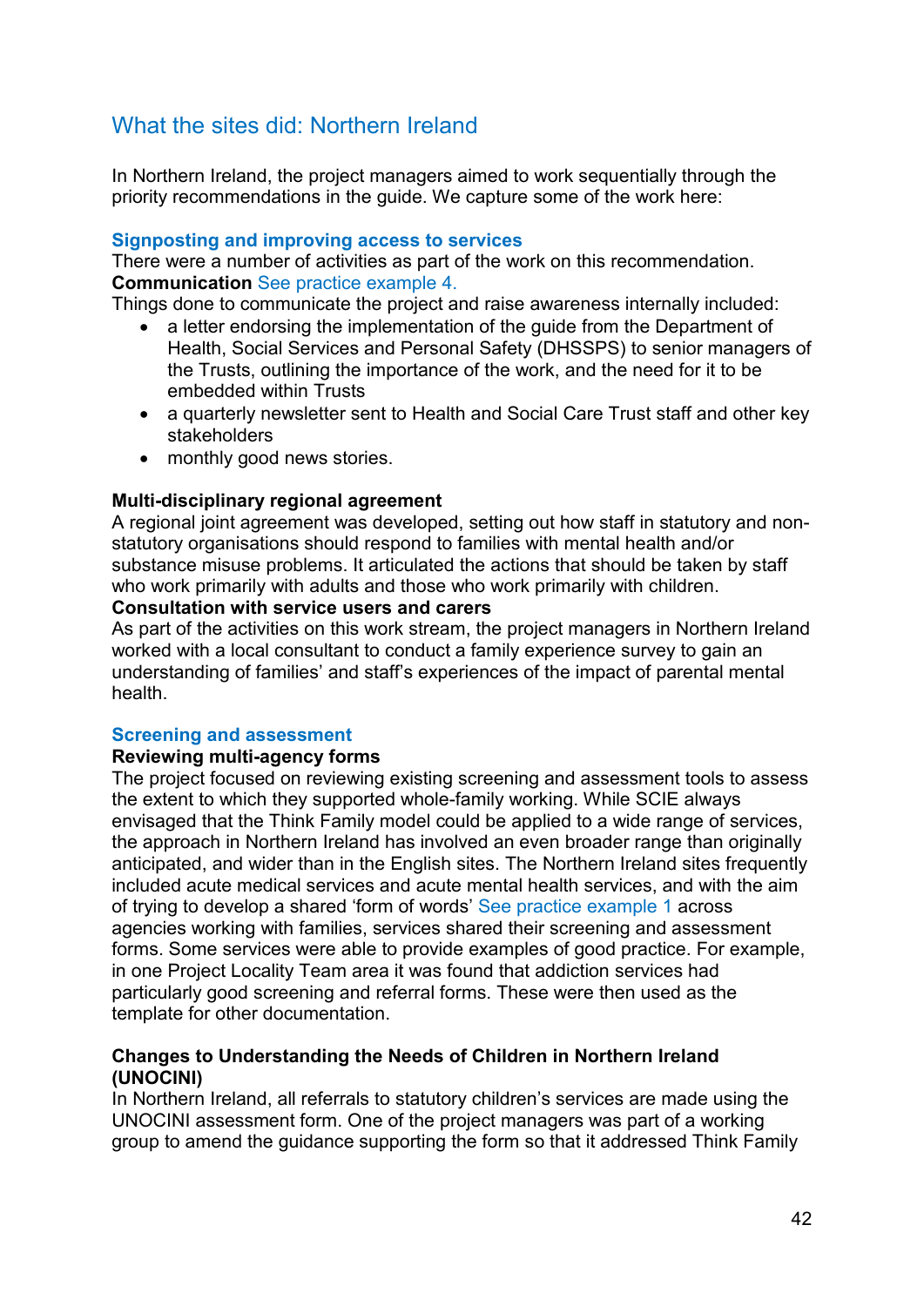## What the sites did: Northern Ireland

In Northern Ireland, the project managers aimed to work sequentially through the priority recommendations in the guide. We capture some of the work here:

### Signposting and improving access to services

There were a number of activities as part of the work on this recommendation.

**Communication** See practice example 4.

Things done to communicate the project and raise awareness internally included:

- a letter endorsing the implementation of the guide from the Department of Health, Social Services and Personal Safety (DHSSPS) to senior managers of the Trusts, outlining the importance of the work, and the need for it to be embedded within Trusts
- a quarterly newsletter sent to Health and Social Care Trust staff and other key stakeholders
- monthly good news stories.

**Multi-disciplinary regional agreement**

A regional joint agreement was developed, setting out how staff in statutory and non-statutory organisations should respond to families with mental health and/or substance misuse problems. It articulated the actions that should be taken by staff who work primarily with adults and those who work primarily with children.

**Consultation with service users and carers**

As part of the activities on this work stream, the project managers in Northern Ireland worked with a local consultant to conduct a family experience survey to gain an understanding of families' and staff's experiences of the impact of parental mental health.

### Screening and assessment

**Reviewing multi-agency forms**

The project focused on reviewing existing screening and assessment tools to assess the extent to which they supported whole-family working. While SCIE always envisaged that the Think Family model could be applied to a wide range of services, the approach in Northern Ireland has involved an even broader range than originally anticipated, and wider than in the English sites. The Northern Ireland sites frequently included acute medical services and acute mental health services, and with the aim of trying to develop a shared 'form of words' See practice example 1 across agencies working with families, services shared their screening and assessment forms. Some services were able to provide examples of good practice. For example, in one Project Locality Team area it was found that addiction services had particularly good screening and referral forms. These were then used as the template for other documentation.

**Changes to Understanding the Needs of Children in Northern Ireland (UNOCINI)**

In Northern Ireland, all referrals to statutory children's services are made using the UNOCINI assessment form. One of the project managers was part of a working group to amend the guidance supporting the form so that it addressed Think Family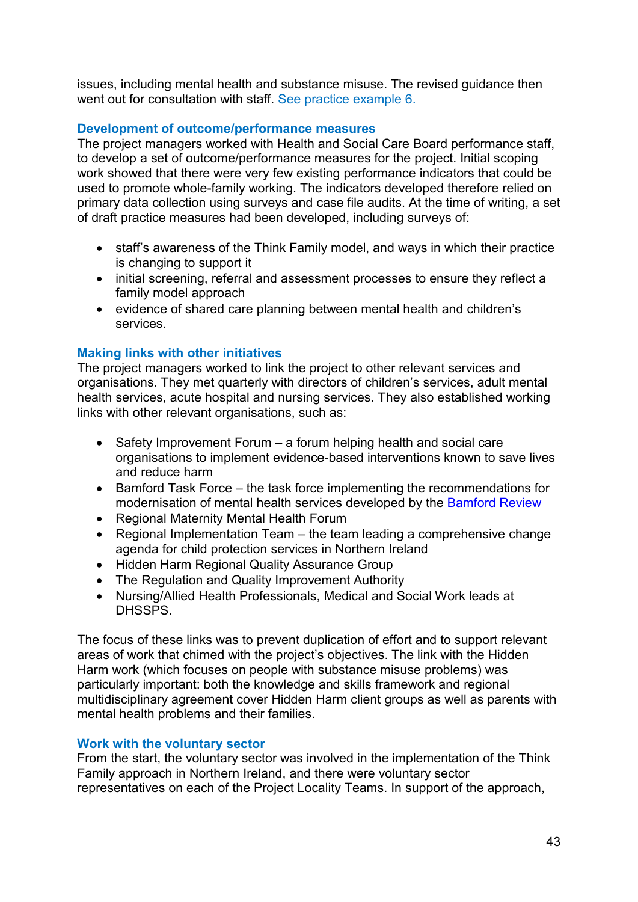issues, including mental health and substance misuse. The revised guidance then went out for consultation with staff. See practice example 6.

### Development of outcome/performance measures

The project managers worked with Health and Social Care Board performance staff, to develop a set of outcome/performance measures for the project. Initial scoping work showed that there were very few existing performance indicators that could be used to promote whole-family working. The indicators developed therefore relied on primary data collection using surveys and case file audits. At the time of writing, a set of draft practice measures had been developed, including surveys of:

- staff's awareness of the Think Family model, and ways in which their practice is changing to support it
- initial screening, referral and assessment processes to ensure they reflect a family model approach
- evidence of shared care planning between mental health and children's services.

### Making links with other initiatives

The project managers worked to link the project to other relevant services and organisations. They met quarterly with directors of children's services, adult mental health services, acute hospital and nursing services. They also established working links with other relevant organisations, such as:

- Safety Improvement Forum – a forum helping health and social care organisations to implement evidence-based interventions known to save lives and reduce harm
- Bamford Task Force – the task force implementing the recommendations for modernisation of mental health services developed by the Bamford Review
- Regional Maternity Mental Health Forum
- Regional Implementation Team – the team leading a comprehensive change agenda for child protection services in Northern Ireland
- Hidden Harm Regional Quality Assurance Group
- The Regulation and Quality Improvement Authority
- Nursing/Allied Health Professionals, Medical and Social Work leads at DHSSPS.

The focus of these links was to prevent duplication of effort and to support relevant areas of work that chimed with the project's objectives. The link with the Hidden Harm work (which focuses on people with substance misuse problems) was particularly important: both the knowledge and skills framework and regional multidisciplinary agreement cover Hidden Harm client groups as well as parents with mental health problems and their families.

### Work with the voluntary sector

From the start, the voluntary sector was involved in the implementation of the Think Family approach in Northern Ireland, and there were voluntary sector representatives on each of the Project Locality Teams. In support of the approach,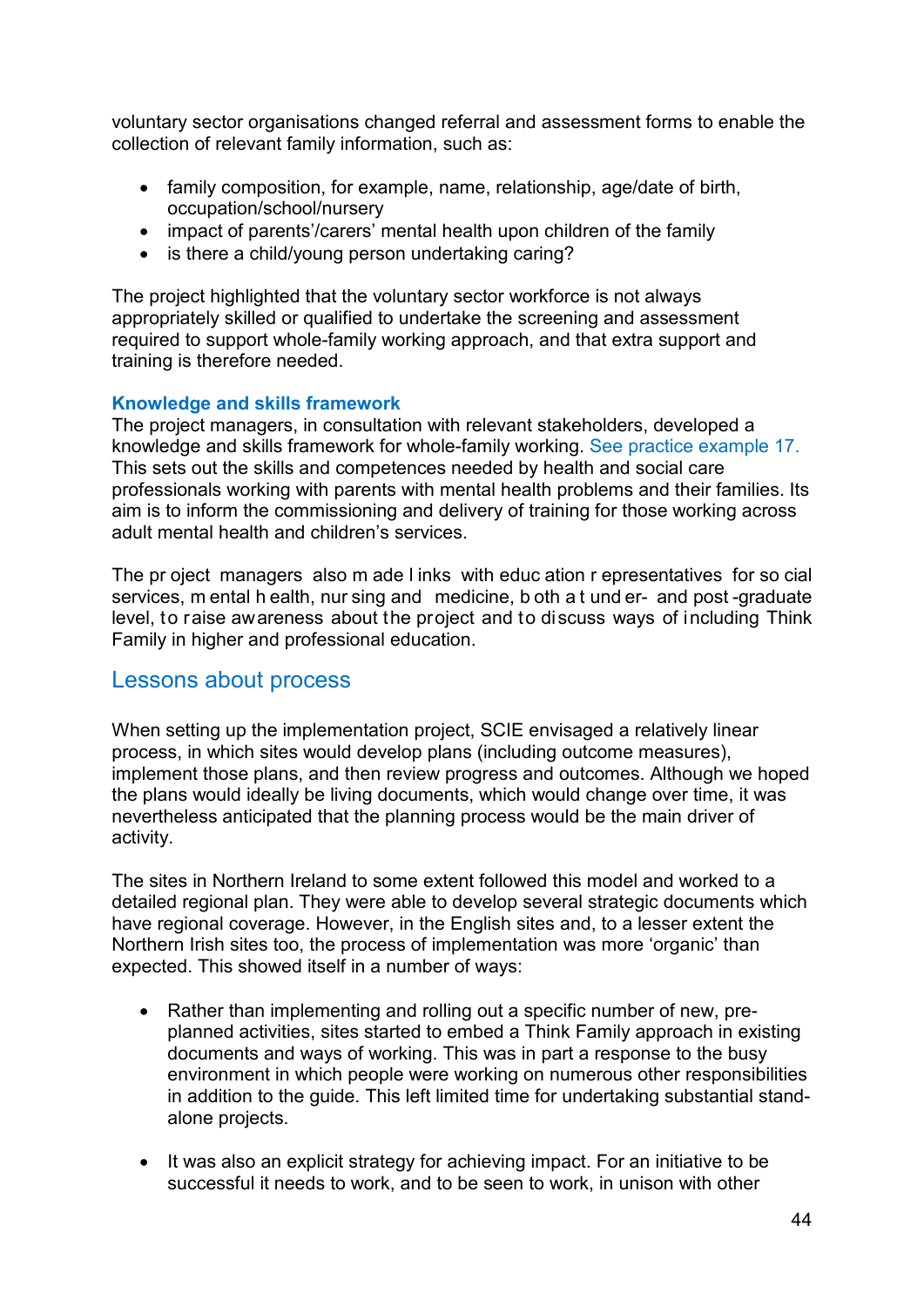voluntary sector organisations changed referral and assessment forms to enable the collection of relevant family information, such as:

- family composition, for example, name, relationship, age/date of birth, occupation/school/nursery
- impact of parents'/carers' mental health upon children of the family
- is there a child/young person undertaking caring?

The project highlighted that the voluntary sector workforce is not always appropriately skilled or qualified to undertake the screening and assessment required to support whole-family working approach, and that extra support and training is therefore needed.

### Knowledge and skills framework

The project managers, in consultation with relevant stakeholders, developed a knowledge and skills framework for whole-family working. See practice example 17. This sets out the skills and competences needed by health and social care professionals working with parents with mental health problems and their families. Its aim is to inform the commissioning and delivery of training for those working across adult mental health and children's services.

The project managers also made links with education representatives for social services, mental health, nursing and medicine, both at under- and post-graduate level, to raise awareness about the project and to discuss ways of including Think Family in higher and professional education.

## Lessons about process

When setting up the implementation project, SCIE envisaged a relatively linear process, in which sites would develop plans (including outcome measures), implement those plans, and then review progress and outcomes. Although we hoped the plans would ideally be living documents, which would change over time, it was nevertheless anticipated that the planning process would be the main driver of activity.

The sites in Northern Ireland to some extent followed this model and worked to a detailed regional plan. They were able to develop several strategic documents which have regional coverage. However, in the English sites and, to a lesser extent the Northern Irish sites too, the process of implementation was more 'organic' than expected. This showed itself in a number of ways:

- Rather than implementing and rolling out a specific number of new, pre-planned activities, sites started to embed a Think Family approach in existing documents and ways of working. This was in part a response to the busy environment in which people were working on numerous other responsibilities in addition to the guide. This left limited time for undertaking substantial stand-alone projects.

- It was also an explicit strategy for achieving impact. For an initiative to be successful it needs to work, and to be seen to work, in unison with other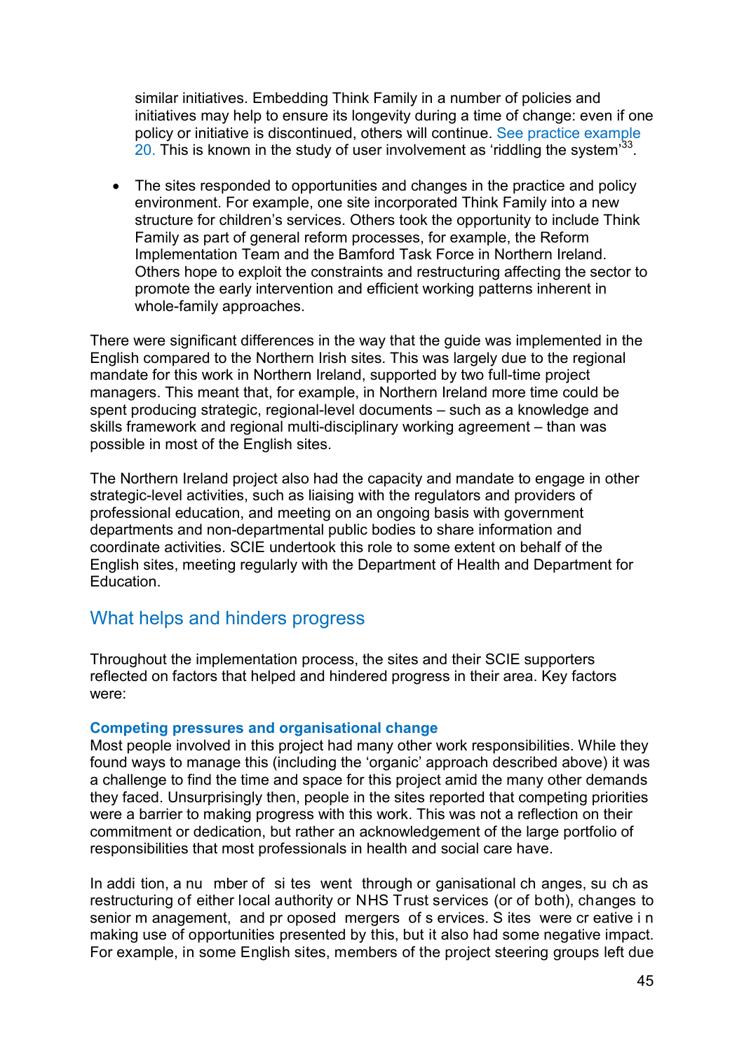similar initiatives. Embedding Think Family in a number of policies and initiatives may help to ensure its longevity during a time of change: even if one policy or initiative is discontinued, others will continue. See practice example 20. This is known in the study of user involvement as 'riddling the system'[33].

- The sites responded to opportunities and changes in the practice and policy environment. For example, one site incorporated Think Family into a new structure for children's services. Others took the opportunity to include Think Family as part of general reform processes, for example, the Reform Implementation Team and the Bamford Task Force in Northern Ireland. Others hope to exploit the constraints and restructuring affecting the sector to promote the early intervention and efficient working patterns inherent in whole-family approaches.

There were significant differences in the way that the guide was implemented in the English compared to the Northern Irish sites. This was largely due to the regional mandate for this work in Northern Ireland, supported by two full-time project managers. This meant that, for example, in Northern Ireland more time could be spent producing strategic, regional-level documents – such as a knowledge and skills framework and regional multi-disciplinary working agreement – than was possible in most of the English sites.

The Northern Ireland project also had the capacity and mandate to engage in other strategic-level activities, such as liaising with the regulators and providers of professional education, and meeting on an ongoing basis with government departments and non-departmental public bodies to share information and coordinate activities. SCIE undertook this role to some extent on behalf of the English sites, meeting regularly with the Department of Health and Department for Education.

## What helps and hinders progress

Throughout the implementation process, the sites and their SCIE supporters reflected on factors that helped and hindered progress in their area. Key factors were:

### Competing pressures and organisational change

Most people involved in this project had many other work responsibilities. While they found ways to manage this (including the 'organic' approach described above) it was a challenge to find the time and space for this project amid the many other demands they faced. Unsurprisingly then, people in the sites reported that competing priorities were a barrier to making progress with this work. This was not a reflection on their commitment or dedication, but rather an acknowledgement of the large portfolio of responsibilities that most professionals in health and social care have.

In addition, a number of sites went through organisational changes, such as restructuring of either local authority or NHS Trust services (or of both), changes to senior management, and proposed mergers of services. Sites were creative in making use of opportunities presented by this, but it also had some negative impact. For example, in some English sites, members of the project steering groups left due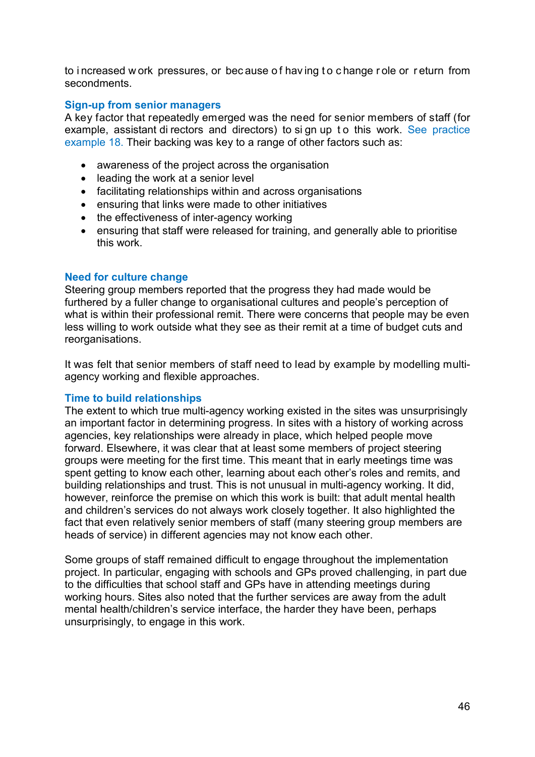to increased work pressures, or because of having to change role or return from secondments.

### Sign-up from senior managers

A key factor that repeatedly emerged was the need for senior members of staff (for example, assistant directors and directors) to sign up to this work. See practice example 18. Their backing was key to a range of other factors such as:

- awareness of the project across the organisation
- leading the work at a senior level
- facilitating relationships within and across organisations
- ensuring that links were made to other initiatives
- the effectiveness of inter-agency working
- ensuring that staff were released for training, and generally able to prioritise this work.

### Need for culture change

Steering group members reported that the progress they had made would be furthered by a fuller change to organisational cultures and people's perception of what is within their professional remit. There were concerns that people may be even less willing to work outside what they see as their remit at a time of budget cuts and reorganisations.

It was felt that senior members of staff need to lead by example by modelling multi-agency working and flexible approaches.

### Time to build relationships

The extent to which true multi-agency working existed in the sites was unsurprisingly an important factor in determining progress. In sites with a history of working across agencies, key relationships were already in place, which helped people move forward. Elsewhere, it was clear that at least some members of project steering groups were meeting for the first time. This meant that in early meetings time was spent getting to know each other, learning about each other's roles and remits, and building relationships and trust. This is not unusual in multi-agency working. It did, however, reinforce the premise on which this work is built: that adult mental health and children's services do not always work closely together. It also highlighted the fact that even relatively senior members of staff (many steering group members are heads of service) in different agencies may not know each other.

Some groups of staff remained difficult to engage throughout the implementation project. In particular, engaging with schools and GPs proved challenging, in part due to the difficulties that school staff and GPs have in attending meetings during working hours. Sites also noted that the further services are away from the adult mental health/children's service interface, the harder they have been, perhaps unsurprisingly, to engage in this work.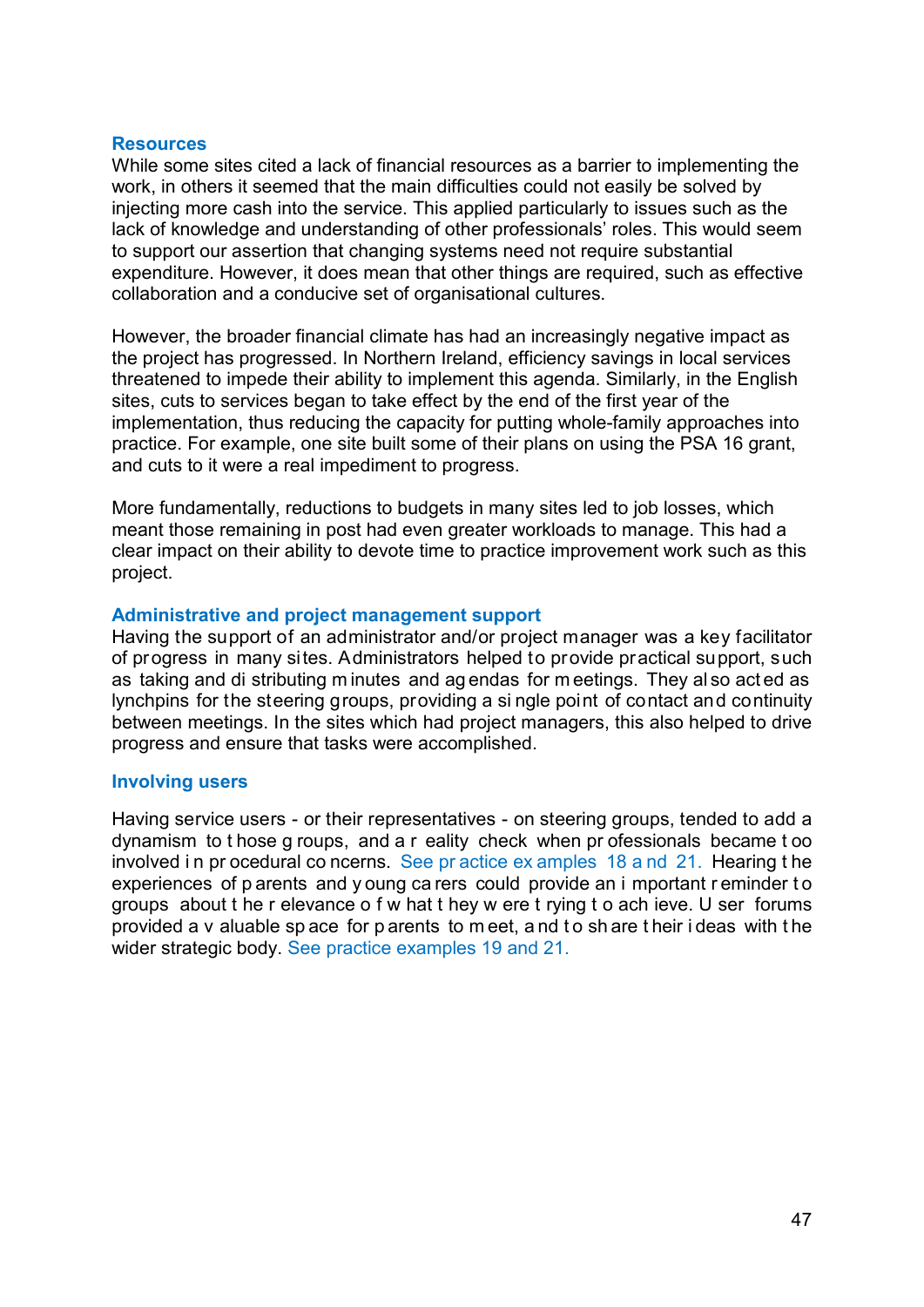### Resources

While some sites cited a lack of financial resources as a barrier to implementing the work, in others it seemed that the main difficulties could not easily be solved by injecting more cash into the service. This applied particularly to issues such as the lack of knowledge and understanding of other professionals' roles. This would seem to support our assertion that changing systems need not require substantial expenditure. However, it does mean that other things are required, such as effective collaboration and a conducive set of organisational cultures.

However, the broader financial climate has had an increasingly negative impact as the project has progressed. In Northern Ireland, efficiency savings in local services threatened to impede their ability to implement this agenda. Similarly, in the English sites, cuts to services began to take effect by the end of the first year of the implementation, thus reducing the capacity for putting whole-family approaches into practice. For example, one site built some of their plans on using the PSA 16 grant, and cuts to it were a real impediment to progress.

More fundamentally, reductions to budgets in many sites led to job losses, which meant those remaining in post had even greater workloads to manage. This had a clear impact on their ability to devote time to practice improvement work such as this project.

### Administrative and project management support

Having the support of an administrator and/or project manager was a key facilitator of progress in many sites. Administrators helped to provide practical support, such as taking and distributing minutes and agendas for meetings. They also acted as lynchpins for the steering groups, providing a single point of contact and continuity between meetings. In the sites which had project managers, this also helped to drive progress and ensure that tasks were accomplished.

### Involving users

Having service users - or their representatives - on steering groups, tended to add a dynamism to those groups, and a reality check when professionals became too involved in procedural concerns. See practice examples 18 and 21. Hearing the experiences of parents and young carers could provide an important reminder to groups about the relevance of what they were trying to achieve. User forums provided a valuable space for parents to meet, and to share their ideas with the wider strategic body. See practice examples 19 and 21.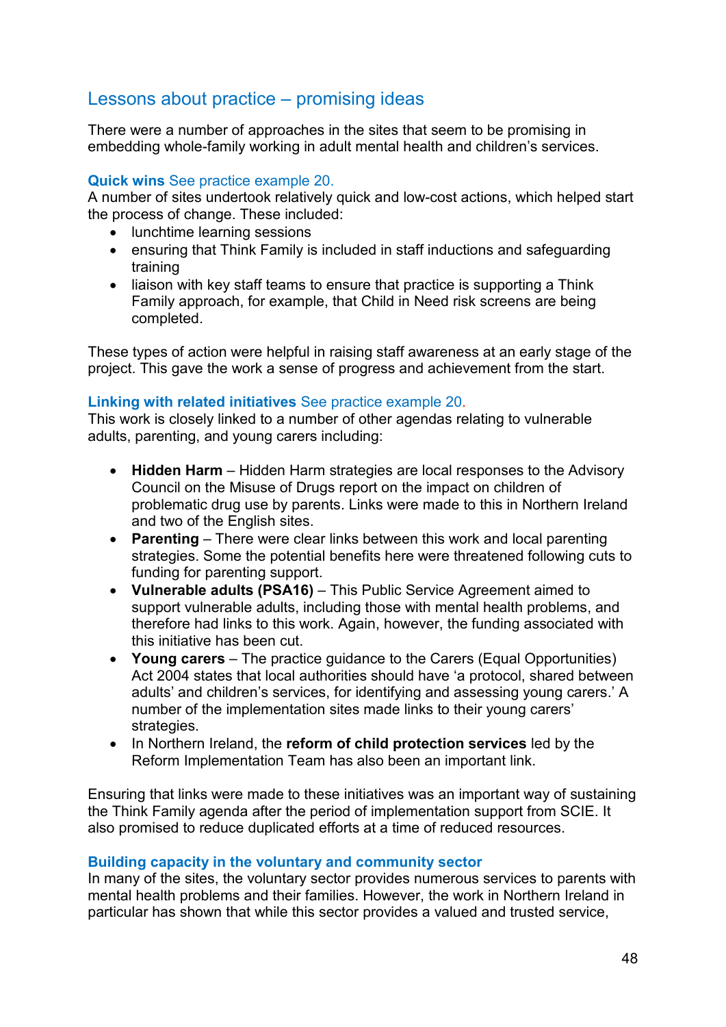## Lessons about practice – promising ideas

There were a number of approaches in the sites that seem to be promising in embedding whole-family working in adult mental health and children's services.

**Quick wins** See practice example 20.

A number of sites undertook relatively quick and low-cost actions, which helped start the process of change. These included:

- lunchtime learning sessions
- ensuring that Think Family is included in staff inductions and safeguarding training
- liaison with key staff teams to ensure that practice is supporting a Think Family approach, for example, that Child in Need risk screens are being completed.

These types of action were helpful in raising staff awareness at an early stage of the project. This gave the work a sense of progress and achievement from the start.

**Linking with related initiatives** See practice example 20.

This work is closely linked to a number of other agendas relating to vulnerable adults, parenting, and young carers including:

- **Hidden Harm** – Hidden Harm strategies are local responses to the Advisory Council on the Misuse of Drugs report on the impact on children of problematic drug use by parents. Links were made to this in Northern Ireland and two of the English sites.
- **Parenting** – There were clear links between this work and local parenting strategies. Some the potential benefits here were threatened following cuts to funding for parenting support.
- **Vulnerable adults (PSA16)** – This Public Service Agreement aimed to support vulnerable adults, including those with mental health problems, and therefore had links to this work. Again, however, the funding associated with this initiative has been cut.
- **Young carers** – The practice guidance to the Carers (Equal Opportunities) Act 2004 states that local authorities should have 'a protocol, shared between adults' and children's services, for identifying and assessing young carers.' A number of the implementation sites made links to their young carers' strategies.
- In Northern Ireland, the **reform of child protection services** led by the Reform Implementation Team has also been an important link.

Ensuring that links were made to these initiatives was an important way of sustaining the Think Family agenda after the period of implementation support from SCIE. It also promised to reduce duplicated efforts at a time of reduced resources.

**Building capacity in the voluntary and community sector**

In many of the sites, the voluntary sector provides numerous services to parents with mental health problems and their families. However, the work in Northern Ireland in particular has shown that while this sector provides a valued and trusted service,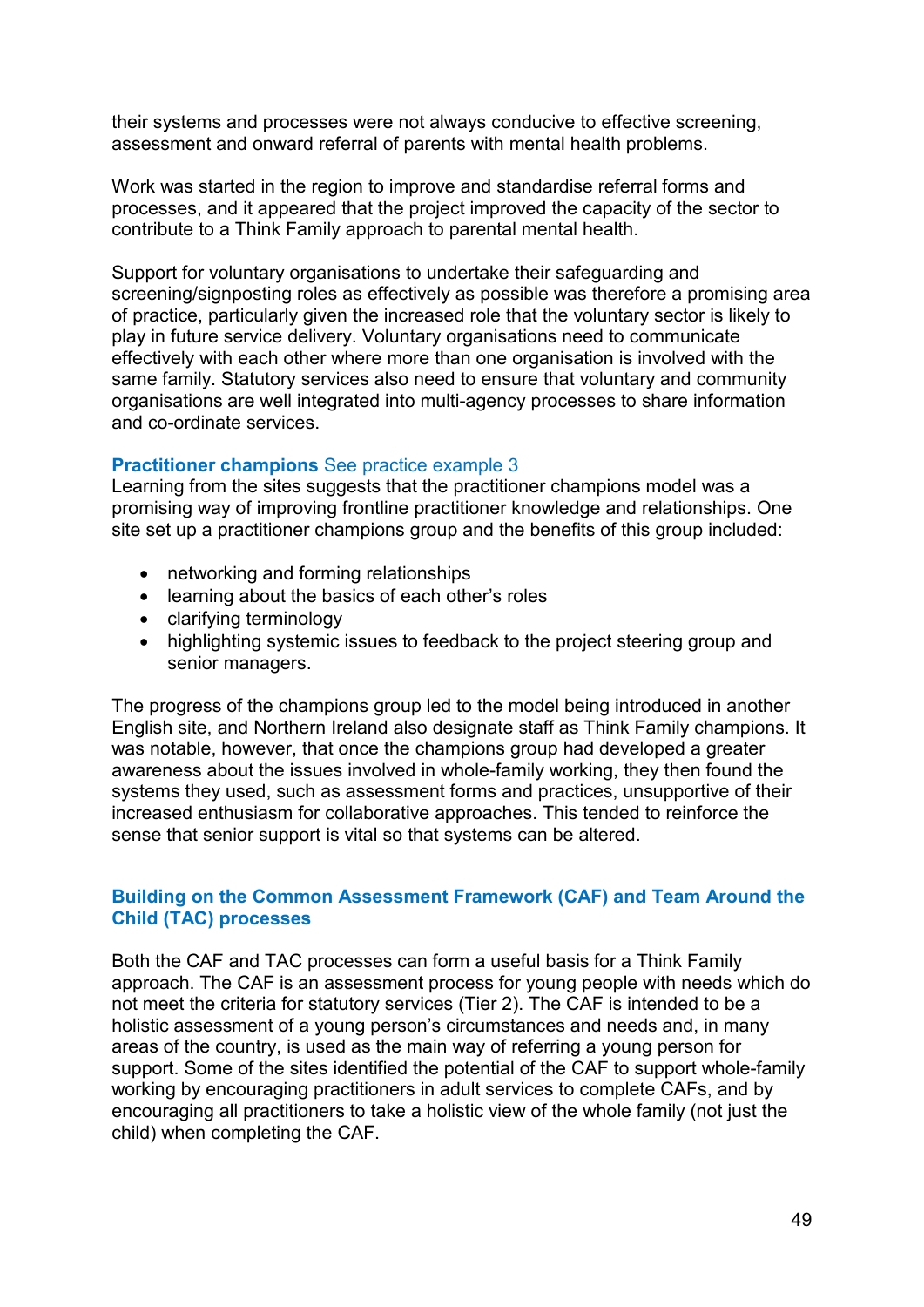their systems and processes were not always conducive to effective screening, assessment and onward referral of parents with mental health problems.

Work was started in the region to improve and standardise referral forms and processes, and it appeared that the project improved the capacity of the sector to contribute to a Think Family approach to parental mental health.

Support for voluntary organisations to undertake their safeguarding and screening/signposting roles as effectively as possible was therefore a promising area of practice, particularly given the increased role that the voluntary sector is likely to play in future service delivery. Voluntary organisations need to communicate effectively with each other where more than one organisation is involved with the same family. Statutory services also need to ensure that voluntary and community organisations are well integrated into multi-agency processes to share information and co-ordinate services.

**Practitioner champions** See practice example 3

Learning from the sites suggests that the practitioner champions model was a promising way of improving frontline practitioner knowledge and relationships. One site set up a practitioner champions group and the benefits of this group included:

- networking and forming relationships
- learning about the basics of each other's roles
- clarifying terminology
- highlighting systemic issues to feedback to the project steering group and senior managers.

The progress of the champions group led to the model being introduced in another English site, and Northern Ireland also designate staff as Think Family champions. It was notable, however, that once the champions group had developed a greater awareness about the issues involved in whole-family working, they then found the systems they used, such as assessment forms and practices, unsupportive of their increased enthusiasm for collaborative approaches. This tended to reinforce the sense that senior support is vital so that systems can be altered.

### Building on the Common Assessment Framework (CAF) and Team Around the Child (TAC) processes

Both the CAF and TAC processes can form a useful basis for a Think Family approach. The CAF is an assessment process for young people with needs which do not meet the criteria for statutory services (Tier 2). The CAF is intended to be a holistic assessment of a young person's circumstances and needs and, in many areas of the country, is used as the main way of referring a young person for support. Some of the sites identified the potential of the CAF to support whole-family working by encouraging practitioners in adult services to complete CAFs, and by encouraging all practitioners to take a holistic view of the whole family (not just the child) when completing the CAF.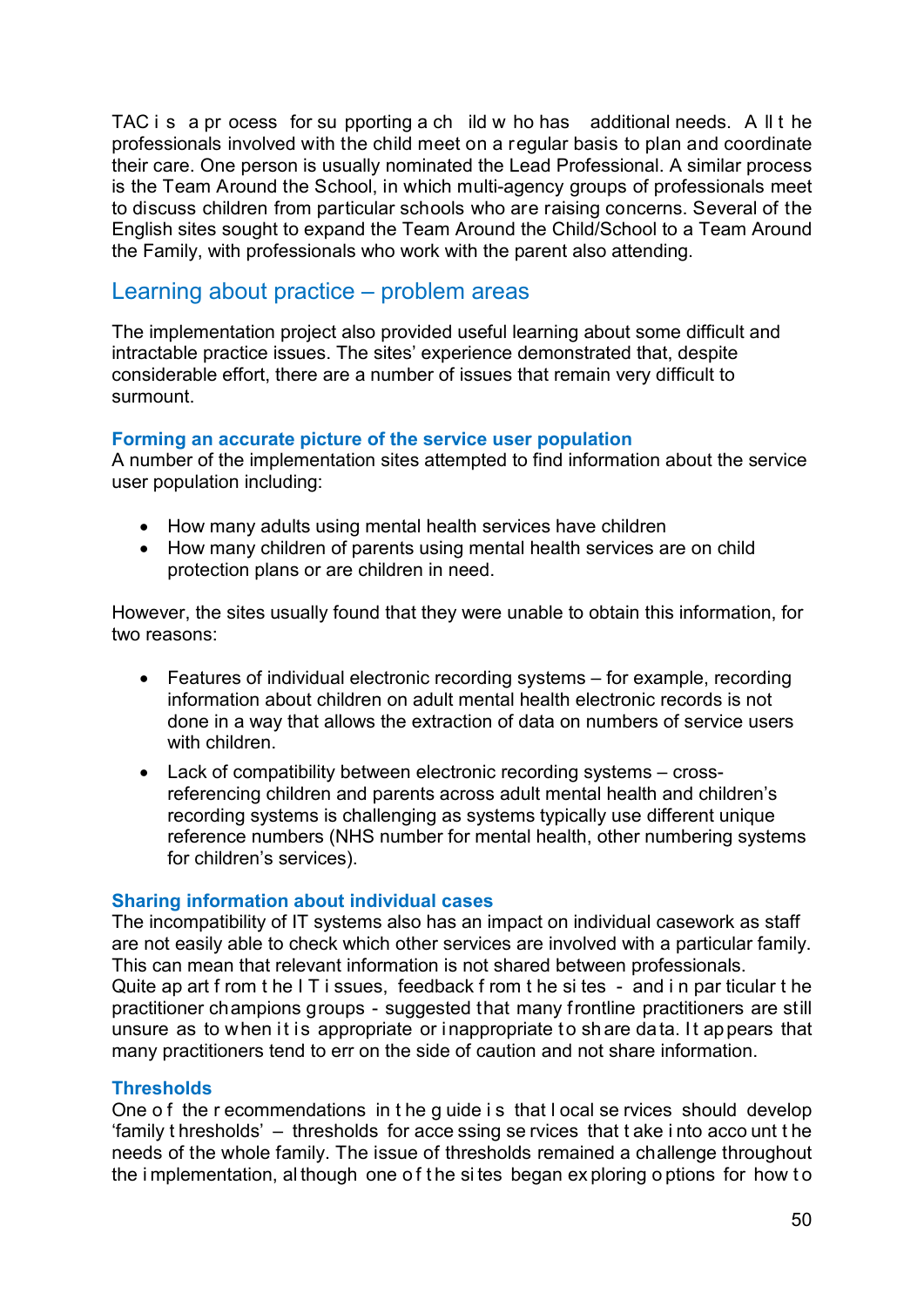TAC is a process for supporting a child who has additional needs. All the professionals involved with the child meet on a regular basis to plan and coordinate their care. One person is usually nominated the Lead Professional. A similar process is the Team Around the School, in which multi-agency groups of professionals meet to discuss children from particular schools who are raising concerns. Several of the English sites sought to expand the Team Around the Child/School to a Team Around the Family, with professionals who work with the parent also attending.

## Learning about practice – problem areas

The implementation project also provided useful learning about some difficult and intractable practice issues. The sites' experience demonstrated that, despite considerable effort, there are a number of issues that remain very difficult to surmount.

### Forming an accurate picture of the service user population

A number of the implementation sites attempted to find information about the service user population including:

- How many adults using mental health services have children
- How many children of parents using mental health services are on child protection plans or are children in need.

However, the sites usually found that they were unable to obtain this information, for two reasons:

- Features of individual electronic recording systems – for example, recording information about children on adult mental health electronic records is not done in a way that allows the extraction of data on numbers of service users with children.
- Lack of compatibility between electronic recording systems – cross-referencing children and parents across adult mental health and children's recording systems is challenging as systems typically use different unique reference numbers (NHS number for mental health, other numbering systems for children's services).

### Sharing information about individual cases

The incompatibility of IT systems also has an impact on individual casework as staff are not easily able to check which other services are involved with a particular family. This can mean that relevant information is not shared between professionals. Quite apart from the IT issues, feedback from the sites - and in particular the practitioner champions groups - suggested that many frontline practitioners are still unsure as to when it is appropriate or inappropriate to share data. It appears that many practitioners tend to err on the side of caution and not share information.

### Thresholds

One of the recommendations in the guide is that local services should develop 'family thresholds' – thresholds for accessing services that take into account the needs of the whole family. The issue of thresholds remained a challenge throughout the implementation, although one of the sites began exploring options for how to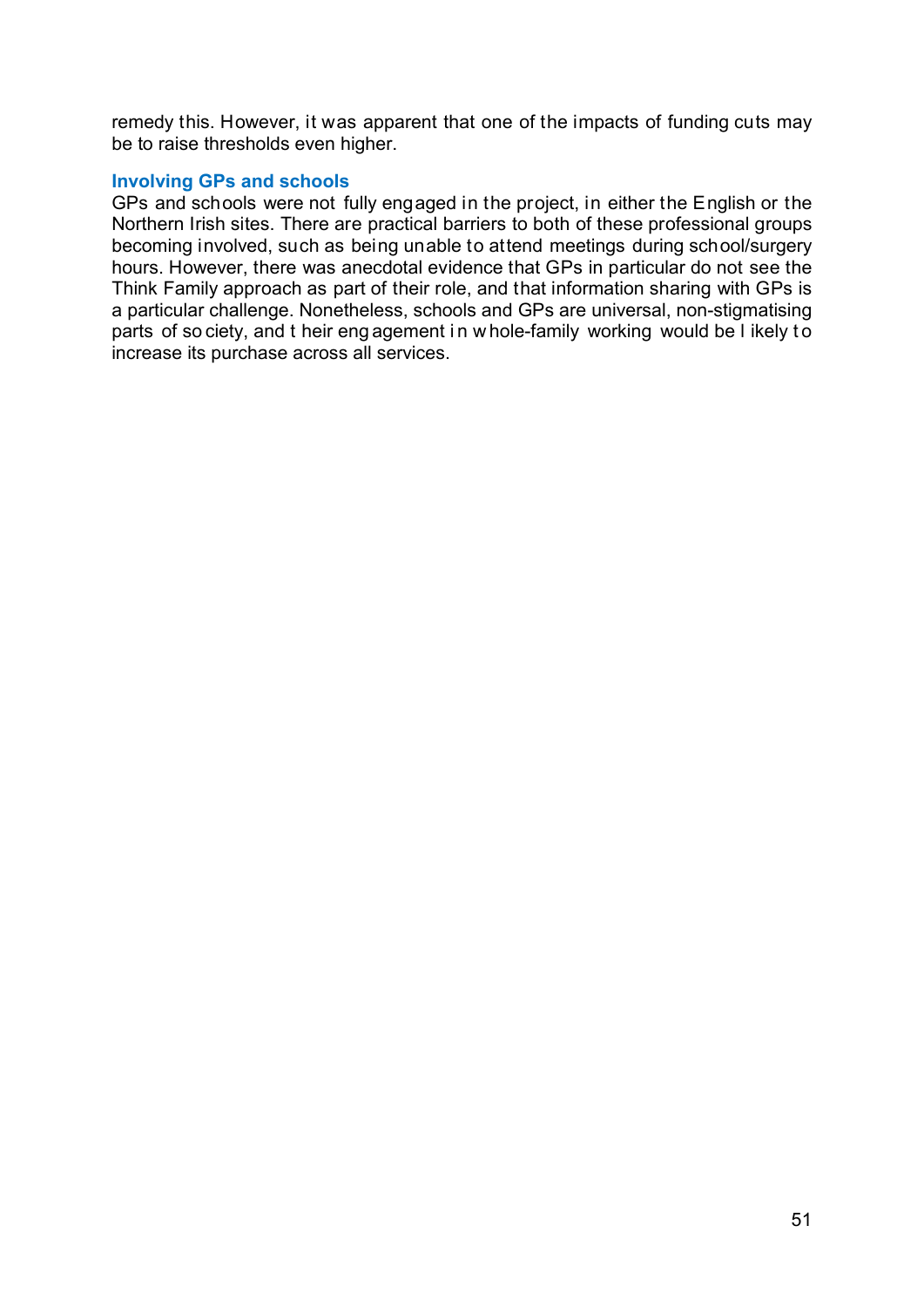remedy this. However, it was apparent that one of the impacts of funding cuts may be to raise thresholds even higher.

### Involving GPs and schools

GPs and schools were not fully engaged in the project, in either the English or the Northern Irish sites. There are practical barriers to both of these professional groups becoming involved, such as being unable to attend meetings during school/surgery hours. However, there was anecdotal evidence that GPs in particular do not see the Think Family approach as part of their role, and that information sharing with GPs is a particular challenge. Nonetheless, schools and GPs are universal, non-stigmatising parts of society, and their engagement in whole-family working would be likely to increase its purchase across all services.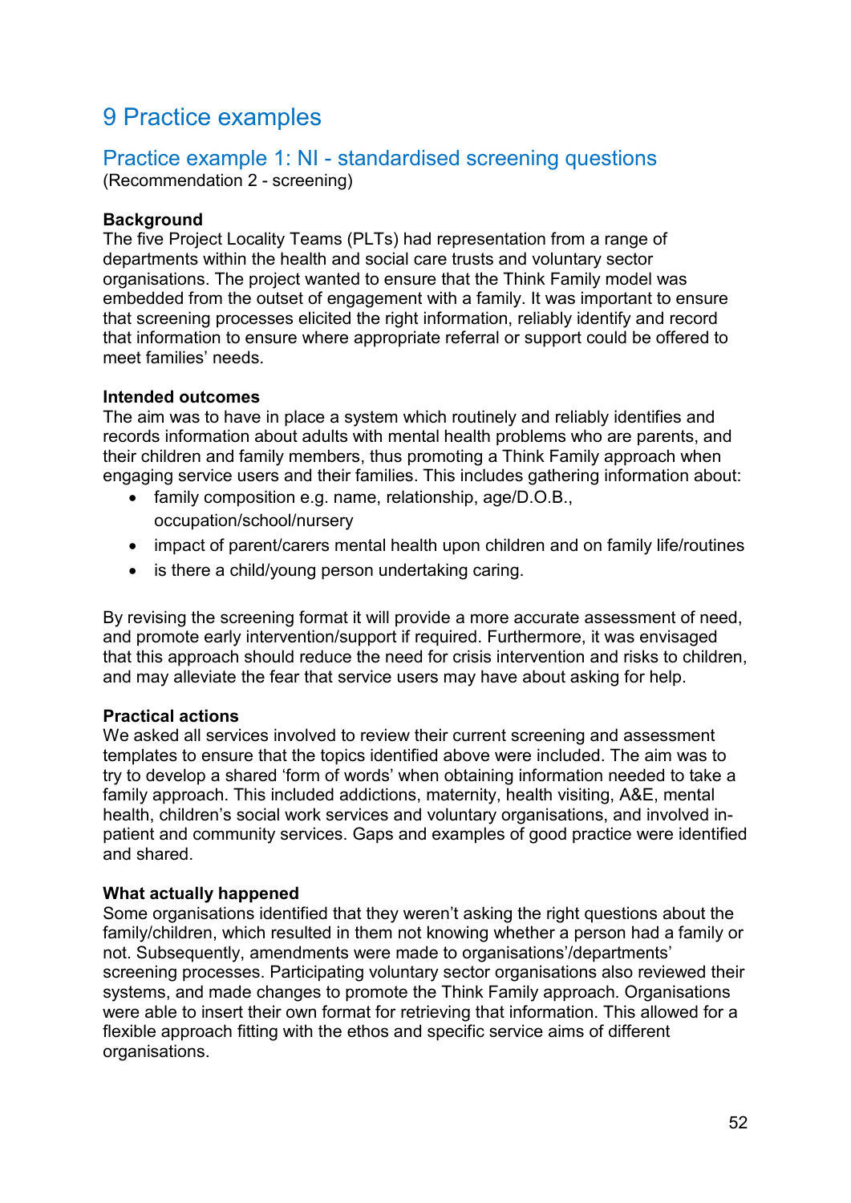# 9 Practice examples

## Practice example 1: NI - standardised screening questions

(Recommendation 2 - screening)

**Background**

The five Project Locality Teams (PLTs) had representation from a range of departments within the health and social care trusts and voluntary sector organisations. The project wanted to ensure that the Think Family model was embedded from the outset of engagement with a family. It was important to ensure that screening processes elicited the right information, reliably identify and record that information to ensure where appropriate referral or support could be offered to meet families' needs.

**Intended outcomes**

The aim was to have in place a system which routinely and reliably identifies and records information about adults with mental health problems who are parents, and their children and family members, thus promoting a Think Family approach when engaging service users and their families. This includes gathering information about:

- family composition e.g. name, relationship, age/D.O.B., occupation/school/nursery
- impact of parent/carers mental health upon children and on family life/routines
- is there a child/young person undertaking caring.

By revising the screening format it will provide a more accurate assessment of need, and promote early intervention/support if required. Furthermore, it was envisaged that this approach should reduce the need for crisis intervention and risks to children, and may alleviate the fear that service users may have about asking for help.

**Practical actions**

We asked all services involved to review their current screening and assessment templates to ensure that the topics identified above were included. The aim was to try to develop a shared 'form of words' when obtaining information needed to take a family approach. This included addictions, maternity, health visiting, A&E, mental health, children's social work services and voluntary organisations, and involved in-patient and community services. Gaps and examples of good practice were identified and shared.

**What actually happened**

Some organisations identified that they weren't asking the right questions about the family/children, which resulted in them not knowing whether a person had a family or not. Subsequently, amendments were made to organisations'/departments' screening processes. Participating voluntary sector organisations also reviewed their systems, and made changes to promote the Think Family approach. Organisations were able to insert their own format for retrieving that information. This allowed for a flexible approach fitting with the ethos and specific service aims of different organisations.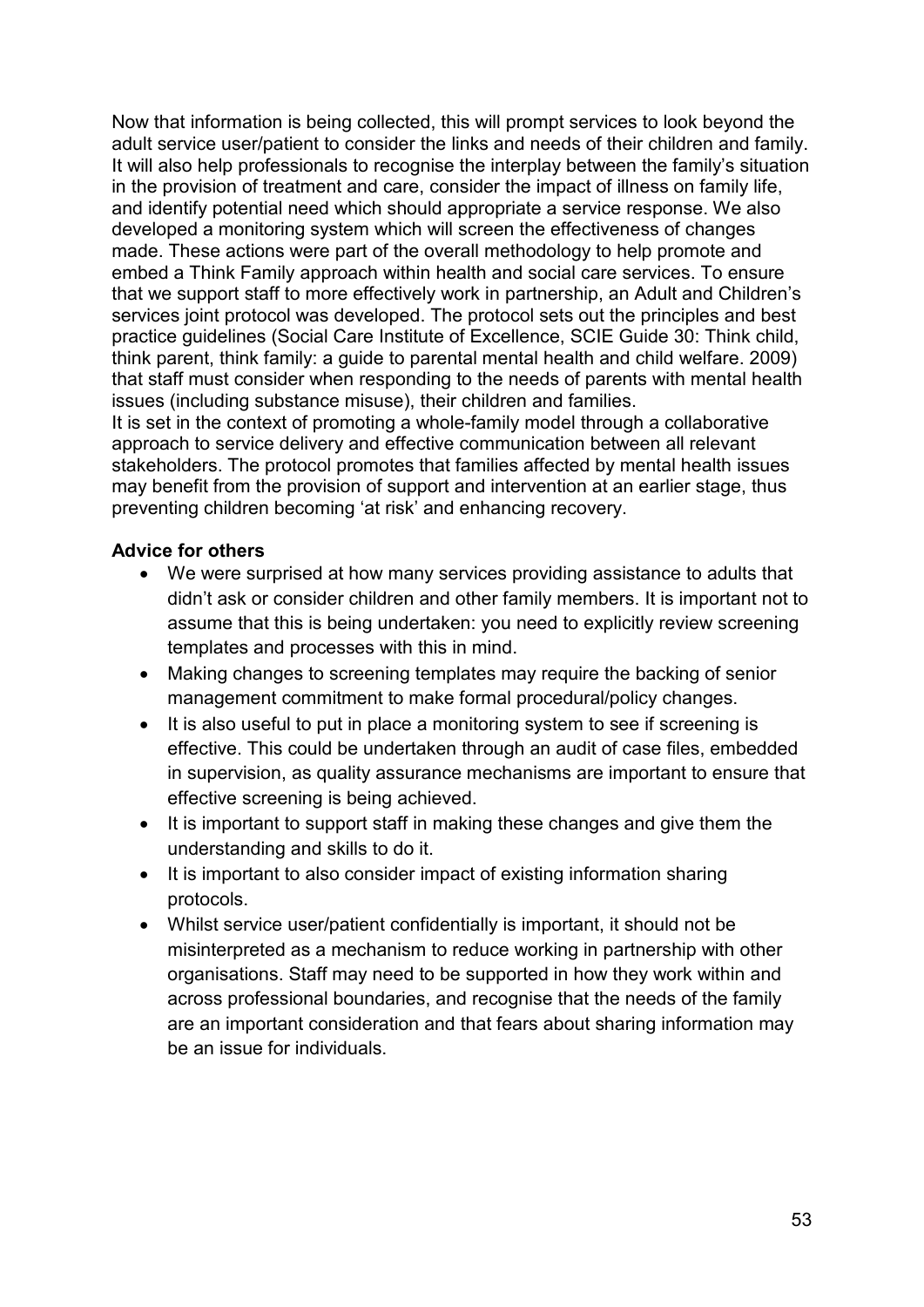Now that information is being collected, this will prompt services to look beyond the adult service user/patient to consider the links and needs of their children and family. It will also help professionals to recognise the interplay between the family's situation in the provision of treatment and care, consider the impact of illness on family life, and identify potential need which should appropriate a service response. We also developed a monitoring system which will screen the effectiveness of changes made. These actions were part of the overall methodology to help promote and embed a Think Family approach within health and social care services. To ensure that we support staff to more effectively work in partnership, an Adult and Children's services joint protocol was developed. The protocol sets out the principles and best practice guidelines (Social Care Institute of Excellence, SCIE Guide 30: Think child, think parent, think family: a guide to parental mental health and child welfare. 2009) that staff must consider when responding to the needs of parents with mental health issues (including substance misuse), their children and families.
It is set in the context of promoting a whole-family model through a collaborative approach to service delivery and effective communication between all relevant stakeholders. The protocol promotes that families affected by mental health issues may benefit from the provision of support and intervention at an earlier stage, thus preventing children becoming 'at risk' and enhancing recovery.

**Advice for others**

- We were surprised at how many services providing assistance to adults that didn't ask or consider children and other family members. It is important not to assume that this is being undertaken: you need to explicitly review screening templates and processes with this in mind.
- Making changes to screening templates may require the backing of senior management commitment to make formal procedural/policy changes.
- It is also useful to put in place a monitoring system to see if screening is effective. This could be undertaken through an audit of case files, embedded in supervision, as quality assurance mechanisms are important to ensure that effective screening is being achieved.
- It is important to support staff in making these changes and give them the understanding and skills to do it.
- It is important to also consider impact of existing information sharing protocols.
- Whilst service user/patient confidentially is important, it should not be misinterpreted as a mechanism to reduce working in partnership with other organisations. Staff may need to be supported in how they work within and across professional boundaries, and recognise that the needs of the family are an important consideration and that fears about sharing information may be an issue for individuals.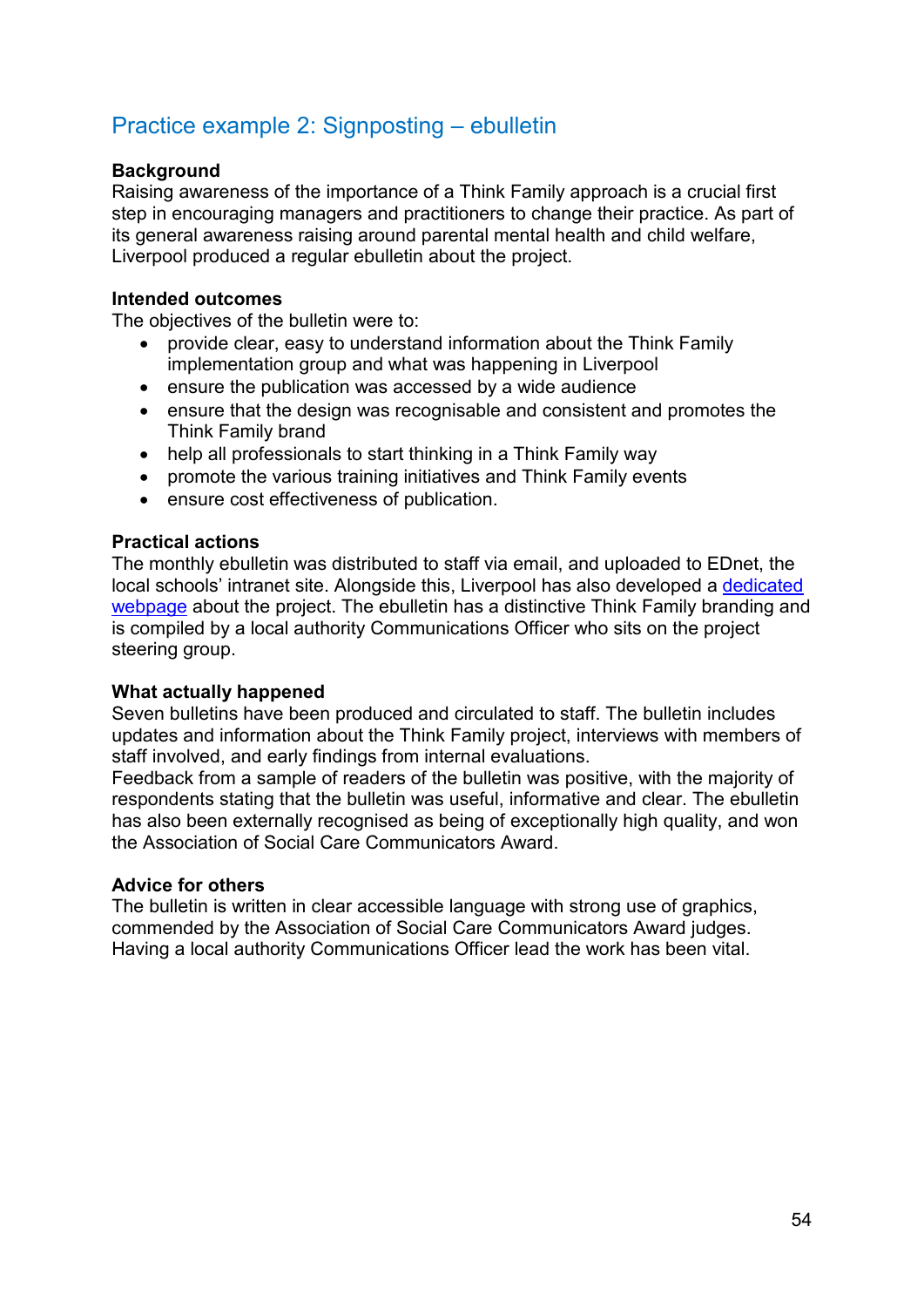## Practice example 2: Signposting – ebulletin

**Background**
Raising awareness of the importance of a Think Family approach is a crucial first step in encouraging managers and practitioners to change their practice. As part of its general awareness raising around parental mental health and child welfare, Liverpool produced a regular ebulletin about the project.

**Intended outcomes**
The objectives of the bulletin were to:

- provide clear, easy to understand information about the Think Family implementation group and what was happening in Liverpool
- ensure the publication was accessed by a wide audience
- ensure that the design was recognisable and consistent and promotes the Think Family brand
- help all professionals to start thinking in a Think Family way
- promote the various training initiatives and Think Family events
- ensure cost effectiveness of publication.

**Practical actions**
The monthly ebulletin was distributed to staff via email, and uploaded to EDnet, the local schools' intranet site. Alongside this, Liverpool has also developed a dedicated webpage about the project. The ebulletin has a distinctive Think Family branding and is compiled by a local authority Communications Officer who sits on the project steering group.

**What actually happened**
Seven bulletins have been produced and circulated to staff. The bulletin includes updates and information about the Think Family project, interviews with members of staff involved, and early findings from internal evaluations.
Feedback from a sample of readers of the bulletin was positive, with the majority of respondents stating that the bulletin was useful, informative and clear. The ebulletin has also been externally recognised as being of exceptionally high quality, and won the Association of Social Care Communicators Award.

**Advice for others**
The bulletin is written in clear accessible language with strong use of graphics, commended by the Association of Social Care Communicators Award judges. Having a local authority Communications Officer lead the work has been vital.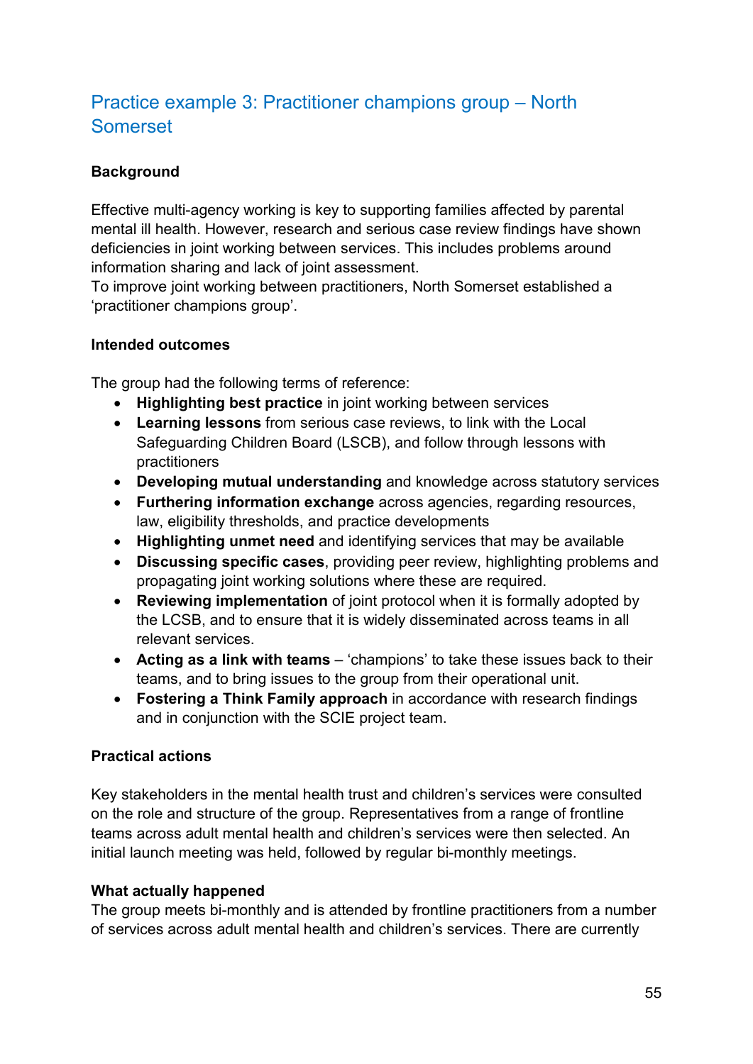## Practice example 3: Practitioner champions group – North Somerset

**Background**

Effective multi-agency working is key to supporting families affected by parental mental ill health. However, research and serious case review findings have shown deficiencies in joint working between services. This includes problems around information sharing and lack of joint assessment.
To improve joint working between practitioners, North Somerset established a 'practitioner champions group'.

**Intended outcomes**

The group had the following terms of reference:

- **Highlighting best practice** in joint working between services
- **Learning lessons** from serious case reviews, to link with the Local Safeguarding Children Board (LSCB), and follow through lessons with practitioners
- **Developing mutual understanding** and knowledge across statutory services
- **Furthering information exchange** across agencies, regarding resources, law, eligibility thresholds, and practice developments
- **Highlighting unmet need** and identifying services that may be available
- **Discussing specific cases**, providing peer review, highlighting problems and propagating joint working solutions where these are required.
- **Reviewing implementation** of joint protocol when it is formally adopted by the LCSB, and to ensure that it is widely disseminated across teams in all relevant services.
- **Acting as a link with teams** – 'champions' to take these issues back to their teams, and to bring issues to the group from their operational unit.
- **Fostering a Think Family approach** in accordance with research findings and in conjunction with the SCIE project team.

**Practical actions**

Key stakeholders in the mental health trust and children's services were consulted on the role and structure of the group. Representatives from a range of frontline teams across adult mental health and children's services were then selected. An initial launch meeting was held, followed by regular bi-monthly meetings.

**What actually happened**

The group meets bi-monthly and is attended by frontline practitioners from a number of services across adult mental health and children's services. There are currently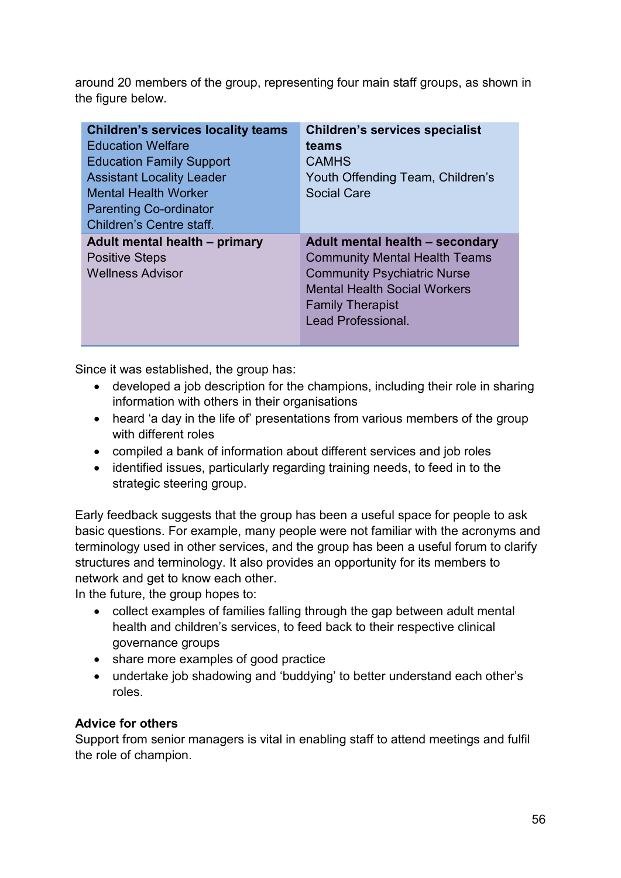around 20 members of the group, representing four main staff groups, as shown in the figure below.

| **Children's services locality teams**<br>Education Welfare<br>Education Family Support<br>Assistant Locality Leader<br>Mental Health Worker<br>Parenting Co-ordinator<br>Children's Centre staff. | **Children's services specialist teams**<br>CAMHS<br>Youth Offending Team, Children's Social Care |
|---|---|
| **Adult mental health – primary**<br>Positive Steps<br>Wellness Advisor | **Adult mental health – secondary**<br>Community Mental Health Teams<br>Community Psychiatric Nurse<br>Mental Health Social Workers<br>Family Therapist<br>Lead Professional. |

Since it was established, the group has:

- developed a job description for the champions, including their role in sharing information with others in their organisations
- heard 'a day in the life of' presentations from various members of the group with different roles
- compiled a bank of information about different services and job roles
- identified issues, particularly regarding training needs, to feed in to the strategic steering group.

Early feedback suggests that the group has been a useful space for people to ask basic questions. For example, many people were not familiar with the acronyms and terminology used in other services, and the group has been a useful forum to clarify structures and terminology. It also provides an opportunity for its members to network and get to know each other.

In the future, the group hopes to:

- collect examples of families falling through the gap between adult mental health and children's services, to feed back to their respective clinical governance groups
- share more examples of good practice
- undertake job shadowing and 'buddying' to better understand each other's roles.

**Advice for others**

Support from senior managers is vital in enabling staff to attend meetings and fulfil the role of champion.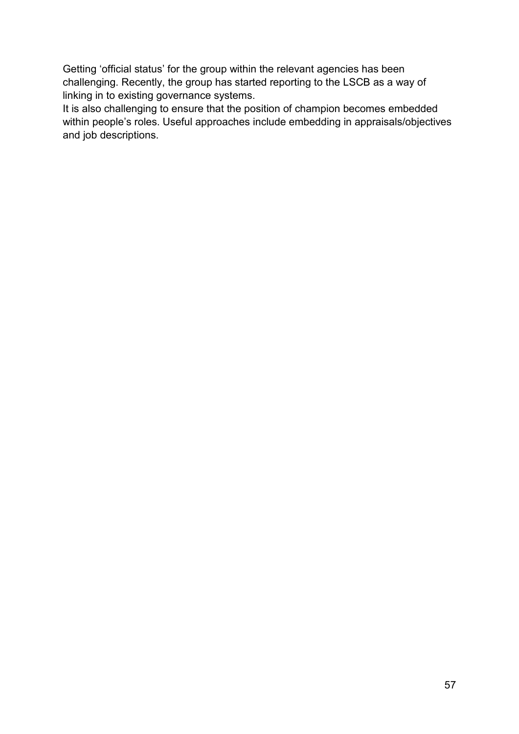Getting 'official status' for the group within the relevant agencies has been challenging. Recently, the group has started reporting to the LSCB as a way of linking in to existing governance systems.

It is also challenging to ensure that the position of champion becomes embedded within people's roles. Useful approaches include embedding in appraisals/objectives and job descriptions.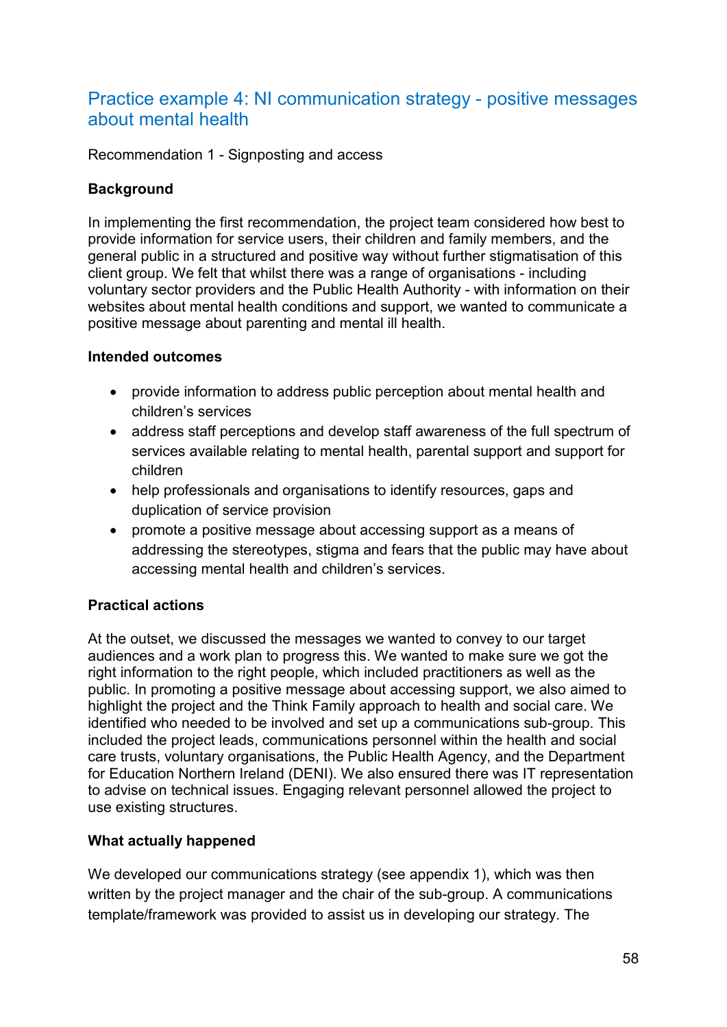## Practice example 4: NI communication strategy - positive messages about mental health

Recommendation 1 - Signposting and access

**Background**

In implementing the first recommendation, the project team considered how best to provide information for service users, their children and family members, and the general public in a structured and positive way without further stigmatisation of this client group. We felt that whilst there was a range of organisations - including voluntary sector providers and the Public Health Authority - with information on their websites about mental health conditions and support, we wanted to communicate a positive message about parenting and mental ill health.

**Intended outcomes**

- provide information to address public perception about mental health and children's services
- address staff perceptions and develop staff awareness of the full spectrum of services available relating to mental health, parental support and support for children
- help professionals and organisations to identify resources, gaps and duplication of service provision
- promote a positive message about accessing support as a means of addressing the stereotypes, stigma and fears that the public may have about accessing mental health and children's services.

**Practical actions**

At the outset, we discussed the messages we wanted to convey to our target audiences and a work plan to progress this. We wanted to make sure we got the right information to the right people, which included practitioners as well as the public. In promoting a positive message about accessing support, we also aimed to highlight the project and the Think Family approach to health and social care. We identified who needed to be involved and set up a communications sub-group. This included the project leads, communications personnel within the health and social care trusts, voluntary organisations, the Public Health Agency, and the Department for Education Northern Ireland (DENI). We also ensured there was IT representation to advise on technical issues. Engaging relevant personnel allowed the project to use existing structures.

**What actually happened**

We developed our communications strategy (see appendix 1), which was then written by the project manager and the chair of the sub-group. A communications template/framework was provided to assist us in developing our strategy. The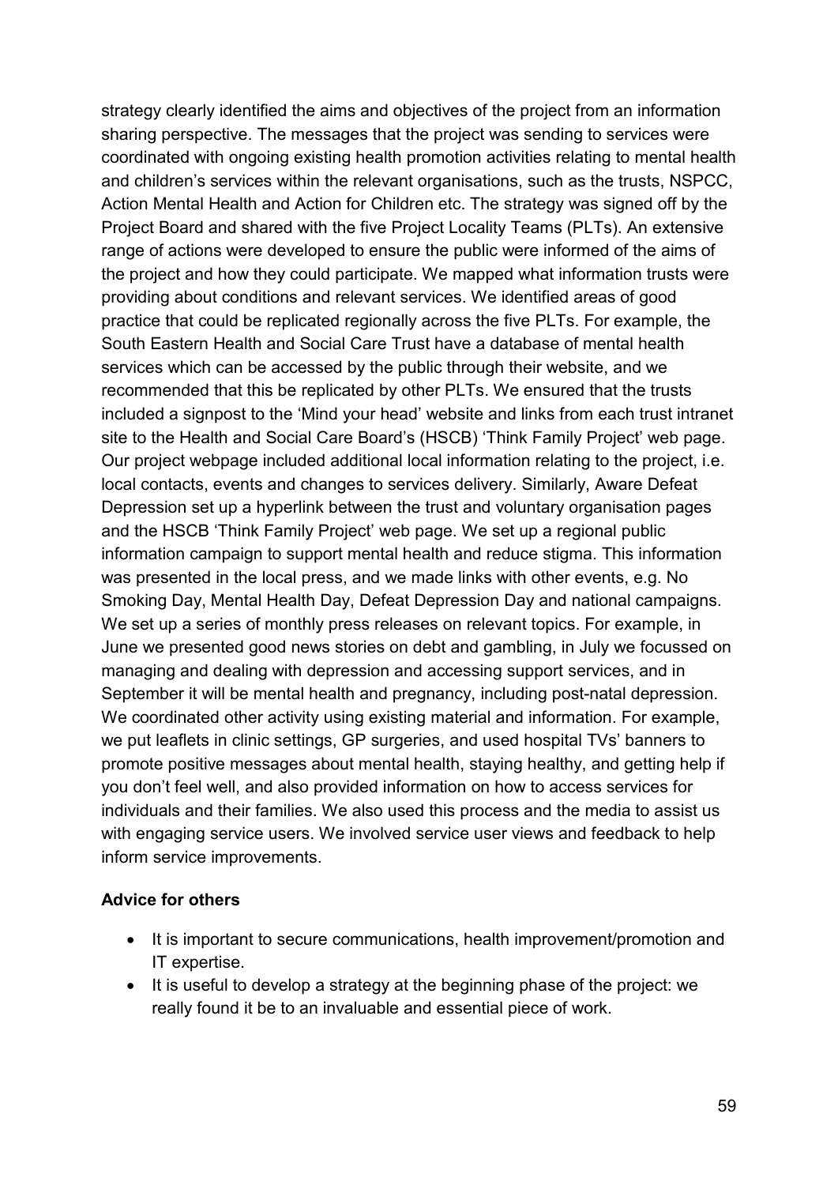strategy clearly identified the aims and objectives of the project from an information sharing perspective. The messages that the project was sending to services were coordinated with ongoing existing health promotion activities relating to mental health and children's services within the relevant organisations, such as the trusts, NSPCC, Action Mental Health and Action for Children etc. The strategy was signed off by the Project Board and shared with the five Project Locality Teams (PLTs). An extensive range of actions were developed to ensure the public were informed of the aims of the project and how they could participate. We mapped what information trusts were providing about conditions and relevant services. We identified areas of good practice that could be replicated regionally across the five PLTs. For example, the South Eastern Health and Social Care Trust have a database of mental health services which can be accessed by the public through their website, and we recommended that this be replicated by other PLTs. We ensured that the trusts included a signpost to the 'Mind your head' website and links from each trust intranet site to the Health and Social Care Board's (HSCB) 'Think Family Project' web page. Our project webpage included additional local information relating to the project, i.e. local contacts, events and changes to services delivery. Similarly, Aware Defeat Depression set up a hyperlink between the trust and voluntary organisation pages and the HSCB 'Think Family Project' web page. We set up a regional public information campaign to support mental health and reduce stigma. This information was presented in the local press, and we made links with other events, e.g. No Smoking Day, Mental Health Day, Defeat Depression Day and national campaigns. We set up a series of monthly press releases on relevant topics. For example, in June we presented good news stories on debt and gambling, in July we focussed on managing and dealing with depression and accessing support services, and in September it will be mental health and pregnancy, including post-natal depression. We coordinated other activity using existing material and information. For example, we put leaflets in clinic settings, GP surgeries, and used hospital TVs' banners to promote positive messages about mental health, staying healthy, and getting help if you don't feel well, and also provided information on how to access services for individuals and their families. We also used this process and the media to assist us with engaging service users. We involved service user views and feedback to help inform service improvements.

**Advice for others**

- It is important to secure communications, health improvement/promotion and IT expertise.
- It is useful to develop a strategy at the beginning phase of the project: we really found it be to an invaluable and essential piece of work.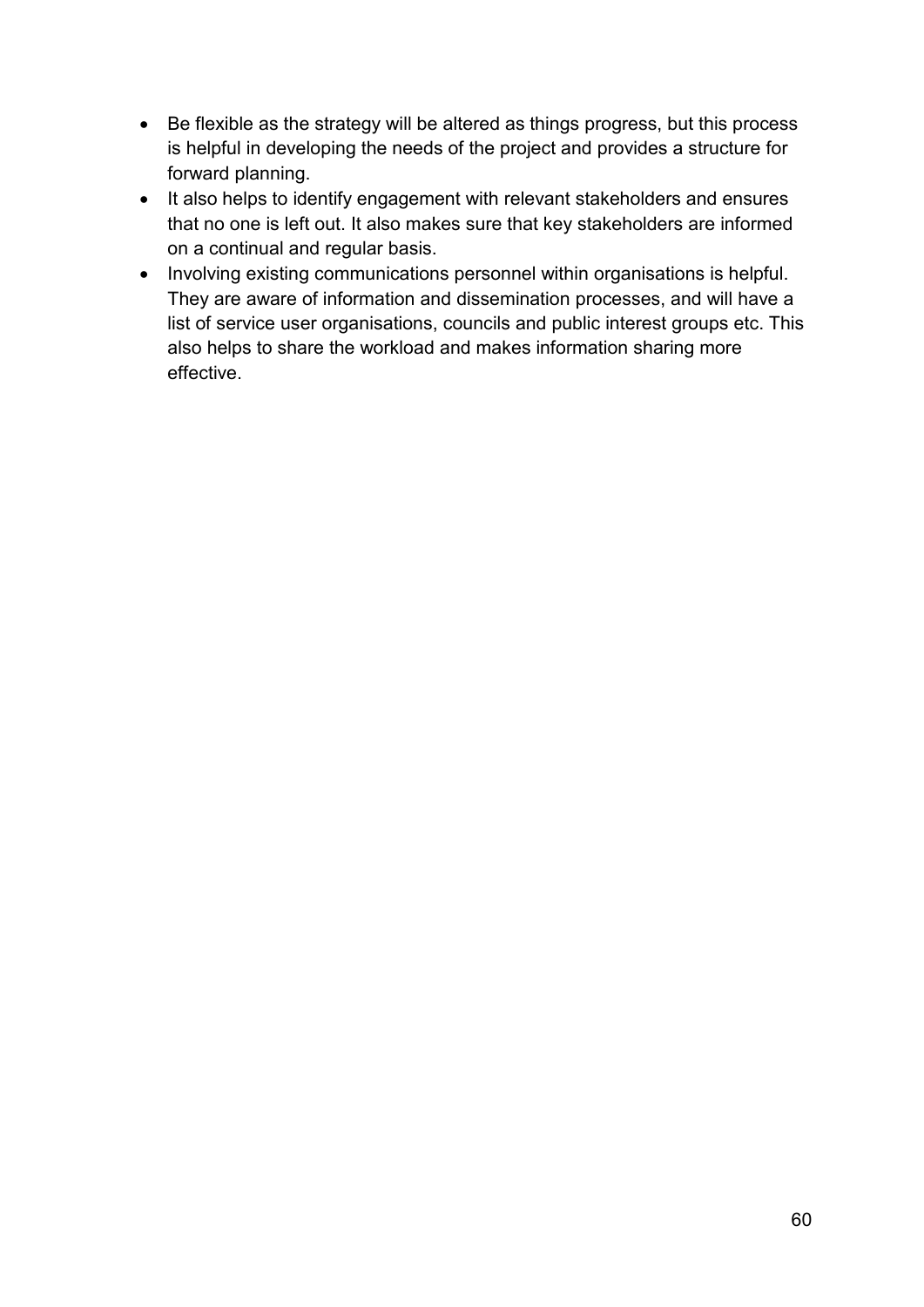- Be flexible as the strategy will be altered as things progress, but this process is helpful in developing the needs of the project and provides a structure for forward planning.
- It also helps to identify engagement with relevant stakeholders and ensures that no one is left out. It also makes sure that key stakeholders are informed on a continual and regular basis.
- Involving existing communications personnel within organisations is helpful. They are aware of information and dissemination processes, and will have a list of service user organisations, councils and public interest groups etc. This also helps to share the workload and makes information sharing more effective.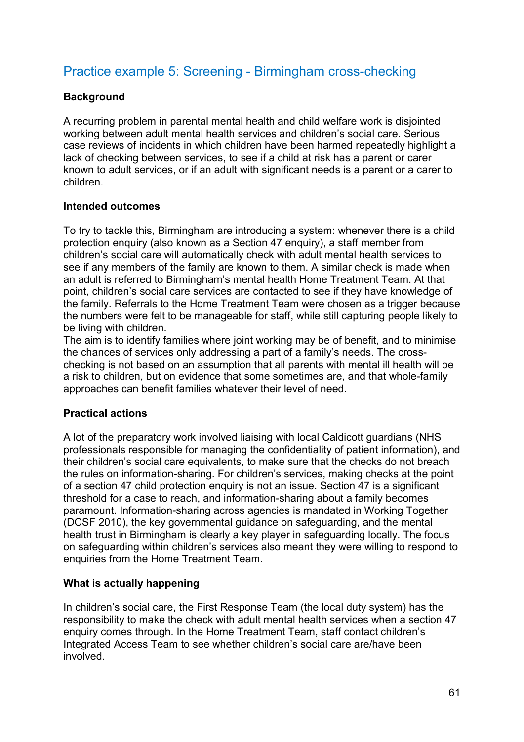## Practice example 5: Screening - Birmingham cross-checking

**Background**

A recurring problem in parental mental health and child welfare work is disjointed working between adult mental health services and children's social care. Serious case reviews of incidents in which children have been harmed repeatedly highlight a lack of checking between services, to see if a child at risk has a parent or carer known to adult services, or if an adult with significant needs is a parent or a carer to children.

**Intended outcomes**

To try to tackle this, Birmingham are introducing a system: whenever there is a child protection enquiry (also known as a Section 47 enquiry), a staff member from children's social care will automatically check with adult mental health services to see if any members of the family are known to them. A similar check is made when an adult is referred to Birmingham's mental health Home Treatment Team. At that point, children's social care services are contacted to see if they have knowledge of the family. Referrals to the Home Treatment Team were chosen as a trigger because the numbers were felt to be manageable for staff, while still capturing people likely to be living with children.

The aim is to identify families where joint working may be of benefit, and to minimise the chances of services only addressing a part of a family's needs. The cross-checking is not based on an assumption that all parents with mental ill health will be a risk to children, but on evidence that some sometimes are, and that whole-family approaches can benefit families whatever their level of need.

**Practical actions**

A lot of the preparatory work involved liaising with local Caldicott guardians (NHS professionals responsible for managing the confidentiality of patient information), and their children's social care equivalents, to make sure that the checks do not breach the rules on information-sharing. For children's services, making checks at the point of a section 47 child protection enquiry is not an issue. Section 47 is a significant threshold for a case to reach, and information-sharing about a family becomes paramount. Information-sharing across agencies is mandated in Working Together (DCSF 2010), the key governmental guidance on safeguarding, and the mental health trust in Birmingham is clearly a key player in safeguarding locally. The focus on safeguarding within children's services also meant they were willing to respond to enquiries from the Home Treatment Team.

**What is actually happening**

In children's social care, the First Response Team (the local duty system) has the responsibility to make the check with adult mental health services when a section 47 enquiry comes through. In the Home Treatment Team, staff contact children's Integrated Access Team to see whether children's social care are/have been involved.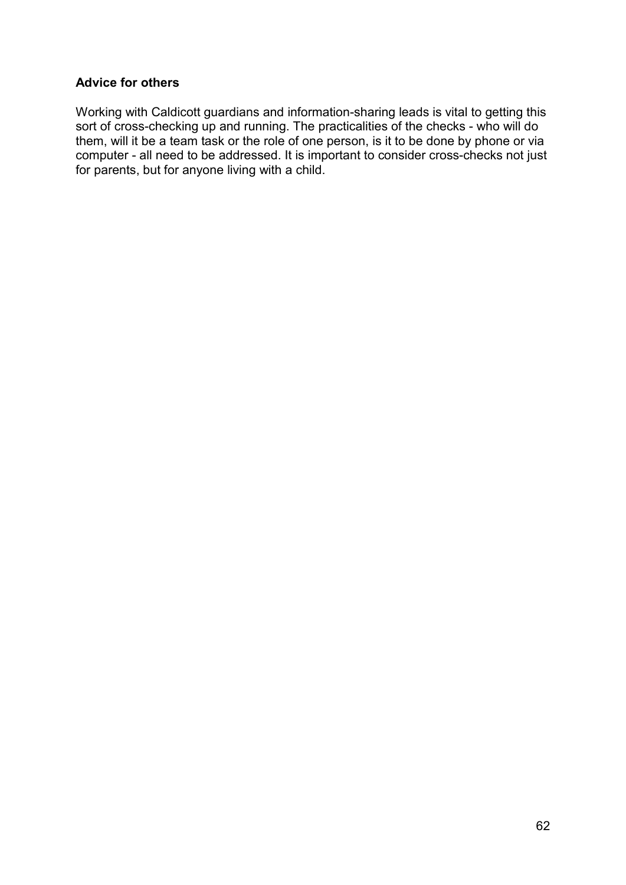**Advice for others**

Working with Caldicott guardians and information-sharing leads is vital to getting this sort of cross-checking up and running. The practicalities of the checks - who will do them, will it be a team task or the role of one person, is it to be done by phone or via computer - all need to be addressed. It is important to consider cross-checks not just for parents, but for anyone living with a child.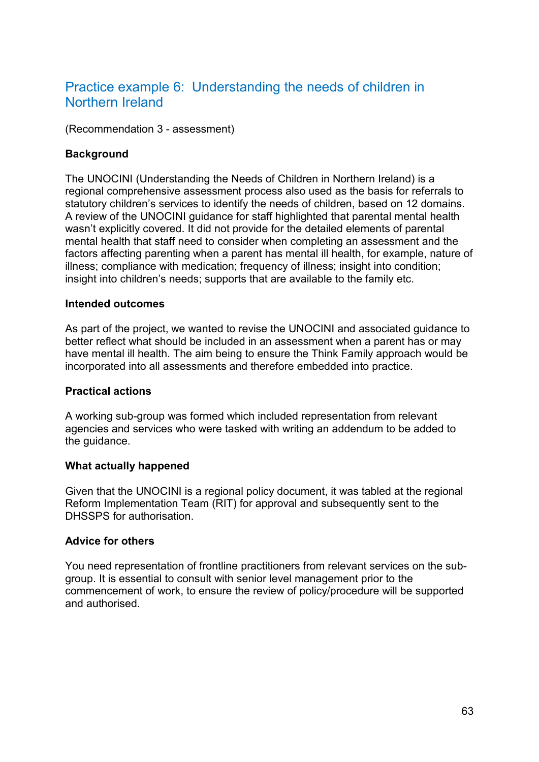## Practice example 6: Understanding the needs of children in Northern Ireland

(Recommendation 3 - assessment)

**Background**

The UNOCINI (Understanding the Needs of Children in Northern Ireland) is a regional comprehensive assessment process also used as the basis for referrals to statutory children's services to identify the needs of children, based on 12 domains. A review of the UNOCINI guidance for staff highlighted that parental mental health wasn't explicitly covered. It did not provide for the detailed elements of parental mental health that staff need to consider when completing an assessment and the factors affecting parenting when a parent has mental ill health, for example, nature of illness; compliance with medication; frequency of illness; insight into condition; insight into children's needs; supports that are available to the family etc.

**Intended outcomes**

As part of the project, we wanted to revise the UNOCINI and associated guidance to better reflect what should be included in an assessment when a parent has or may have mental ill health. The aim being to ensure the Think Family approach would be incorporated into all assessments and therefore embedded into practice.

**Practical actions**

A working sub-group was formed which included representation from relevant agencies and services who were tasked with writing an addendum to be added to the guidance.

**What actually happened**

Given that the UNOCINI is a regional policy document, it was tabled at the regional Reform Implementation Team (RIT) for approval and subsequently sent to the DHSSPS for authorisation.

**Advice for others**

You need representation of frontline practitioners from relevant services on the sub-group. It is essential to consult with senior level management prior to the commencement of work, to ensure the review of policy/procedure will be supported and authorised.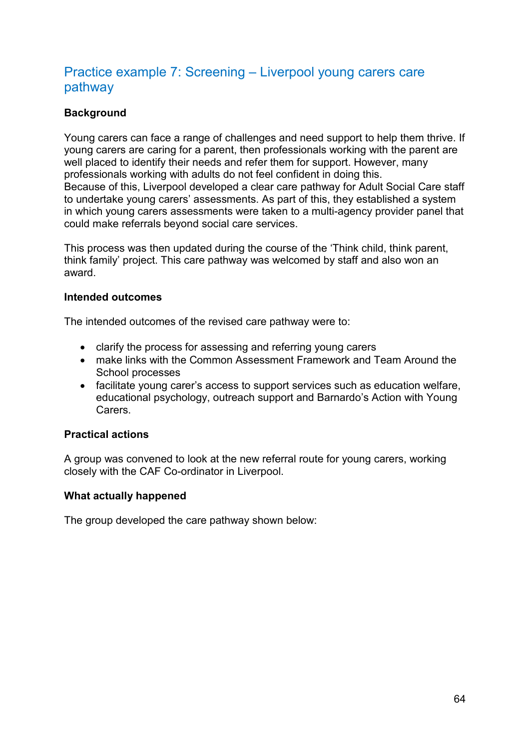## Practice example 7: Screening – Liverpool young carers care pathway

**Background**

Young carers can face a range of challenges and need support to help them thrive. If young carers are caring for a parent, then professionals working with the parent are well placed to identify their needs and refer them for support. However, many professionals working with adults do not feel confident in doing this.
Because of this, Liverpool developed a clear care pathway for Adult Social Care staff to undertake young carers' assessments. As part of this, they established a system in which young carers assessments were taken to a multi-agency provider panel that could make referrals beyond social care services.

This process was then updated during the course of the 'Think child, think parent, think family' project. This care pathway was welcomed by staff and also won an award.

**Intended outcomes**

The intended outcomes of the revised care pathway were to:

- clarify the process for assessing and referring young carers
- make links with the Common Assessment Framework and Team Around the School processes
- facilitate young carer's access to support services such as education welfare, educational psychology, outreach support and Barnardo's Action with Young Carers.

**Practical actions**

A group was convened to look at the new referral route for young carers, working closely with the CAF Co-ordinator in Liverpool.

**What actually happened**

The group developed the care pathway shown below: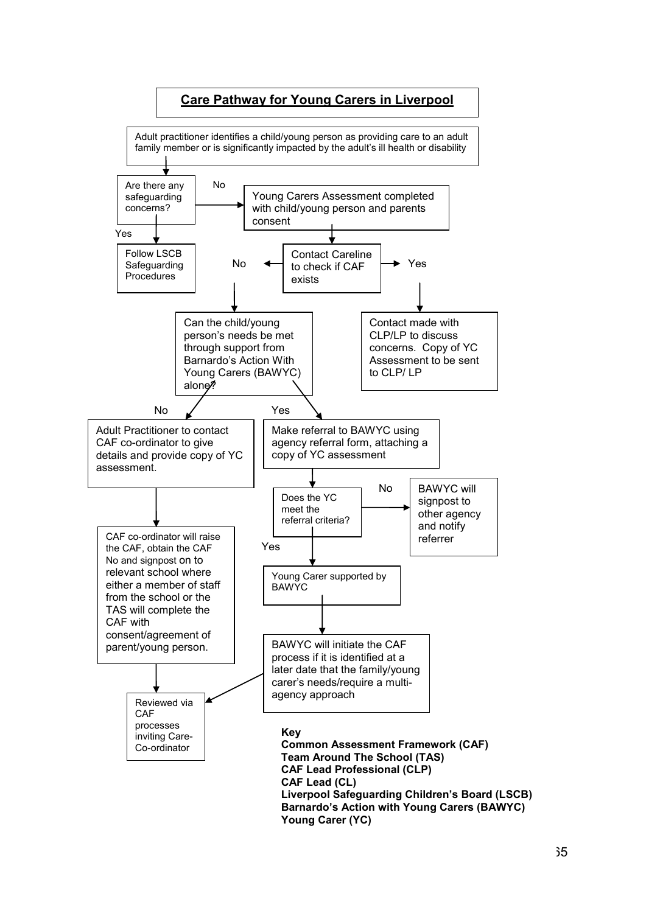# Care Pathway for Young Carers in Liverpool

Adult practitioner identifies a child/young person as providing care to an adult family member or is significantly impacted by the adult's ill health or disability

Are there any safeguarding concerns?

- **Yes** → Follow LSCB Safeguarding Procedures
- **No** → Young Carers Assessment completed with child/young person and parents consent

Contact Careline to check if CAF exists

- **Yes** → Contact made with CLP/LP to discuss concerns. Copy of YC Assessment to be sent to CLP/ LP
- **No** → Can the child/young person's needs be met through support from Barnardo's Action With Young Carers (BAWYC) alone?

Can the child/young person's needs be met through support from BAWYC alone?

- **No** → Adult Practitioner to contact CAF co-ordinator to give details and provide copy of YC assessment.
  - CAF co-ordinator will raise the CAF, obtain the CAF No and signpost on to relevant school where either a member of staff from the school or the TAS will complete the CAF with consent/agreement of parent/young person.
  - Reviewed via CAF processes inviting Care-Co-ordinator
- **Yes** → Make referral to BAWYC using agency referral form, attaching a copy of YC assessment

Does the YC meet the referral criteria?

- **No** → BAWYC will signpost to other agency and notify referrer
- **Yes** → Young Carer supported by BAWYC
  - BAWYC will initiate the CAF process if it is identified at a later date that the family/young carer's needs/require a multi-agency approach → Reviewed via CAF processes inviting Care-Co-ordinator

**Key**
**Common Assessment Framework (CAF)**
**Team Around The School (TAS)**
**CAF Lead Professional (CLP)**
**CAF Lead (CL)**
**Liverpool Safeguarding Children's Board (LSCB)**
**Barnardo's Action with Young Carers (BAWYC)**
**Young Carer (YC)**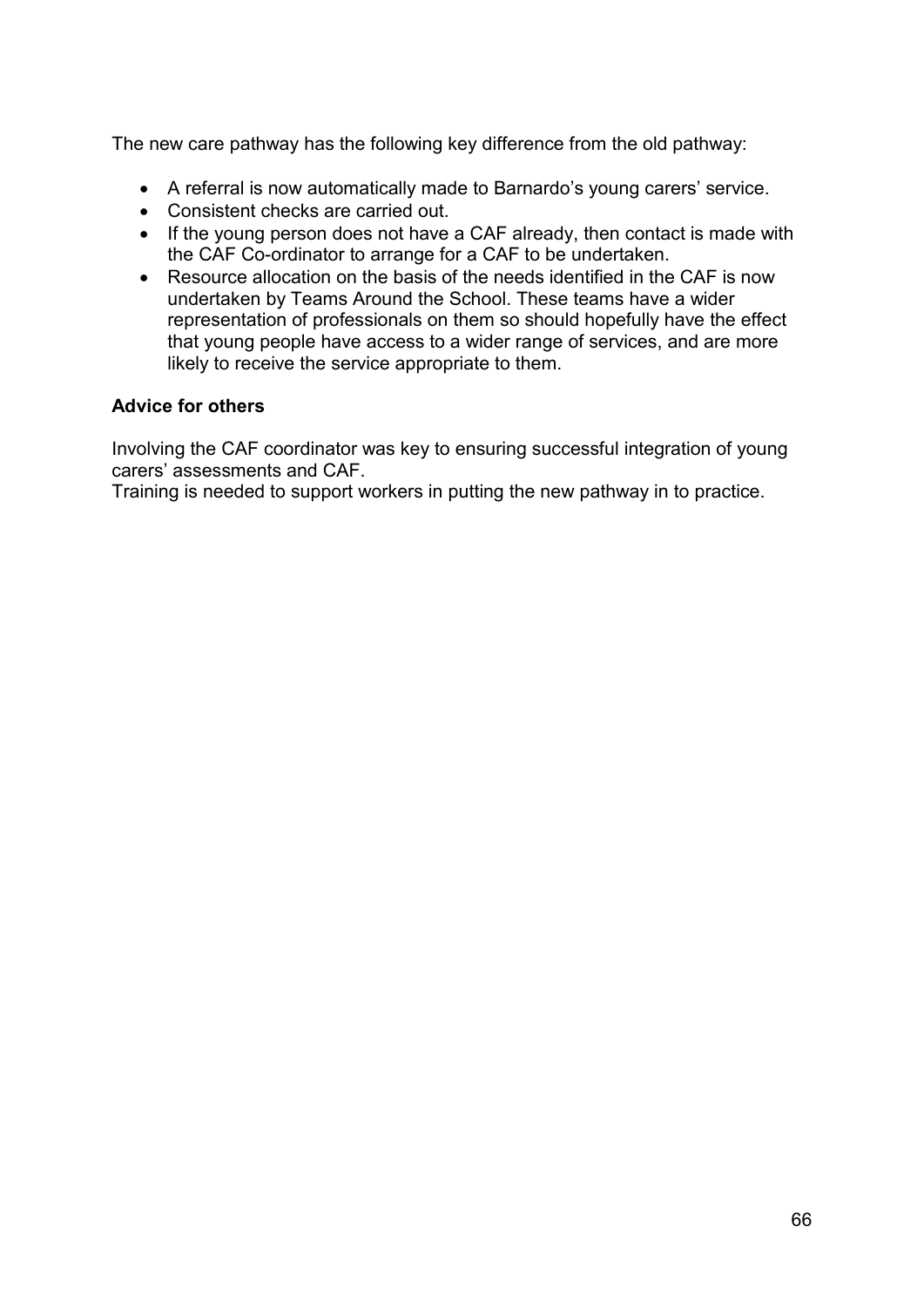The new care pathway has the following key difference from the old pathway:

- A referral is now automatically made to Barnardo's young carers' service.
- Consistent checks are carried out.
- If the young person does not have a CAF already, then contact is made with the CAF Co-ordinator to arrange for a CAF to be undertaken.
- Resource allocation on the basis of the needs identified in the CAF is now undertaken by Teams Around the School. These teams have a wider representation of professionals on them so should hopefully have the effect that young people have access to a wider range of services, and are more likely to receive the service appropriate to them.

**Advice for others**

Involving the CAF coordinator was key to ensuring successful integration of young carers' assessments and CAF.
Training is needed to support workers in putting the new pathway in to practice.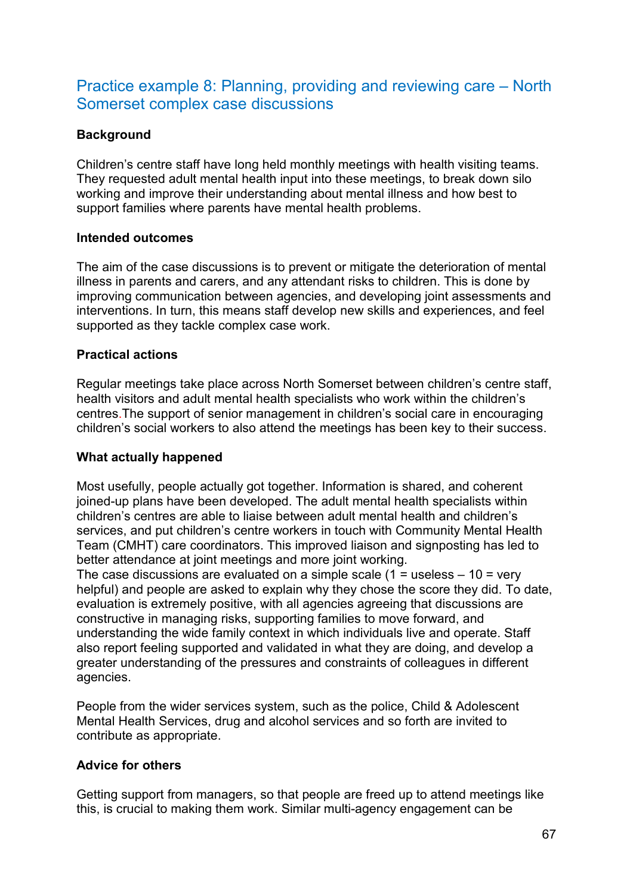## Practice example 8: Planning, providing and reviewing care – North Somerset complex case discussions

**Background**

Children's centre staff have long held monthly meetings with health visiting teams. They requested adult mental health input into these meetings, to break down silo working and improve their understanding about mental illness and how best to support families where parents have mental health problems.

**Intended outcomes**

The aim of the case discussions is to prevent or mitigate the deterioration of mental illness in parents and carers, and any attendant risks to children. This is done by improving communication between agencies, and developing joint assessments and interventions. In turn, this means staff develop new skills and experiences, and feel supported as they tackle complex case work.

**Practical actions**

Regular meetings take place across North Somerset between children's centre staff, health visitors and adult mental health specialists who work within the children's centres.The support of senior management in children's social care in encouraging children's social workers to also attend the meetings has been key to their success.

**What actually happened**

Most usefully, people actually got together. Information is shared, and coherent joined-up plans have been developed. The adult mental health specialists within children's centres are able to liaise between adult mental health and children's services, and put children's centre workers in touch with Community Mental Health Team (CMHT) care coordinators. This improved liaison and signposting has led to better attendance at joint meetings and more joint working.
The case discussions are evaluated on a simple scale (1 = useless – 10 = very helpful) and people are asked to explain why they chose the score they did. To date, evaluation is extremely positive, with all agencies agreeing that discussions are constructive in managing risks, supporting families to move forward, and understanding the wide family context in which individuals live and operate. Staff also report feeling supported and validated in what they are doing, and develop a greater understanding of the pressures and constraints of colleagues in different agencies.

People from the wider services system, such as the police, Child & Adolescent Mental Health Services, drug and alcohol services and so forth are invited to contribute as appropriate.

**Advice for others**

Getting support from managers, so that people are freed up to attend meetings like this, is crucial to making them work. Similar multi-agency engagement can be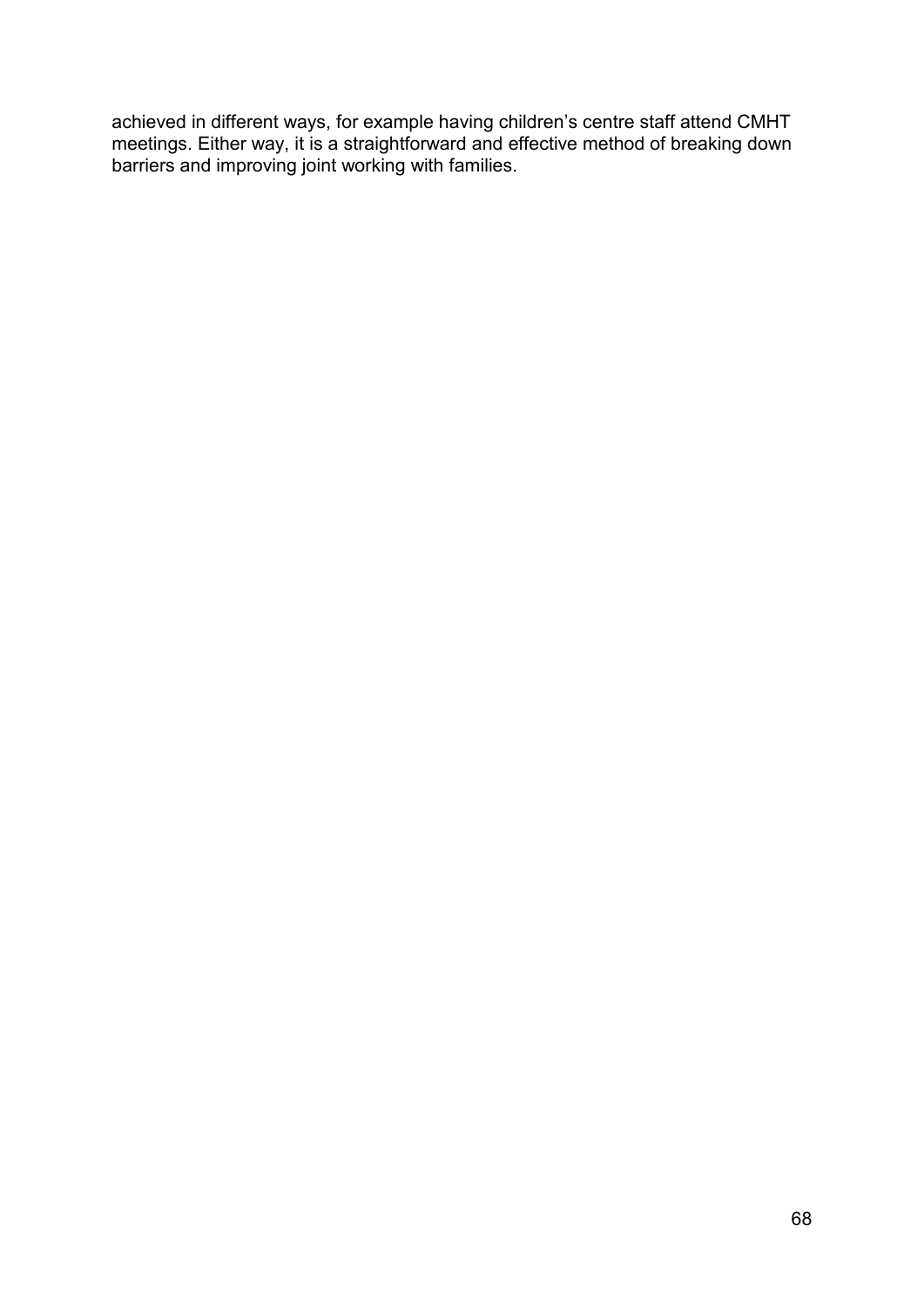achieved in different ways, for example having children's centre staff attend CMHT meetings. Either way, it is a straightforward and effective method of breaking down barriers and improving joint working with families.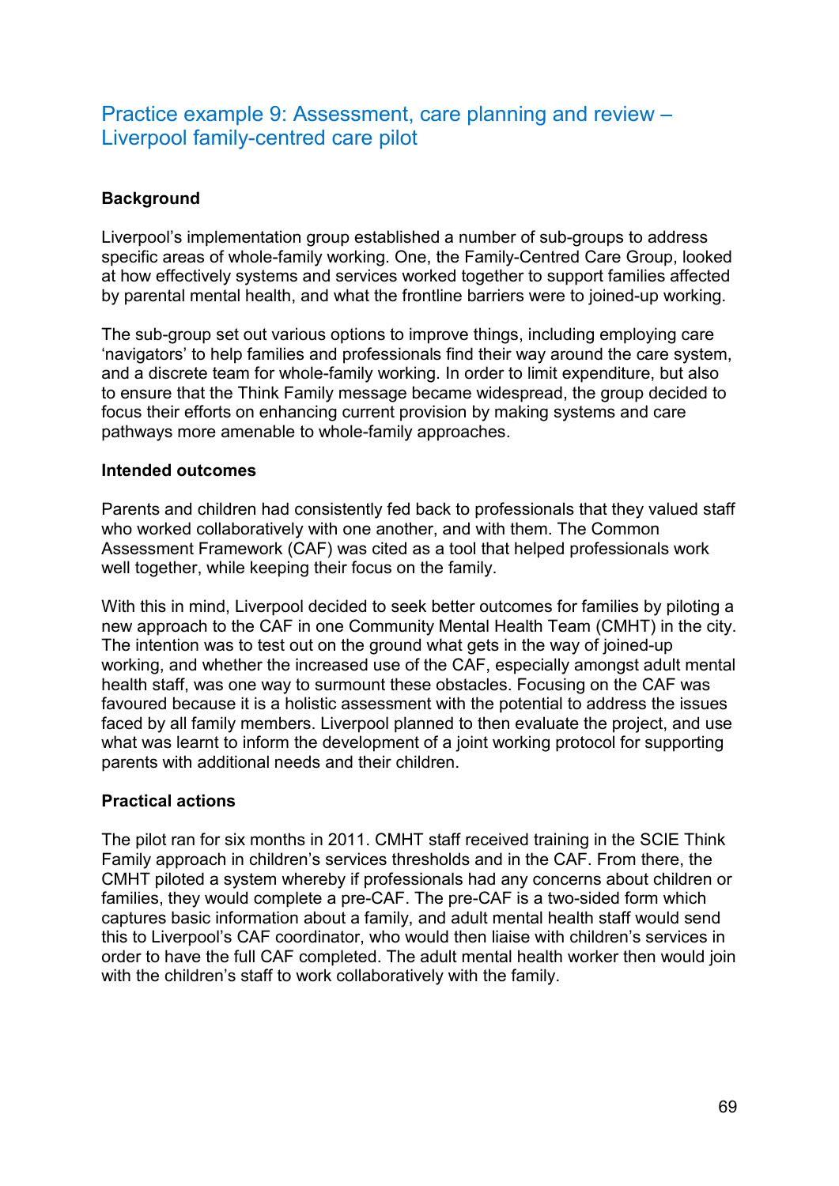## Practice example 9: Assessment, care planning and review – Liverpool family-centred care pilot

**Background**

Liverpool's implementation group established a number of sub-groups to address specific areas of whole-family working. One, the Family-Centred Care Group, looked at how effectively systems and services worked together to support families affected by parental mental health, and what the frontline barriers were to joined-up working.

The sub-group set out various options to improve things, including employing care 'navigators' to help families and professionals find their way around the care system, and a discrete team for whole-family working. In order to limit expenditure, but also to ensure that the Think Family message became widespread, the group decided to focus their efforts on enhancing current provision by making systems and care pathways more amenable to whole-family approaches.

**Intended outcomes**

Parents and children had consistently fed back to professionals that they valued staff who worked collaboratively with one another, and with them. The Common Assessment Framework (CAF) was cited as a tool that helped professionals work well together, while keeping their focus on the family.

With this in mind, Liverpool decided to seek better outcomes for families by piloting a new approach to the CAF in one Community Mental Health Team (CMHT) in the city. The intention was to test out on the ground what gets in the way of joined-up working, and whether the increased use of the CAF, especially amongst adult mental health staff, was one way to surmount these obstacles. Focusing on the CAF was favoured because it is a holistic assessment with the potential to address the issues faced by all family members. Liverpool planned to then evaluate the project, and use what was learnt to inform the development of a joint working protocol for supporting parents with additional needs and their children.

**Practical actions**

The pilot ran for six months in 2011. CMHT staff received training in the SCIE Think Family approach in children's services thresholds and in the CAF. From there, the CMHT piloted a system whereby if professionals had any concerns about children or families, they would complete a pre-CAF. The pre-CAF is a two-sided form which captures basic information about a family, and adult mental health staff would send this to Liverpool's CAF coordinator, who would then liaise with children's services in order to have the full CAF completed. The adult mental health worker then would join with the children's staff to work collaboratively with the family.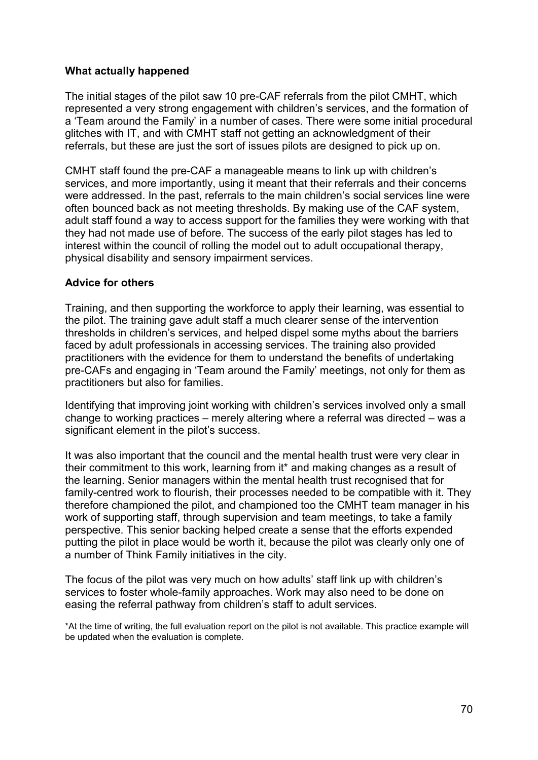**What actually happened**

The initial stages of the pilot saw 10 pre-CAF referrals from the pilot CMHT, which represented a very strong engagement with children's services, and the formation of a 'Team around the Family' in a number of cases. There were some initial procedural glitches with IT, and with CMHT staff not getting an acknowledgment of their referrals, but these are just the sort of issues pilots are designed to pick up on.

CMHT staff found the pre-CAF a manageable means to link up with children's services, and more importantly, using it meant that their referrals and their concerns were addressed. In the past, referrals to the main children's social services line were often bounced back as not meeting thresholds. By making use of the CAF system, adult staff found a way to access support for the families they were working with that they had not made use of before. The success of the early pilot stages has led to interest within the council of rolling the model out to adult occupational therapy, physical disability and sensory impairment services.

**Advice for others**

Training, and then supporting the workforce to apply their learning, was essential to the pilot. The training gave adult staff a much clearer sense of the intervention thresholds in children's services, and helped dispel some myths about the barriers faced by adult professionals in accessing services. The training also provided practitioners with the evidence for them to understand the benefits of undertaking pre-CAFs and engaging in 'Team around the Family' meetings, not only for them as practitioners but also for families.

Identifying that improving joint working with children's services involved only a small change to working practices – merely altering where a referral was directed – was a significant element in the pilot's success.

It was also important that the council and the mental health trust were very clear in their commitment to this work, learning from it* and making changes as a result of the learning. Senior managers within the mental health trust recognised that for family-centred work to flourish, their processes needed to be compatible with it. They therefore championed the pilot, and championed too the CMHT team manager in his work of supporting staff, through supervision and team meetings, to take a family perspective. This senior backing helped create a sense that the efforts expended putting the pilot in place would be worth it, because the pilot was clearly only one of a number of Think Family initiatives in the city.

The focus of the pilot was very much on how adults' staff link up with children's services to foster whole-family approaches. Work may also need to be done on easing the referral pathway from children's staff to adult services.

*At the time of writing, the full evaluation report on the pilot is not available. This practice example will be updated when the evaluation is complete.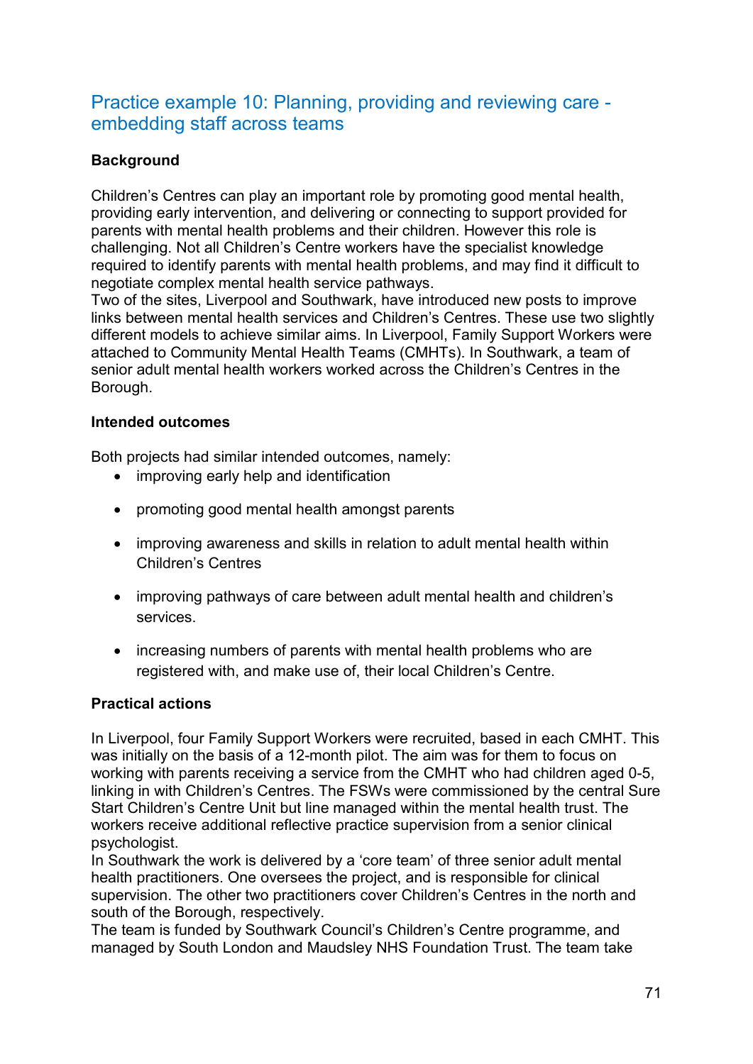## Practice example 10: Planning, providing and reviewing care - embedding staff across teams

**Background**

Children's Centres can play an important role by promoting good mental health, providing early intervention, and delivering or connecting to support provided for parents with mental health problems and their children. However this role is challenging. Not all Children's Centre workers have the specialist knowledge required to identify parents with mental health problems, and may find it difficult to negotiate complex mental health service pathways.

Two of the sites, Liverpool and Southwark, have introduced new posts to improve links between mental health services and Children's Centres. These use two slightly different models to achieve similar aims. In Liverpool, Family Support Workers were attached to Community Mental Health Teams (CMHTs). In Southwark, a team of senior adult mental health workers worked across the Children's Centres in the Borough.

**Intended outcomes**

Both projects had similar intended outcomes, namely:

- improving early help and identification
- promoting good mental health amongst parents
- improving awareness and skills in relation to adult mental health within Children's Centres
- improving pathways of care between adult mental health and children's services.
- increasing numbers of parents with mental health problems who are registered with, and make use of, their local Children's Centre.

**Practical actions**

In Liverpool, four Family Support Workers were recruited, based in each CMHT. This was initially on the basis of a 12-month pilot. The aim was for them to focus on working with parents receiving a service from the CMHT who had children aged 0-5, linking in with Children's Centres. The FSWs were commissioned by the central Sure Start Children's Centre Unit but line managed within the mental health trust. The workers receive additional reflective practice supervision from a senior clinical psychologist.

In Southwark the work is delivered by a 'core team' of three senior adult mental health practitioners. One oversees the project, and is responsible for clinical supervision. The other two practitioners cover Children's Centres in the north and south of the Borough, respectively.

The team is funded by Southwark Council's Children's Centre programme, and managed by South London and Maudsley NHS Foundation Trust. The team take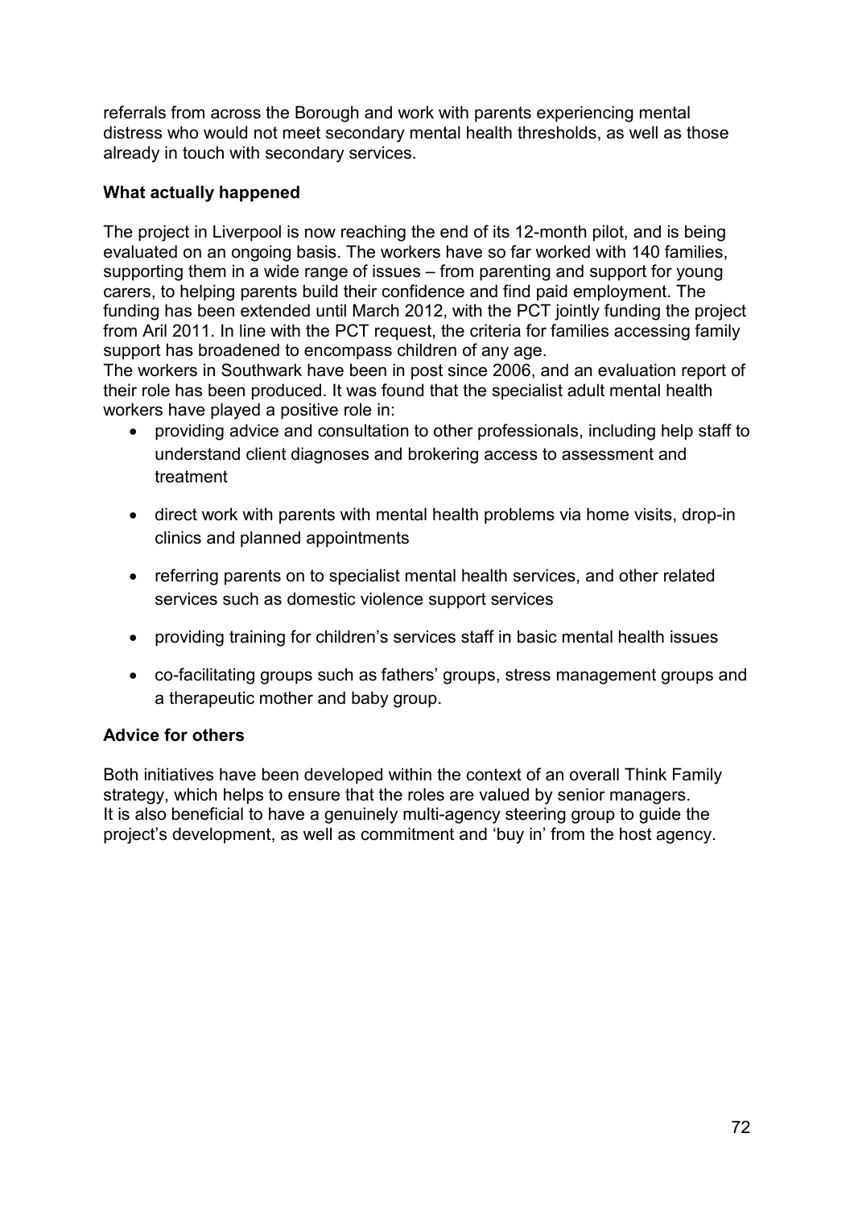referrals from across the Borough and work with parents experiencing mental distress who would not meet secondary mental health thresholds, as well as those already in touch with secondary services.

**What actually happened**

The project in Liverpool is now reaching the end of its 12-month pilot, and is being evaluated on an ongoing basis. The workers have so far worked with 140 families, supporting them in a wide range of issues – from parenting and support for young carers, to helping parents build their confidence and find paid employment. The funding has been extended until March 2012, with the PCT jointly funding the project from Aril 2011. In line with the PCT request, the criteria for families accessing family support has broadened to encompass children of any age.

The workers in Southwark have been in post since 2006, and an evaluation report of their role has been produced. It was found that the specialist adult mental health workers have played a positive role in:

- providing advice and consultation to other professionals, including help staff to understand client diagnoses and brokering access to assessment and treatment
- direct work with parents with mental health problems via home visits, drop-in clinics and planned appointments
- referring parents on to specialist mental health services, and other related services such as domestic violence support services
- providing training for children's services staff in basic mental health issues
- co-facilitating groups such as fathers' groups, stress management groups and a therapeutic mother and baby group.

**Advice for others**

Both initiatives have been developed within the context of an overall Think Family strategy, which helps to ensure that the roles are valued by senior managers.
It is also beneficial to have a genuinely multi-agency steering group to guide the project's development, as well as commitment and 'buy in' from the host agency.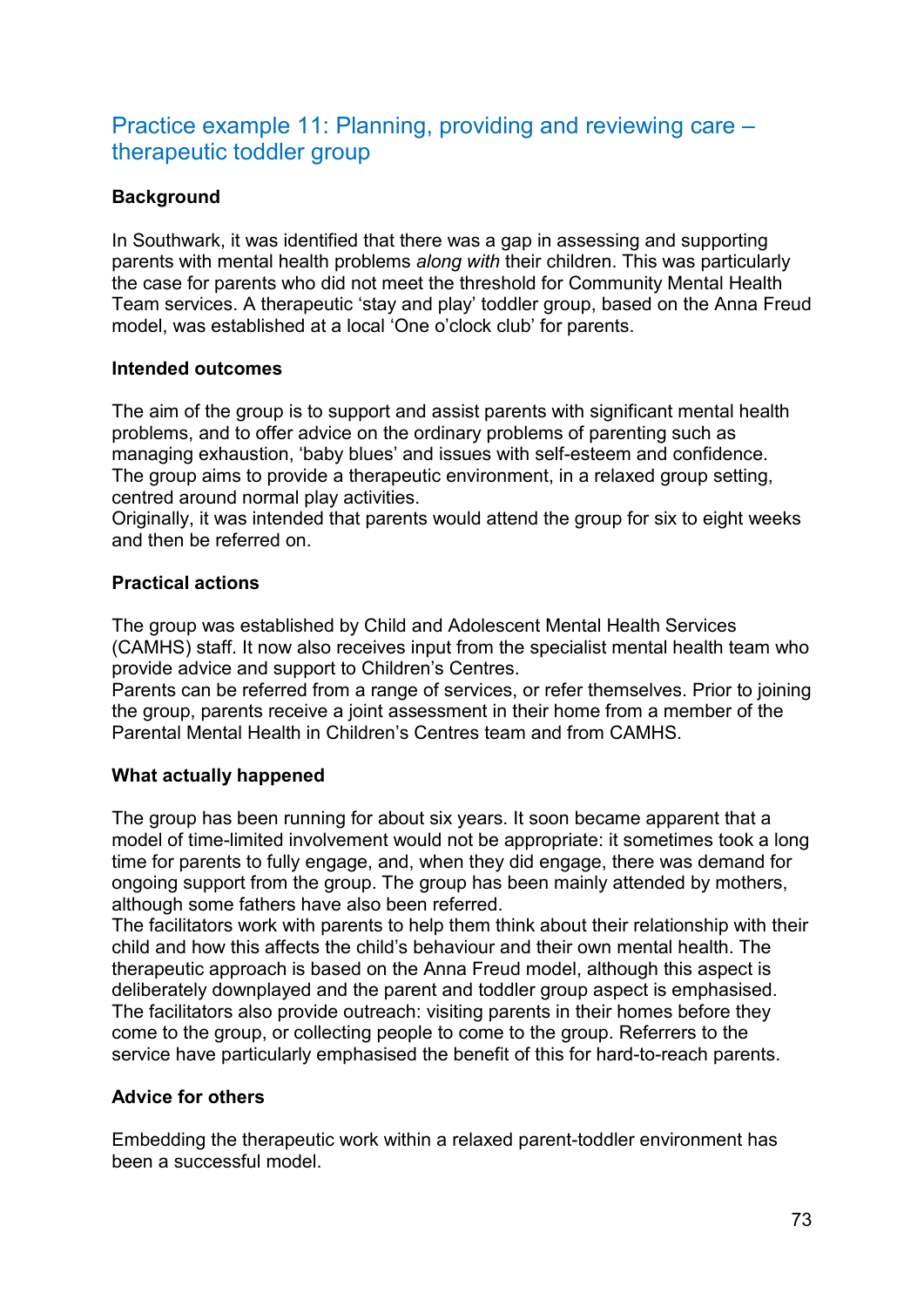## Practice example 11: Planning, providing and reviewing care – therapeutic toddler group

**Background**

In Southwark, it was identified that there was a gap in assessing and supporting parents with mental health problems *along with* their children. This was particularly the case for parents who did not meet the threshold for Community Mental Health Team services. A therapeutic 'stay and play' toddler group, based on the Anna Freud model, was established at a local 'One o'clock club' for parents.

**Intended outcomes**

The aim of the group is to support and assist parents with significant mental health problems, and to offer advice on the ordinary problems of parenting such as managing exhaustion, 'baby blues' and issues with self-esteem and confidence. The group aims to provide a therapeutic environment, in a relaxed group setting, centred around normal play activities.

Originally, it was intended that parents would attend the group for six to eight weeks and then be referred on.

**Practical actions**

The group was established by Child and Adolescent Mental Health Services (CAMHS) staff. It now also receives input from the specialist mental health team who provide advice and support to Children's Centres.

Parents can be referred from a range of services, or refer themselves. Prior to joining the group, parents receive a joint assessment in their home from a member of the Parental Mental Health in Children's Centres team and from CAMHS.

**What actually happened**

The group has been running for about six years. It soon became apparent that a model of time-limited involvement would not be appropriate: it sometimes took a long time for parents to fully engage, and, when they did engage, there was demand for ongoing support from the group. The group has been mainly attended by mothers, although some fathers have also been referred.

The facilitators work with parents to help them think about their relationship with their child and how this affects the child's behaviour and their own mental health. The therapeutic approach is based on the Anna Freud model, although this aspect is deliberately downplayed and the parent and toddler group aspect is emphasised. The facilitators also provide outreach: visiting parents in their homes before they come to the group, or collecting people to come to the group. Referrers to the service have particularly emphasised the benefit of this for hard-to-reach parents.

**Advice for others**

Embedding the therapeutic work within a relaxed parent-toddler environment has been a successful model.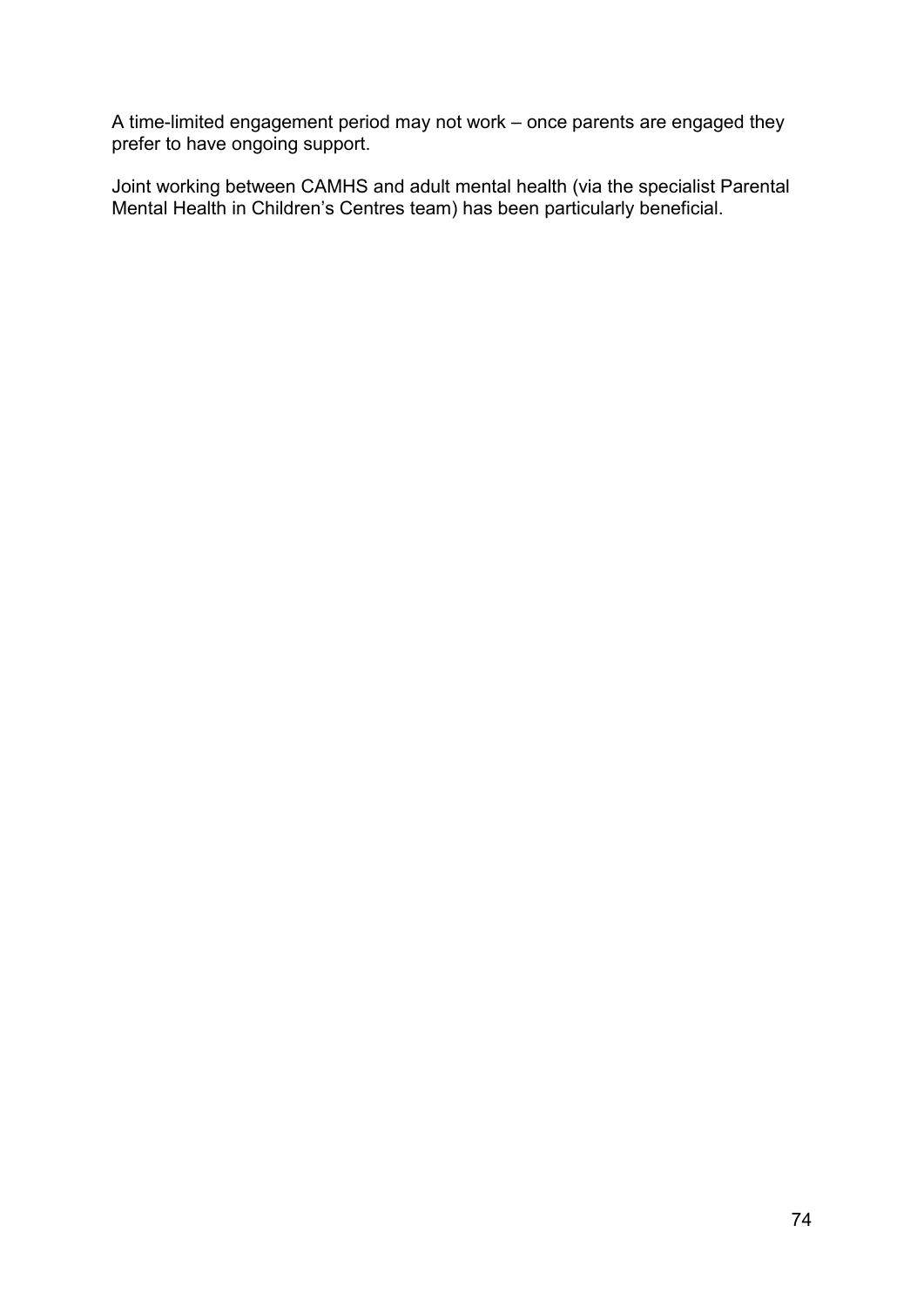A time-limited engagement period may not work – once parents are engaged they prefer to have ongoing support.

Joint working between CAMHS and adult mental health (via the specialist Parental Mental Health in Children's Centres team) has been particularly beneficial.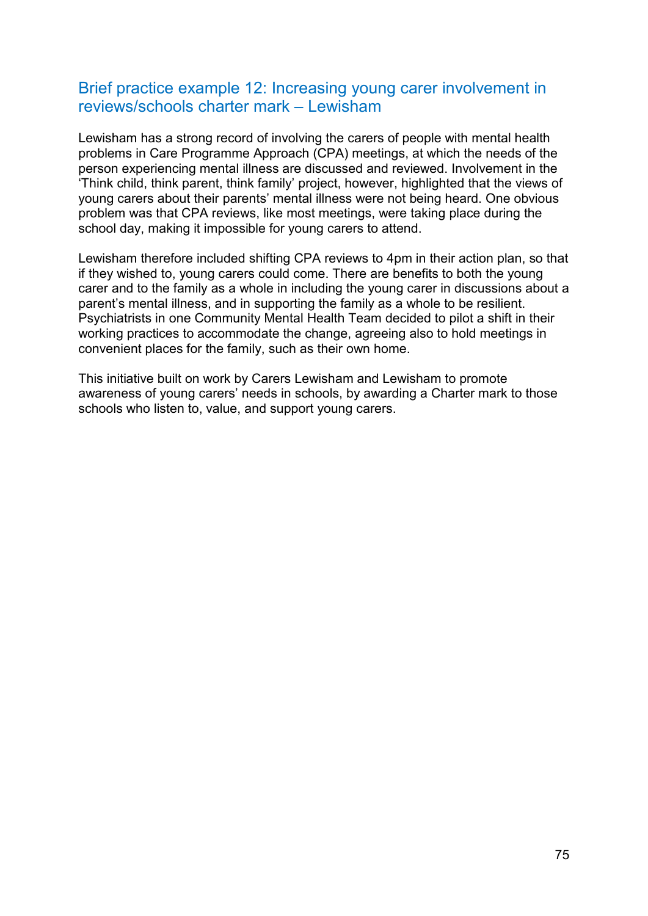## Brief practice example 12: Increasing young carer involvement in reviews/schools charter mark – Lewisham

Lewisham has a strong record of involving the carers of people with mental health problems in Care Programme Approach (CPA) meetings, at which the needs of the person experiencing mental illness are discussed and reviewed. Involvement in the 'Think child, think parent, think family' project, however, highlighted that the views of young carers about their parents' mental illness were not being heard. One obvious problem was that CPA reviews, like most meetings, were taking place during the school day, making it impossible for young carers to attend.

Lewisham therefore included shifting CPA reviews to 4pm in their action plan, so that if they wished to, young carers could come. There are benefits to both the young carer and to the family as a whole in including the young carer in discussions about a parent's mental illness, and in supporting the family as a whole to be resilient. Psychiatrists in one Community Mental Health Team decided to pilot a shift in their working practices to accommodate the change, agreeing also to hold meetings in convenient places for the family, such as their own home.

This initiative built on work by Carers Lewisham and Lewisham to promote awareness of young carers' needs in schools, by awarding a Charter mark to those schools who listen to, value, and support young carers.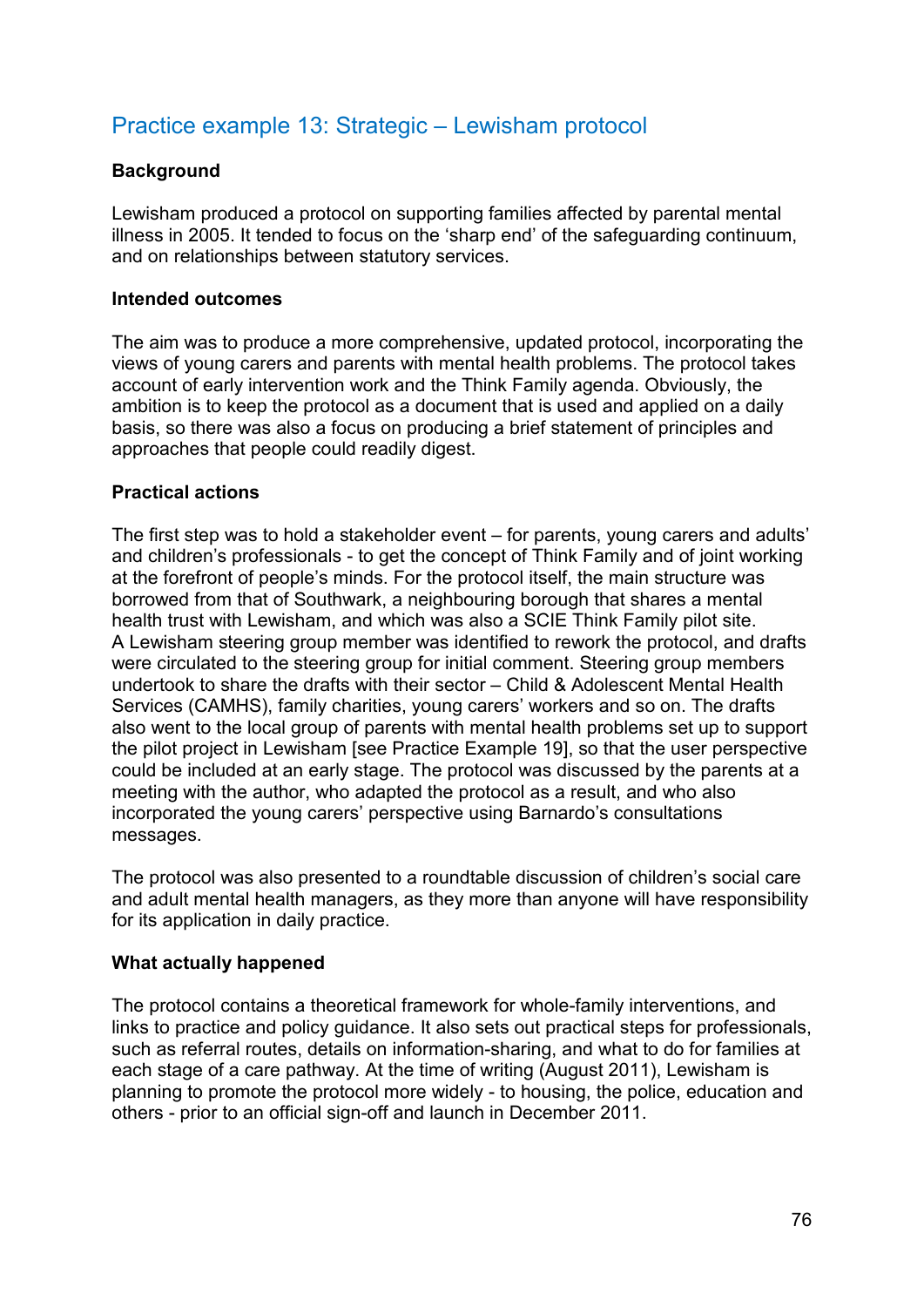## Practice example 13: Strategic – Lewisham protocol

**Background**

Lewisham produced a protocol on supporting families affected by parental mental illness in 2005. It tended to focus on the 'sharp end' of the safeguarding continuum, and on relationships between statutory services.

**Intended outcomes**

The aim was to produce a more comprehensive, updated protocol, incorporating the views of young carers and parents with mental health problems. The protocol takes account of early intervention work and the Think Family agenda. Obviously, the ambition is to keep the protocol as a document that is used and applied on a daily basis, so there was also a focus on producing a brief statement of principles and approaches that people could readily digest.

**Practical actions**

The first step was to hold a stakeholder event – for parents, young carers and adults' and children's professionals - to get the concept of Think Family and of joint working at the forefront of people's minds. For the protocol itself, the main structure was borrowed from that of Southwark, a neighbouring borough that shares a mental health trust with Lewisham, and which was also a SCIE Think Family pilot site. A Lewisham steering group member was identified to rework the protocol, and drafts were circulated to the steering group for initial comment. Steering group members undertook to share the drafts with their sector – Child & Adolescent Mental Health Services (CAMHS), family charities, young carers' workers and so on. The drafts also went to the local group of parents with mental health problems set up to support the pilot project in Lewisham [see Practice Example 19], so that the user perspective could be included at an early stage. The protocol was discussed by the parents at a meeting with the author, who adapted the protocol as a result, and who also incorporated the young carers' perspective using Barnardo's consultations messages.

The protocol was also presented to a roundtable discussion of children's social care and adult mental health managers, as they more than anyone will have responsibility for its application in daily practice.

**What actually happened**

The protocol contains a theoretical framework for whole-family interventions, and links to practice and policy guidance. It also sets out practical steps for professionals, such as referral routes, details on information-sharing, and what to do for families at each stage of a care pathway. At the time of writing (August 2011), Lewisham is planning to promote the protocol more widely - to housing, the police, education and others - prior to an official sign-off and launch in December 2011.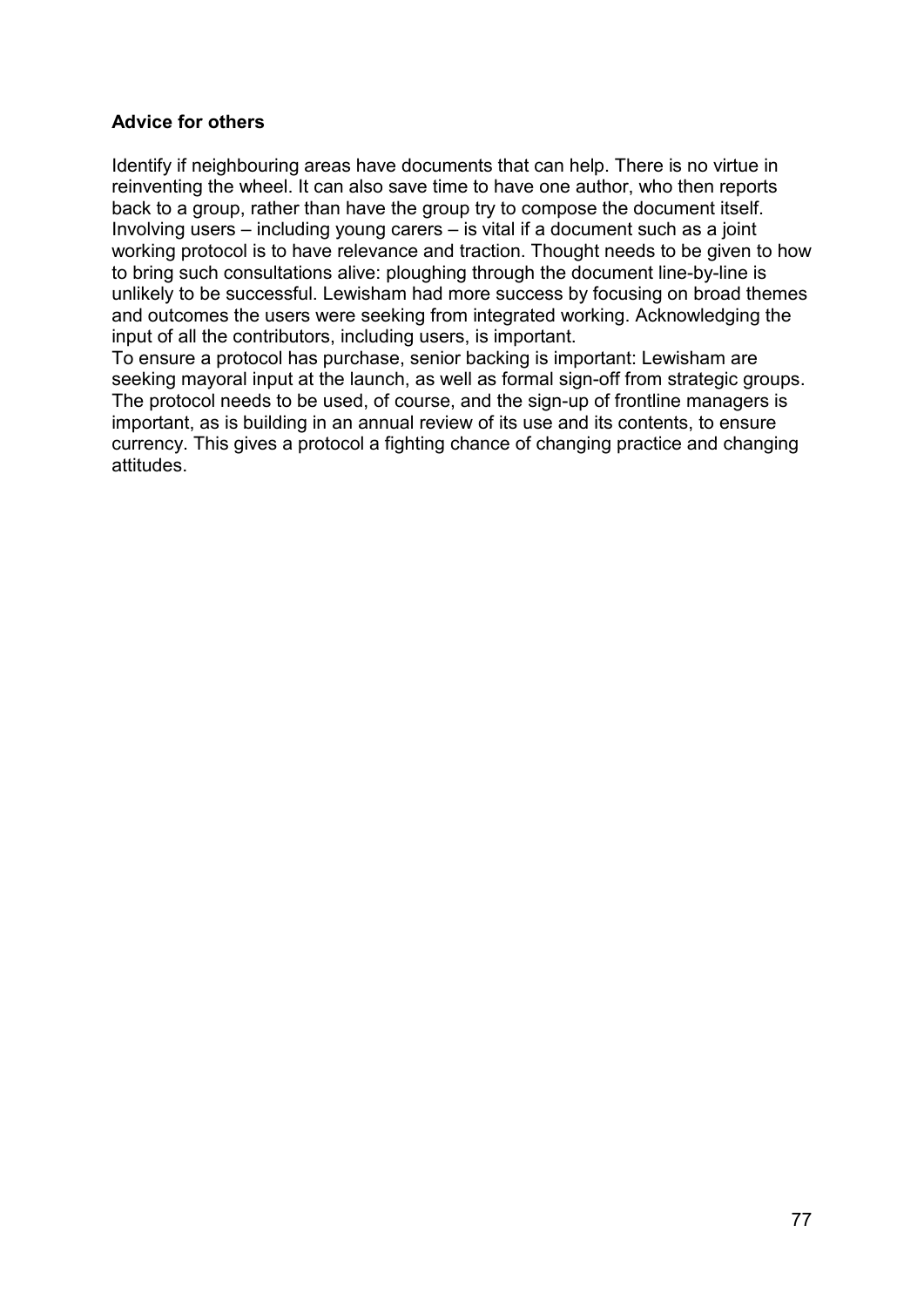**Advice for others**

Identify if neighbouring areas have documents that can help. There is no virtue in reinventing the wheel. It can also save time to have one author, who then reports back to a group, rather than have the group try to compose the document itself. Involving users – including young carers – is vital if a document such as a joint working protocol is to have relevance and traction. Thought needs to be given to how to bring such consultations alive: ploughing through the document line-by-line is unlikely to be successful. Lewisham had more success by focusing on broad themes and outcomes the users were seeking from integrated working. Acknowledging the input of all the contributors, including users, is important.

To ensure a protocol has purchase, senior backing is important: Lewisham are seeking mayoral input at the launch, as well as formal sign-off from strategic groups. The protocol needs to be used, of course, and the sign-up of frontline managers is important, as is building in an annual review of its use and its contents, to ensure currency. This gives a protocol a fighting chance of changing practice and changing attitudes.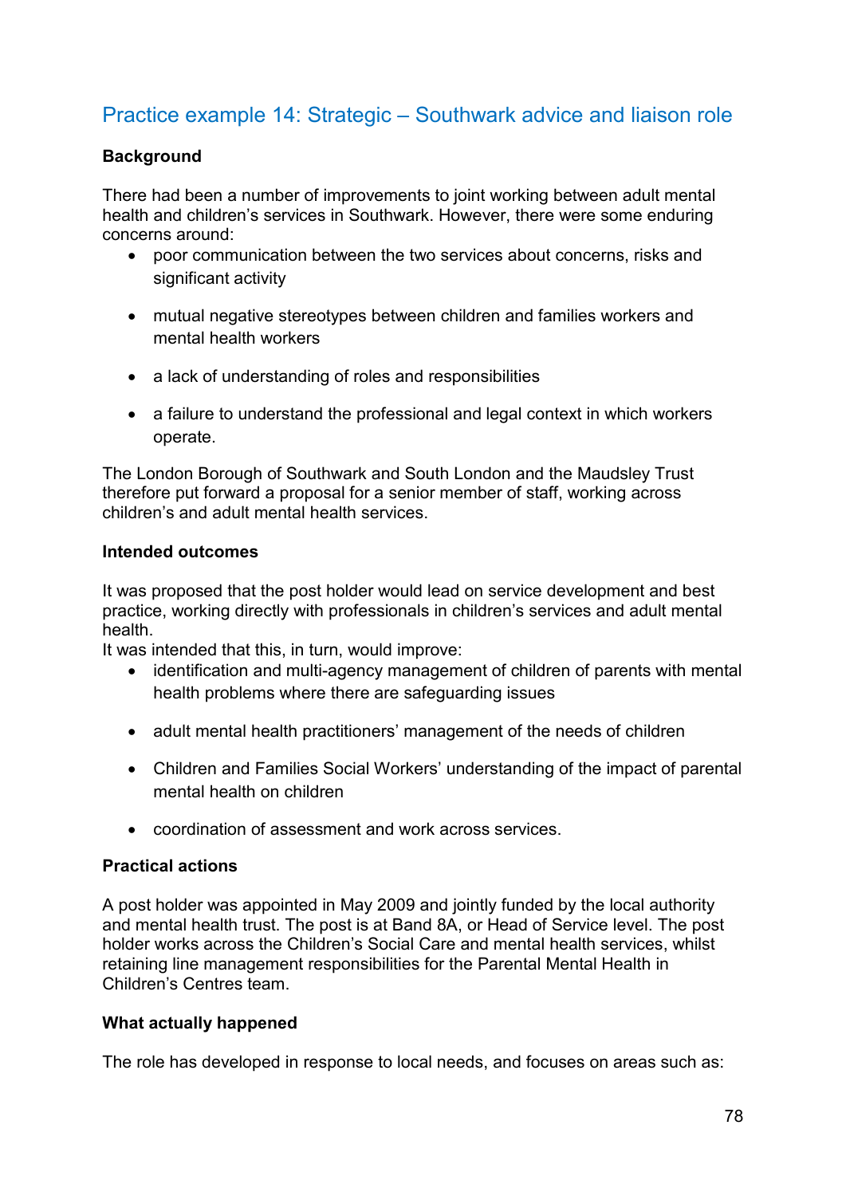## Practice example 14: Strategic – Southwark advice and liaison role

**Background**

There had been a number of improvements to joint working between adult mental health and children's services in Southwark. However, there were some enduring concerns around:

- poor communication between the two services about concerns, risks and significant activity
- mutual negative stereotypes between children and families workers and mental health workers
- a lack of understanding of roles and responsibilities
- a failure to understand the professional and legal context in which workers operate.

The London Borough of Southwark and South London and the Maudsley Trust therefore put forward a proposal for a senior member of staff, working across children's and adult mental health services.

**Intended outcomes**

It was proposed that the post holder would lead on service development and best practice, working directly with professionals in children's services and adult mental health.
It was intended that this, in turn, would improve:

- identification and multi-agency management of children of parents with mental health problems where there are safeguarding issues
- adult mental health practitioners' management of the needs of children
- Children and Families Social Workers' understanding of the impact of parental mental health on children
- coordination of assessment and work across services.

**Practical actions**

A post holder was appointed in May 2009 and jointly funded by the local authority and mental health trust. The post is at Band 8A, or Head of Service level. The post holder works across the Children's Social Care and mental health services, whilst retaining line management responsibilities for the Parental Mental Health in Children's Centres team.

**What actually happened**

The role has developed in response to local needs, and focuses on areas such as: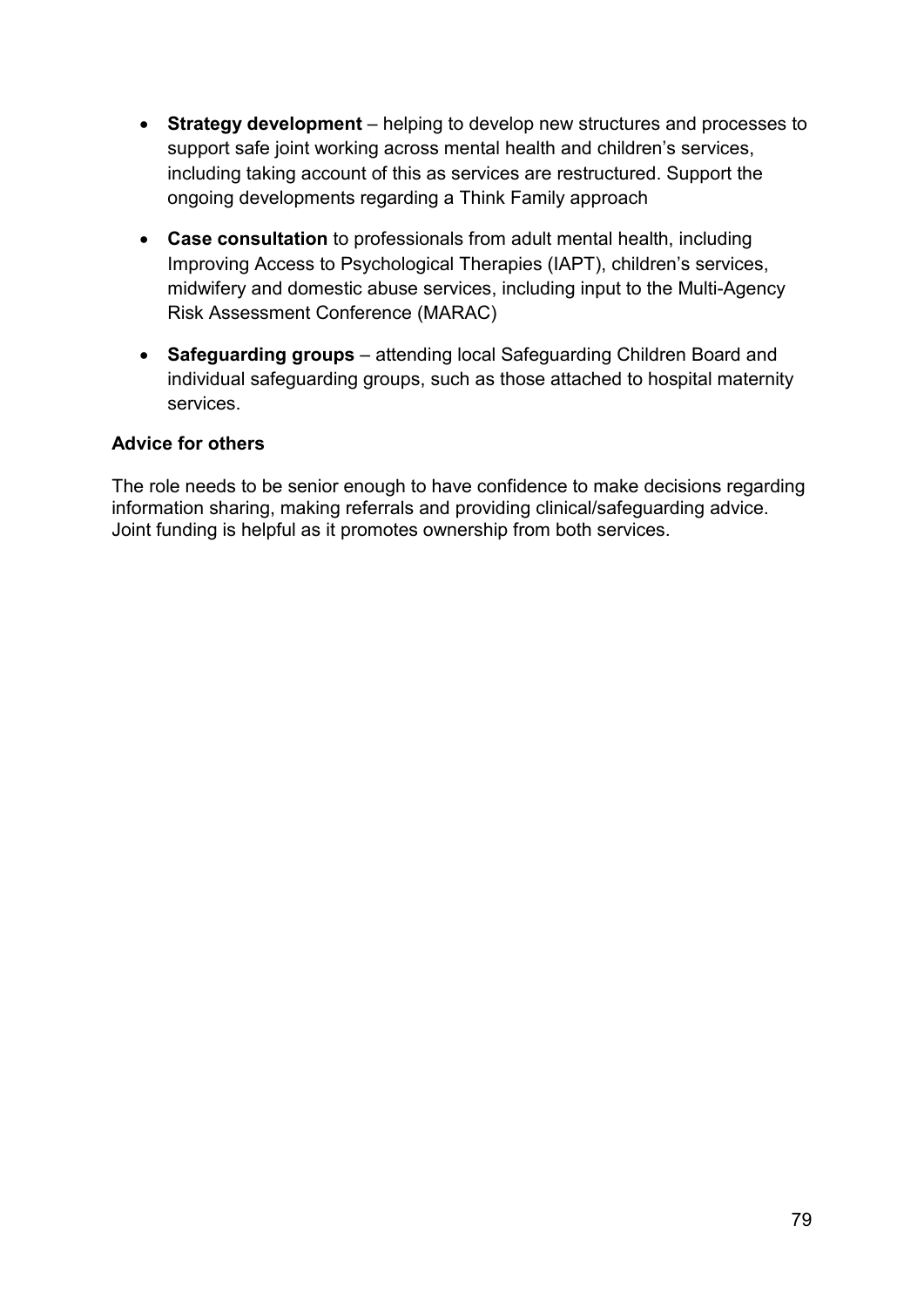- **Strategy development** – helping to develop new structures and processes to support safe joint working across mental health and children's services, including taking account of this as services are restructured. Support the ongoing developments regarding a Think Family approach
- **Case consultation** to professionals from adult mental health, including Improving Access to Psychological Therapies (IAPT), children's services, midwifery and domestic abuse services, including input to the Multi-Agency Risk Assessment Conference (MARAC)
- **Safeguarding groups** – attending local Safeguarding Children Board and individual safeguarding groups, such as those attached to hospital maternity services.

**Advice for others**

The role needs to be senior enough to have confidence to make decisions regarding information sharing, making referrals and providing clinical/safeguarding advice. Joint funding is helpful as it promotes ownership from both services.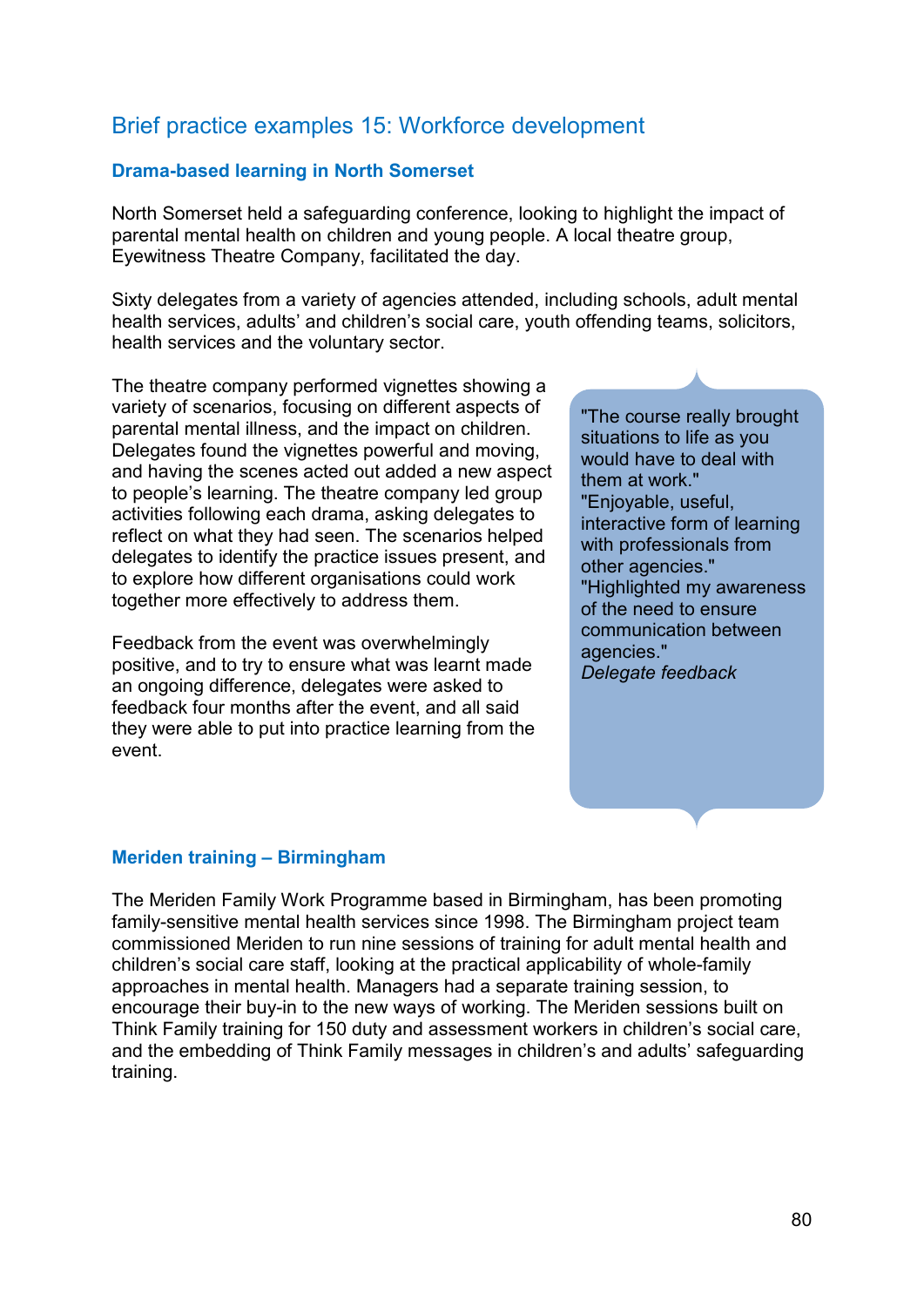## Brief practice examples 15: Workforce development

### Drama-based learning in North Somerset

North Somerset held a safeguarding conference, looking to highlight the impact of parental mental health on children and young people. A local theatre group, Eyewitness Theatre Company, facilitated the day.

Sixty delegates from a variety of agencies attended, including schools, adult mental health services, adults' and children's social care, youth offending teams, solicitors, health services and the voluntary sector.

The theatre company performed vignettes showing a variety of scenarios, focusing on different aspects of parental mental illness, and the impact on children. Delegates found the vignettes powerful and moving, and having the scenes acted out added a new aspect to people's learning. The theatre company led group activities following each drama, asking delegates to reflect on what they had seen. The scenarios helped delegates to identify the practice issues present, and to explore how different organisations could work together more effectively to address them.

Feedback from the event was overwhelmingly positive, and to try to ensure what was learnt made an ongoing difference, delegates were asked to feedback four months after the event, and all said they were able to put into practice learning from the event.

> "The course really brought situations to life as you would have to deal with them at work."
> "Enjoyable, useful, interactive form of learning with professionals from other agencies."
> "Highlighted my awareness of the need to ensure communication between agencies."
> *Delegate feedback*

### Meriden training – Birmingham

The Meriden Family Work Programme based in Birmingham, has been promoting family-sensitive mental health services since 1998. The Birmingham project team commissioned Meriden to run nine sessions of training for adult mental health and children's social care staff, looking at the practical applicability of whole-family approaches in mental health. Managers had a separate training session, to encourage their buy-in to the new ways of working. The Meriden sessions built on Think Family training for 150 duty and assessment workers in children's social care, and the embedding of Think Family messages in children's and adults' safeguarding training.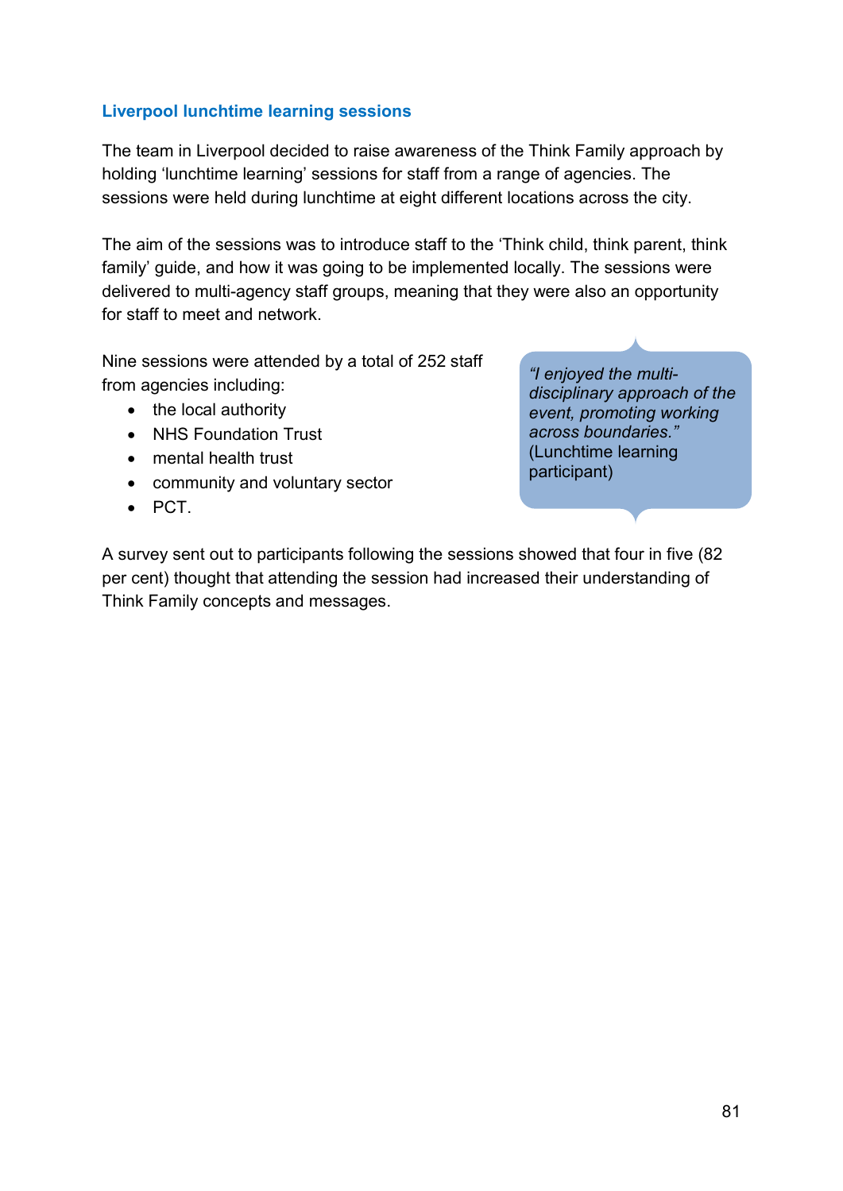### Liverpool lunchtime learning sessions

The team in Liverpool decided to raise awareness of the Think Family approach by holding 'lunchtime learning' sessions for staff from a range of agencies. The sessions were held during lunchtime at eight different locations across the city.

The aim of the sessions was to introduce staff to the 'Think child, think parent, think family' guide, and how it was going to be implemented locally. The sessions were delivered to multi-agency staff groups, meaning that they were also an opportunity for staff to meet and network.

Nine sessions were attended by a total of 252 staff from agencies including:

- the local authority
- NHS Foundation Trust
- mental health trust
- community and voluntary sector
- PCT.

> *"I enjoyed the multi-disciplinary approach of the event, promoting working across boundaries."* (Lunchtime learning participant)

A survey sent out to participants following the sessions showed that four in five (82 per cent) thought that attending the session had increased their understanding of Think Family concepts and messages.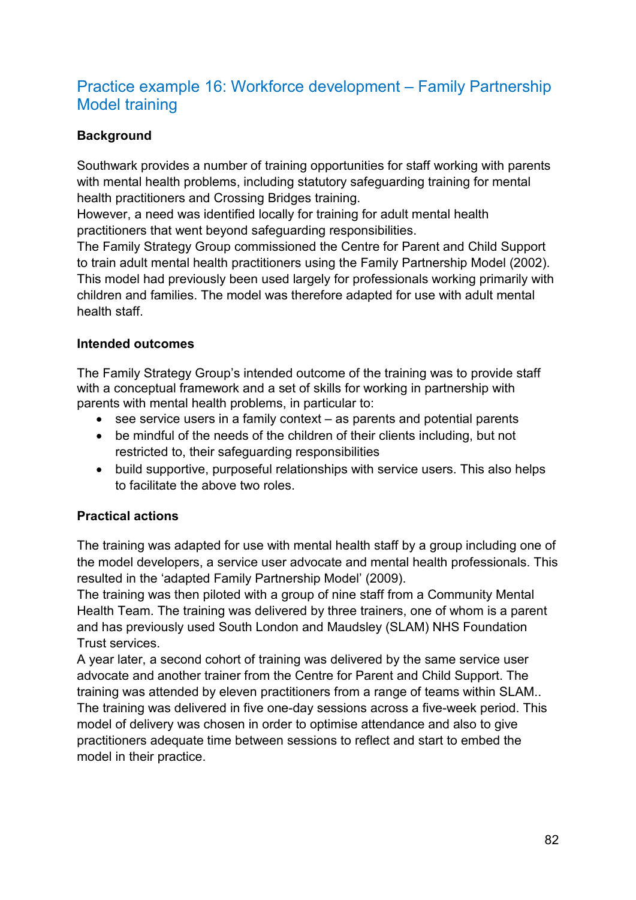## Practice example 16: Workforce development – Family Partnership Model training

**Background**

Southwark provides a number of training opportunities for staff working with parents with mental health problems, including statutory safeguarding training for mental health practitioners and Crossing Bridges training.
However, a need was identified locally for training for adult mental health practitioners that went beyond safeguarding responsibilities.
The Family Strategy Group commissioned the Centre for Parent and Child Support to train adult mental health practitioners using the Family Partnership Model (2002). This model had previously been used largely for professionals working primarily with children and families. The model was therefore adapted for use with adult mental health staff.

**Intended outcomes**

The Family Strategy Group's intended outcome of the training was to provide staff with a conceptual framework and a set of skills for working in partnership with parents with mental health problems, in particular to:

- see service users in a family context – as parents and potential parents
- be mindful of the needs of the children of their clients including, but not restricted to, their safeguarding responsibilities
- build supportive, purposeful relationships with service users. This also helps to facilitate the above two roles.

**Practical actions**

The training was adapted for use with mental health staff by a group including one of the model developers, a service user advocate and mental health professionals. This resulted in the 'adapted Family Partnership Model' (2009).
The training was then piloted with a group of nine staff from a Community Mental Health Team. The training was delivered by three trainers, one of whom is a parent and has previously used South London and Maudsley (SLAM) NHS Foundation Trust services.
A year later, a second cohort of training was delivered by the same service user advocate and another trainer from the Centre for Parent and Child Support. The training was attended by eleven practitioners from a range of teams within SLAM..
The training was delivered in five one-day sessions across a five-week period. This model of delivery was chosen in order to optimise attendance and also to give practitioners adequate time between sessions to reflect and start to embed the model in their practice.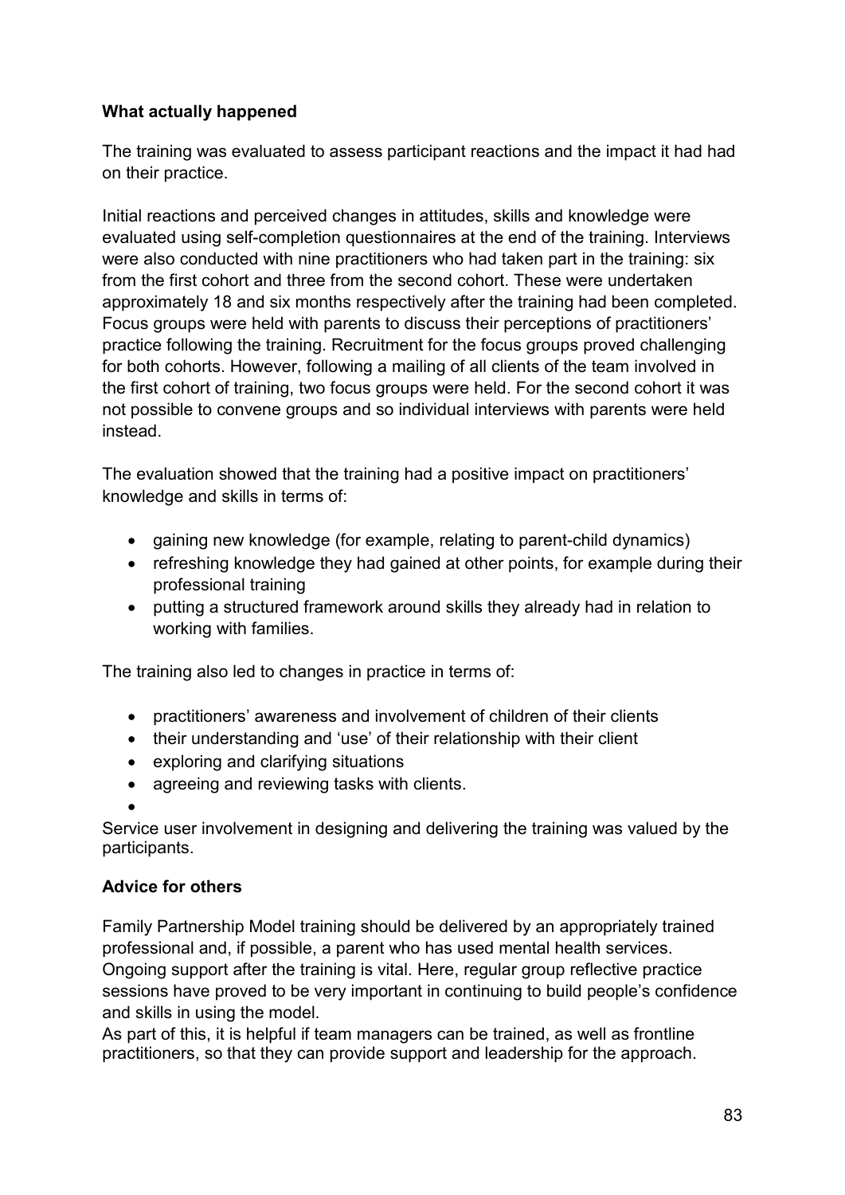**What actually happened**

The training was evaluated to assess participant reactions and the impact it had had on their practice.

Initial reactions and perceived changes in attitudes, skills and knowledge were evaluated using self-completion questionnaires at the end of the training. Interviews were also conducted with nine practitioners who had taken part in the training: six from the first cohort and three from the second cohort. These were undertaken approximately 18 and six months respectively after the training had been completed. Focus groups were held with parents to discuss their perceptions of practitioners' practice following the training. Recruitment for the focus groups proved challenging for both cohorts. However, following a mailing of all clients of the team involved in the first cohort of training, two focus groups were held. For the second cohort it was not possible to convene groups and so individual interviews with parents were held instead.

The evaluation showed that the training had a positive impact on practitioners' knowledge and skills in terms of:

- gaining new knowledge (for example, relating to parent-child dynamics)
- refreshing knowledge they had gained at other points, for example during their professional training
- putting a structured framework around skills they already had in relation to working with families.

The training also led to changes in practice in terms of:

- practitioners' awareness and involvement of children of their clients
- their understanding and 'use' of their relationship with their client
- exploring and clarifying situations
- agreeing and reviewing tasks with clients.

Service user involvement in designing and delivering the training was valued by the participants.

**Advice for others**

Family Partnership Model training should be delivered by an appropriately trained professional and, if possible, a parent who has used mental health services. Ongoing support after the training is vital. Here, regular group reflective practice sessions have proved to be very important in continuing to build people's confidence and skills in using the model.
As part of this, it is helpful if team managers can be trained, as well as frontline practitioners, so that they can provide support and leadership for the approach.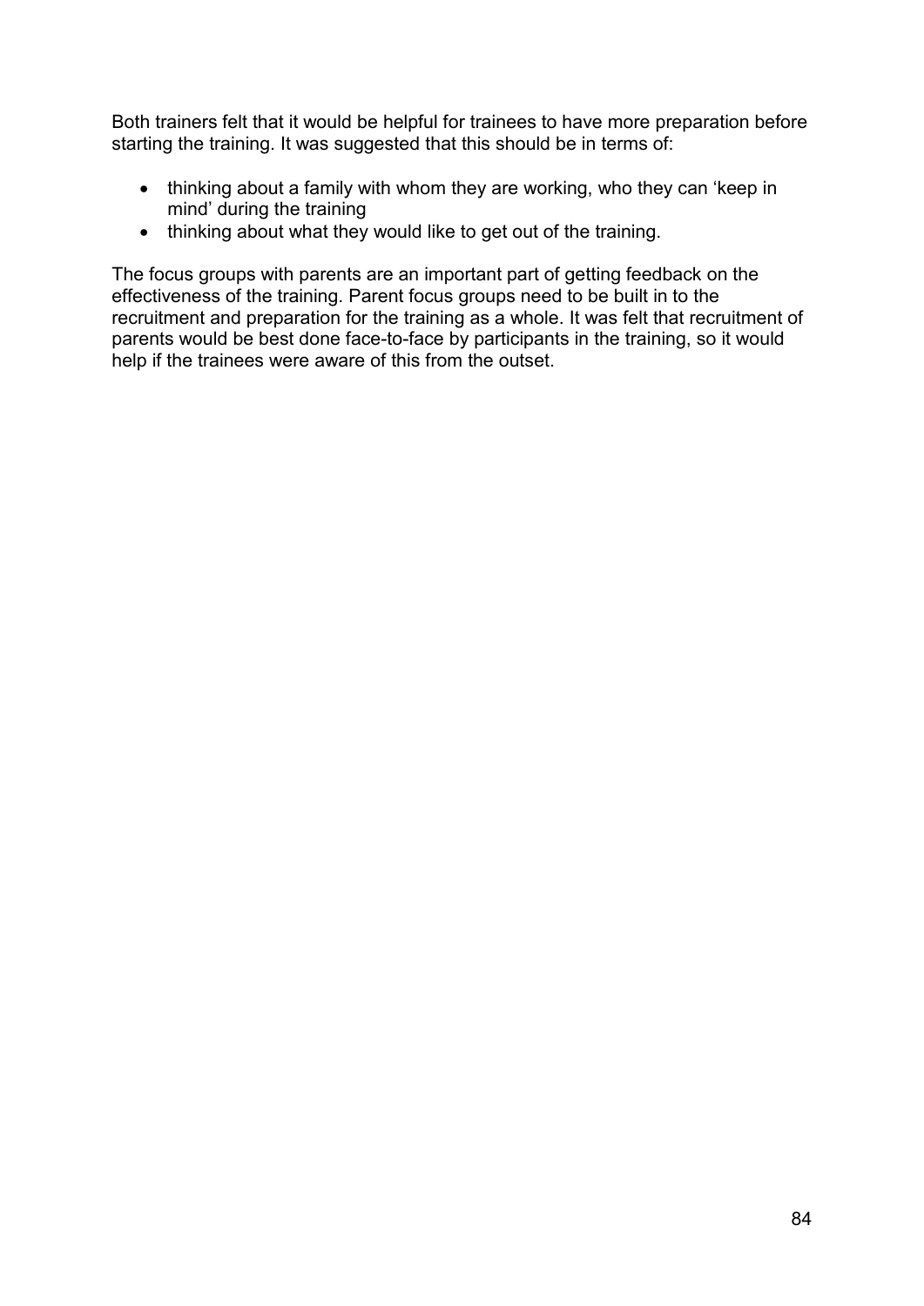Both trainers felt that it would be helpful for trainees to have more preparation before starting the training. It was suggested that this should be in terms of:

- thinking about a family with whom they are working, who they can 'keep in mind' during the training
- thinking about what they would like to get out of the training.

The focus groups with parents are an important part of getting feedback on the effectiveness of the training. Parent focus groups need to be built in to the recruitment and preparation for the training as a whole. It was felt that recruitment of parents would be best done face-to-face by participants in the training, so it would help if the trainees were aware of this from the outset.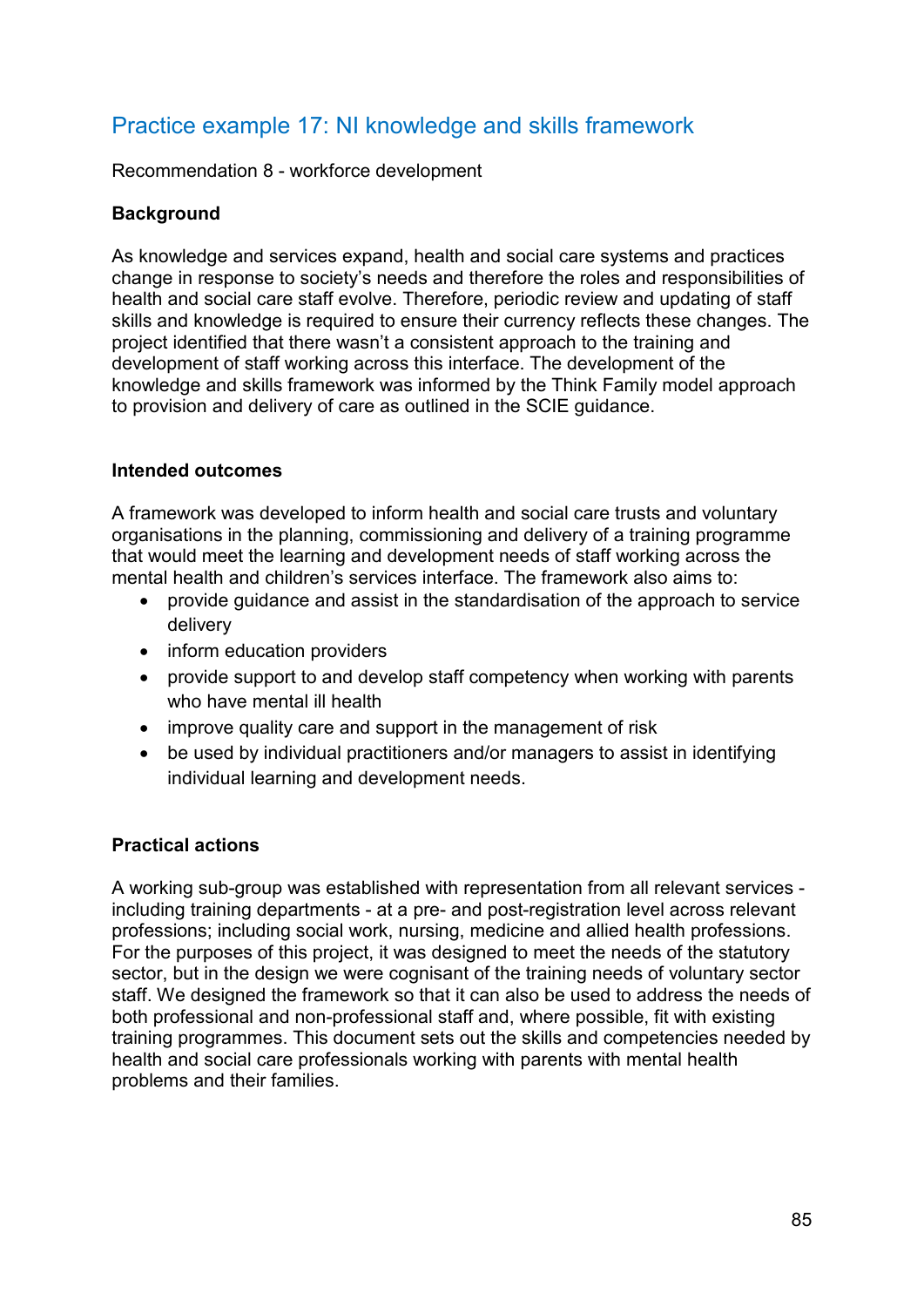## Practice example 17: NI knowledge and skills framework

Recommendation 8 - workforce development

**Background**

As knowledge and services expand, health and social care systems and practices change in response to society's needs and therefore the roles and responsibilities of health and social care staff evolve. Therefore, periodic review and updating of staff skills and knowledge is required to ensure their currency reflects these changes. The project identified that there wasn't a consistent approach to the training and development of staff working across this interface. The development of the knowledge and skills framework was informed by the Think Family model approach to provision and delivery of care as outlined in the SCIE guidance.

**Intended outcomes**

A framework was developed to inform health and social care trusts and voluntary organisations in the planning, commissioning and delivery of a training programme that would meet the learning and development needs of staff working across the mental health and children's services interface. The framework also aims to:

- provide guidance and assist in the standardisation of the approach to service delivery
- inform education providers
- provide support to and develop staff competency when working with parents who have mental ill health
- improve quality care and support in the management of risk
- be used by individual practitioners and/or managers to assist in identifying individual learning and development needs.

**Practical actions**

A working sub-group was established with representation from all relevant services - including training departments - at a pre- and post-registration level across relevant professions; including social work, nursing, medicine and allied health professions. For the purposes of this project, it was designed to meet the needs of the statutory sector, but in the design we were cognisant of the training needs of voluntary sector staff. We designed the framework so that it can also be used to address the needs of both professional and non-professional staff and, where possible, fit with existing training programmes. This document sets out the skills and competencies needed by health and social care professionals working with parents with mental health problems and their families.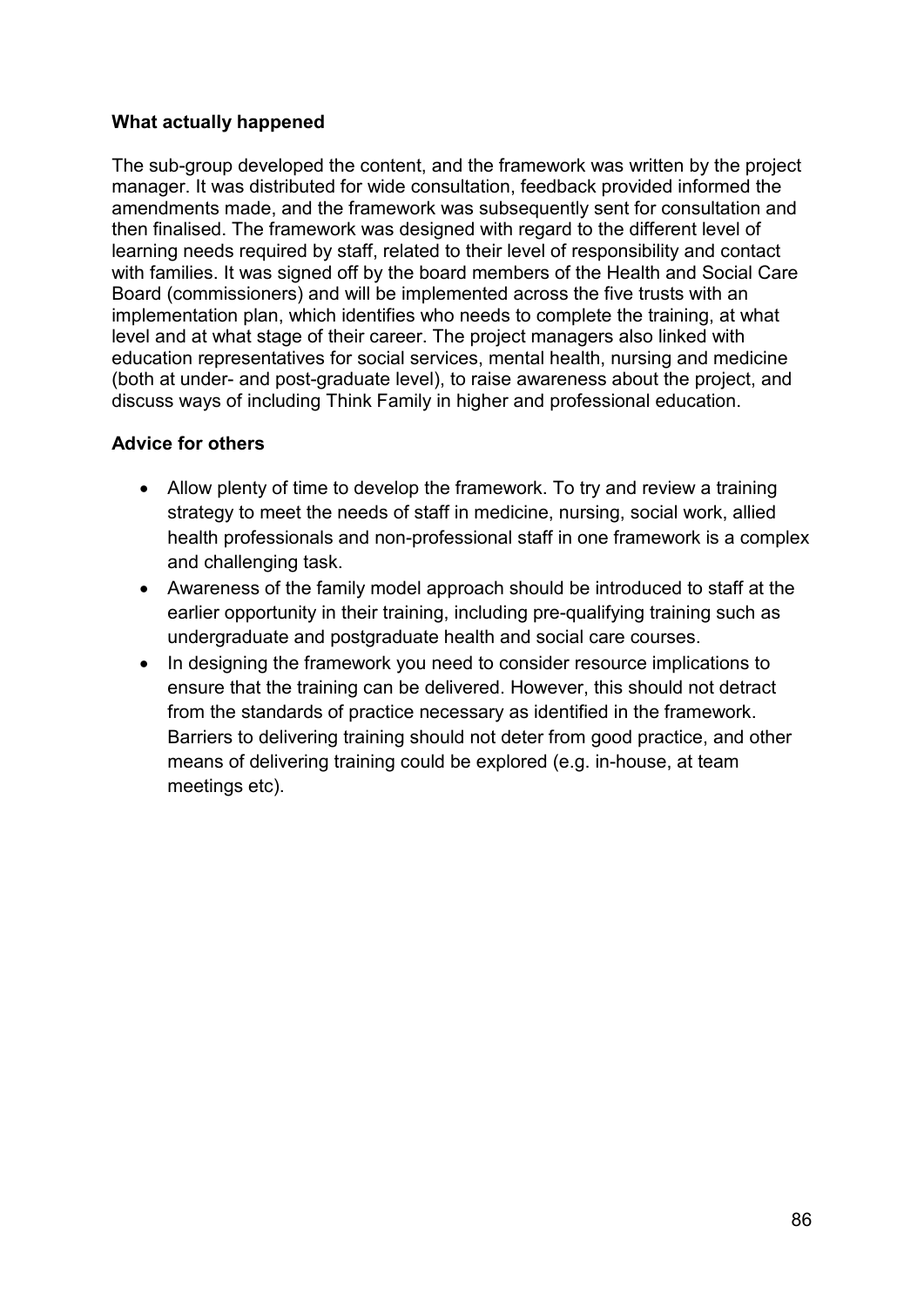**What actually happened**

The sub-group developed the content, and the framework was written by the project manager. It was distributed for wide consultation, feedback provided informed the amendments made, and the framework was subsequently sent for consultation and then finalised. The framework was designed with regard to the different level of learning needs required by staff, related to their level of responsibility and contact with families. It was signed off by the board members of the Health and Social Care Board (commissioners) and will be implemented across the five trusts with an implementation plan, which identifies who needs to complete the training, at what level and at what stage of their career. The project managers also linked with education representatives for social services, mental health, nursing and medicine (both at under- and post-graduate level), to raise awareness about the project, and discuss ways of including Think Family in higher and professional education.

**Advice for others**

- Allow plenty of time to develop the framework. To try and review a training strategy to meet the needs of staff in medicine, nursing, social work, allied health professionals and non-professional staff in one framework is a complex and challenging task.
- Awareness of the family model approach should be introduced to staff at the earlier opportunity in their training, including pre-qualifying training such as undergraduate and postgraduate health and social care courses.
- In designing the framework you need to consider resource implications to ensure that the training can be delivered. However, this should not detract from the standards of practice necessary as identified in the framework. Barriers to delivering training should not deter from good practice, and other means of delivering training could be explored (e.g. in-house, at team meetings etc).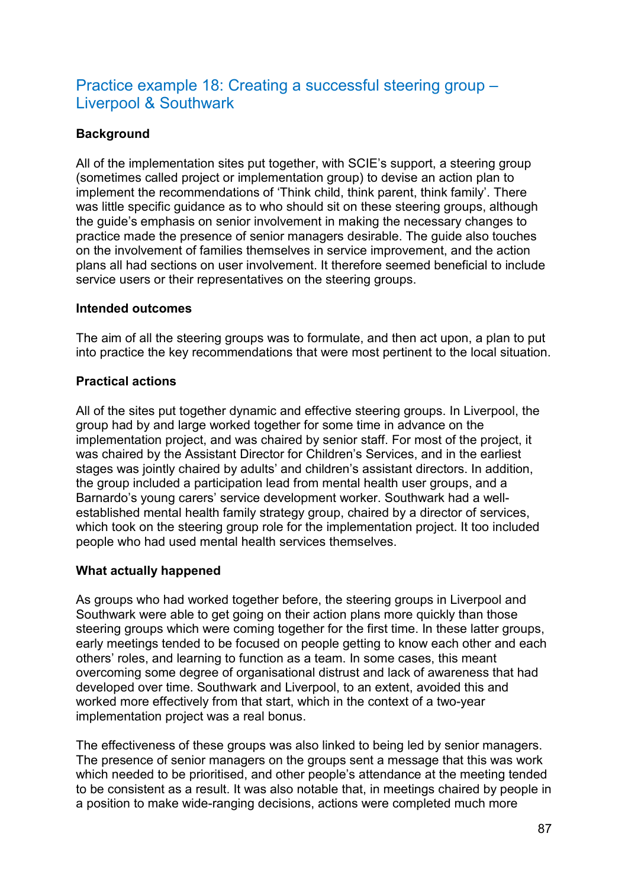## Practice example 18: Creating a successful steering group – Liverpool & Southwark

**Background**

All of the implementation sites put together, with SCIE's support, a steering group (sometimes called project or implementation group) to devise an action plan to implement the recommendations of 'Think child, think parent, think family'. There was little specific guidance as to who should sit on these steering groups, although the guide's emphasis on senior involvement in making the necessary changes to practice made the presence of senior managers desirable. The guide also touches on the involvement of families themselves in service improvement, and the action plans all had sections on user involvement. It therefore seemed beneficial to include service users or their representatives on the steering groups.

**Intended outcomes**

The aim of all the steering groups was to formulate, and then act upon, a plan to put into practice the key recommendations that were most pertinent to the local situation.

**Practical actions**

All of the sites put together dynamic and effective steering groups. In Liverpool, the group had by and large worked together for some time in advance on the implementation project, and was chaired by senior staff. For most of the project, it was chaired by the Assistant Director for Children's Services, and in the earliest stages was jointly chaired by adults' and children's assistant directors. In addition, the group included a participation lead from mental health user groups, and a Barnardo's young carers' service development worker. Southwark had a well-established mental health family strategy group, chaired by a director of services, which took on the steering group role for the implementation project. It too included people who had used mental health services themselves.

**What actually happened**

As groups who had worked together before, the steering groups in Liverpool and Southwark were able to get going on their action plans more quickly than those steering groups which were coming together for the first time. In these latter groups, early meetings tended to be focused on people getting to know each other and each others' roles, and learning to function as a team. In some cases, this meant overcoming some degree of organisational distrust and lack of awareness that had developed over time. Southwark and Liverpool, to an extent, avoided this and worked more effectively from that start, which in the context of a two-year implementation project was a real bonus.

The effectiveness of these groups was also linked to being led by senior managers. The presence of senior managers on the groups sent a message that this was work which needed to be prioritised, and other people's attendance at the meeting tended to be consistent as a result. It was also notable that, in meetings chaired by people in a position to make wide-ranging decisions, actions were completed much more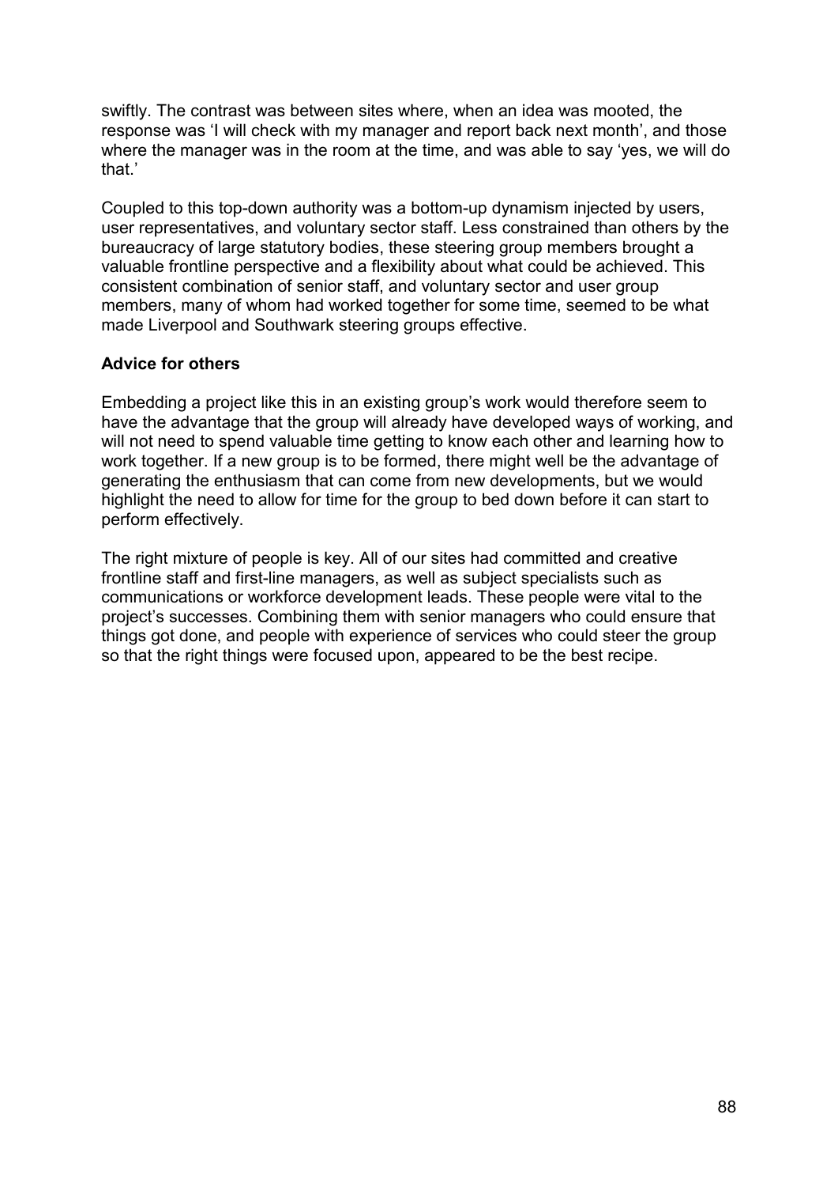swiftly. The contrast was between sites where, when an idea was mooted, the response was 'I will check with my manager and report back next month', and those where the manager was in the room at the time, and was able to say 'yes, we will do that.'

Coupled to this top-down authority was a bottom-up dynamism injected by users, user representatives, and voluntary sector staff. Less constrained than others by the bureaucracy of large statutory bodies, these steering group members brought a valuable frontline perspective and a flexibility about what could be achieved. This consistent combination of senior staff, and voluntary sector and user group members, many of whom had worked together for some time, seemed to be what made Liverpool and Southwark steering groups effective.

**Advice for others**

Embedding a project like this in an existing group's work would therefore seem to have the advantage that the group will already have developed ways of working, and will not need to spend valuable time getting to know each other and learning how to work together. If a new group is to be formed, there might well be the advantage of generating the enthusiasm that can come from new developments, but we would highlight the need to allow for time for the group to bed down before it can start to perform effectively.

The right mixture of people is key. All of our sites had committed and creative frontline staff and first-line managers, as well as subject specialists such as communications or workforce development leads. These people were vital to the project's successes. Combining them with senior managers who could ensure that things got done, and people with experience of services who could steer the group so that the right things were focused upon, appeared to be the best recipe.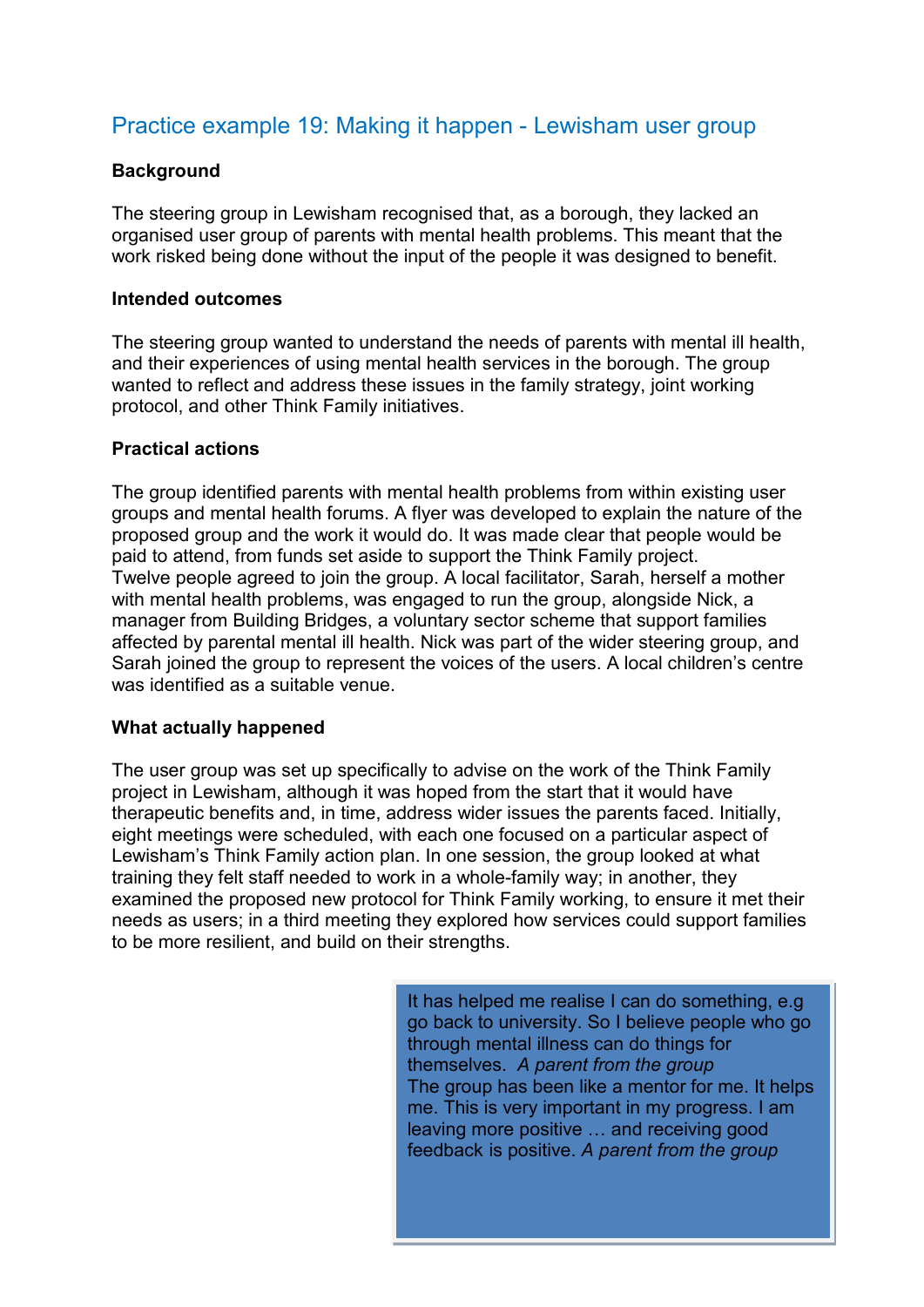## Practice example 19: Making it happen - Lewisham user group

**Background**

The steering group in Lewisham recognised that, as a borough, they lacked an organised user group of parents with mental health problems. This meant that the work risked being done without the input of the people it was designed to benefit.

**Intended outcomes**

The steering group wanted to understand the needs of parents with mental ill health, and their experiences of using mental health services in the borough. The group wanted to reflect and address these issues in the family strategy, joint working protocol, and other Think Family initiatives.

**Practical actions**

The group identified parents with mental health problems from within existing user groups and mental health forums. A flyer was developed to explain the nature of the proposed group and the work it would do. It was made clear that people would be paid to attend, from funds set aside to support the Think Family project.
Twelve people agreed to join the group. A local facilitator, Sarah, herself a mother with mental health problems, was engaged to run the group, alongside Nick, a manager from Building Bridges, a voluntary sector scheme that support families affected by parental mental ill health. Nick was part of the wider steering group, and Sarah joined the group to represent the voices of the users. A local children's centre was identified as a suitable venue.

**What actually happened**

The user group was set up specifically to advise on the work of the Think Family project in Lewisham, although it was hoped from the start that it would have therapeutic benefits and, in time, address wider issues the parents faced. Initially, eight meetings were scheduled, with each one focused on a particular aspect of Lewisham's Think Family action plan. In one session, the group looked at what training they felt staff needed to work in a whole-family way; in another, they examined the proposed new protocol for Think Family working, to ensure it met their needs as users; in a third meeting they explored how services could support families to be more resilient, and build on their strengths.

> It has helped me realise I can do something, e.g go back to university. So I believe people who go through mental illness can do things for themselves. *A parent from the group*
> The group has been like a mentor for me. It helps me. This is very important in my progress. I am leaving more positive … and receiving good feedback is positive. *A parent from the group*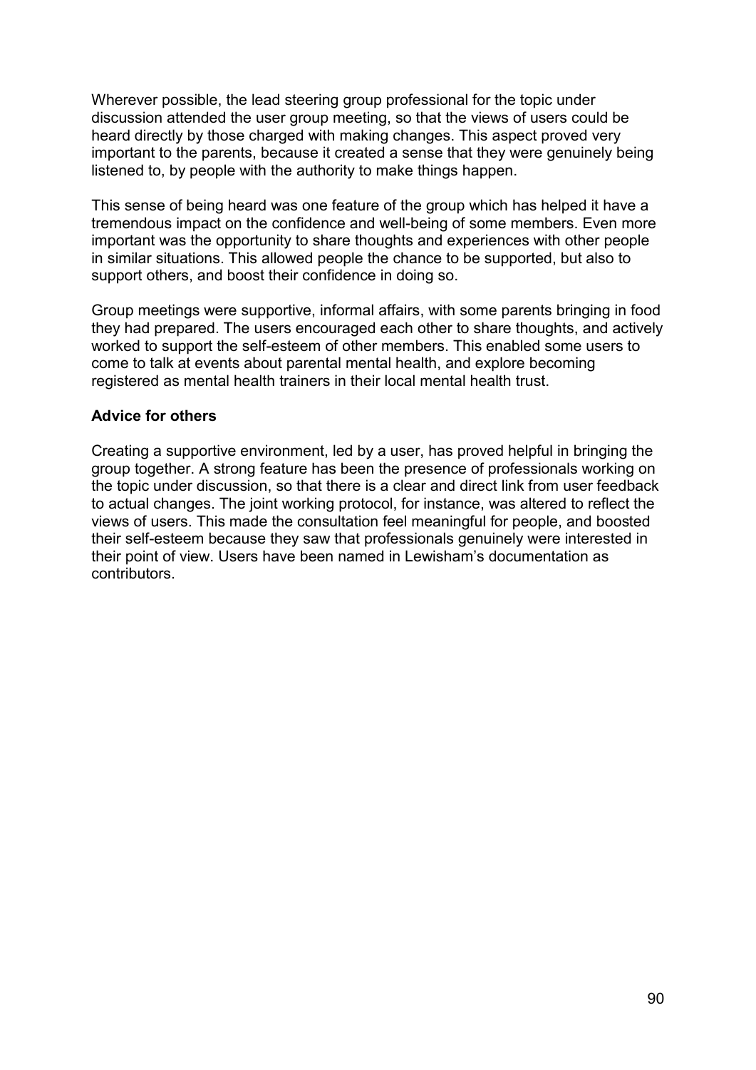Wherever possible, the lead steering group professional for the topic under discussion attended the user group meeting, so that the views of users could be heard directly by those charged with making changes. This aspect proved very important to the parents, because it created a sense that they were genuinely being listened to, by people with the authority to make things happen.

This sense of being heard was one feature of the group which has helped it have a tremendous impact on the confidence and well-being of some members. Even more important was the opportunity to share thoughts and experiences with other people in similar situations. This allowed people the chance to be supported, but also to support others, and boost their confidence in doing so.

Group meetings were supportive, informal affairs, with some parents bringing in food they had prepared. The users encouraged each other to share thoughts, and actively worked to support the self-esteem of other members. This enabled some users to come to talk at events about parental mental health, and explore becoming registered as mental health trainers in their local mental health trust.

**Advice for others**

Creating a supportive environment, led by a user, has proved helpful in bringing the group together. A strong feature has been the presence of professionals working on the topic under discussion, so that there is a clear and direct link from user feedback to actual changes. The joint working protocol, for instance, was altered to reflect the views of users. This made the consultation feel meaningful for people, and boosted their self-esteem because they saw that professionals genuinely were interested in their point of view. Users have been named in Lewisham's documentation as contributors.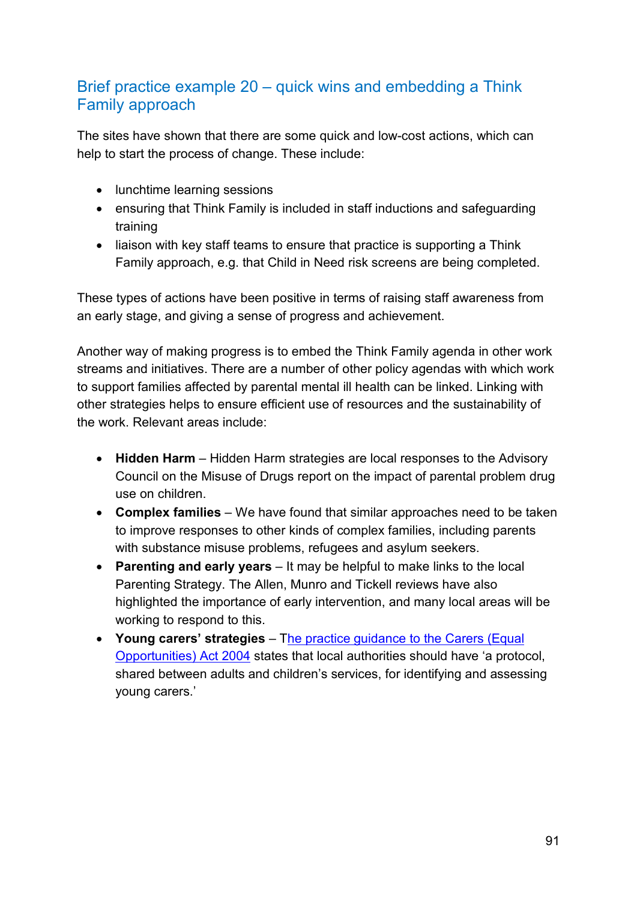## Brief practice example 20 – quick wins and embedding a Think Family approach

The sites have shown that there are some quick and low-cost actions, which can help to start the process of change. These include:

- lunchtime learning sessions
- ensuring that Think Family is included in staff inductions and safeguarding training
- liaison with key staff teams to ensure that practice is supporting a Think Family approach, e.g. that Child in Need risk screens are being completed.

These types of actions have been positive in terms of raising staff awareness from an early stage, and giving a sense of progress and achievement.

Another way of making progress is to embed the Think Family agenda in other work streams and initiatives. There are a number of other policy agendas with which work to support families affected by parental mental ill health can be linked. Linking with other strategies helps to ensure efficient use of resources and the sustainability of the work. Relevant areas include:

- **Hidden Harm** – Hidden Harm strategies are local responses to the Advisory Council on the Misuse of Drugs report on the impact of parental problem drug use on children.
- **Complex families** – We have found that similar approaches need to be taken to improve responses to other kinds of complex families, including parents with substance misuse problems, refugees and asylum seekers.
- **Parenting and early years** – It may be helpful to make links to the local Parenting Strategy. The Allen, Munro and Tickell reviews have also highlighted the importance of early intervention, and many local areas will be working to respond to this.
- **Young carers' strategies** – The practice guidance to the Carers (Equal Opportunities) Act 2004 states that local authorities should have 'a protocol, shared between adults and children's services, for identifying and assessing young carers.'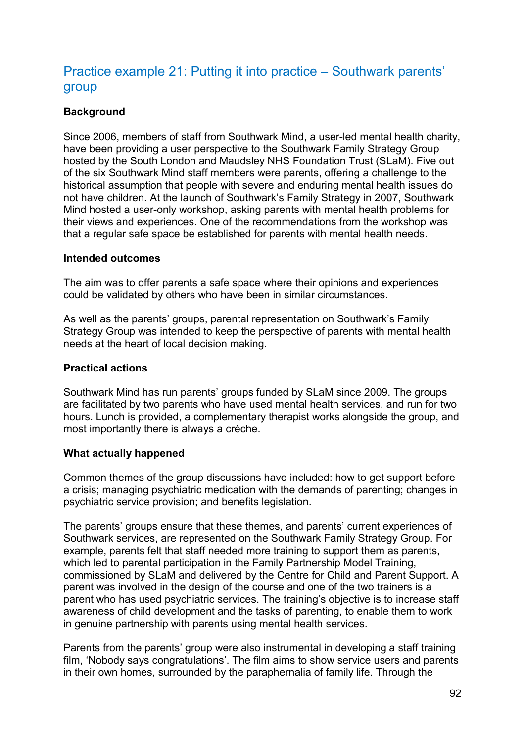## Practice example 21: Putting it into practice – Southwark parents' group

**Background**

Since 2006, members of staff from Southwark Mind, a user-led mental health charity, have been providing a user perspective to the Southwark Family Strategy Group hosted by the South London and Maudsley NHS Foundation Trust (SLaM). Five out of the six Southwark Mind staff members were parents, offering a challenge to the historical assumption that people with severe and enduring mental health issues do not have children. At the launch of Southwark's Family Strategy in 2007, Southwark Mind hosted a user-only workshop, asking parents with mental health problems for their views and experiences. One of the recommendations from the workshop was that a regular safe space be established for parents with mental health needs.

**Intended outcomes**

The aim was to offer parents a safe space where their opinions and experiences could be validated by others who have been in similar circumstances.

As well as the parents' groups, parental representation on Southwark's Family Strategy Group was intended to keep the perspective of parents with mental health needs at the heart of local decision making.

**Practical actions**

Southwark Mind has run parents' groups funded by SLaM since 2009. The groups are facilitated by two parents who have used mental health services, and run for two hours. Lunch is provided, a complementary therapist works alongside the group, and most importantly there is always a crèche.

**What actually happened**

Common themes of the group discussions have included: how to get support before a crisis; managing psychiatric medication with the demands of parenting; changes in psychiatric service provision; and benefits legislation.

The parents' groups ensure that these themes, and parents' current experiences of Southwark services, are represented on the Southwark Family Strategy Group. For example, parents felt that staff needed more training to support them as parents, which led to parental participation in the Family Partnership Model Training, commissioned by SLaM and delivered by the Centre for Child and Parent Support. A parent was involved in the design of the course and one of the two trainers is a parent who has used psychiatric services. The training's objective is to increase staff awareness of child development and the tasks of parenting, to enable them to work in genuine partnership with parents using mental health services.

Parents from the parents' group were also instrumental in developing a staff training film, 'Nobody says congratulations'. The film aims to show service users and parents in their own homes, surrounded by the paraphernalia of family life. Through the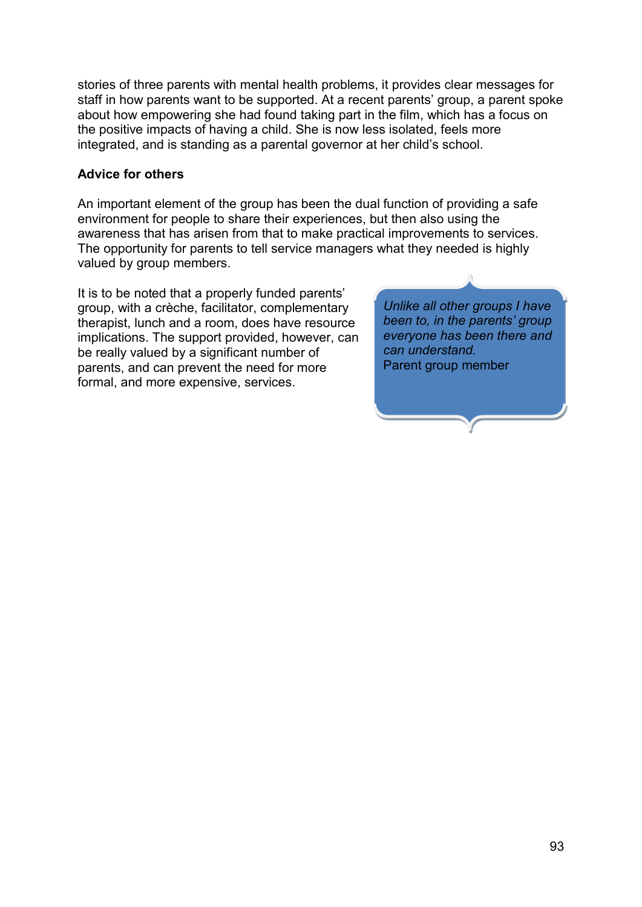stories of three parents with mental health problems, it provides clear messages for staff in how parents want to be supported. At a recent parents' group, a parent spoke about how empowering she had found taking part in the film, which has a focus on the positive impacts of having a child. She is now less isolated, feels more integrated, and is standing as a parental governor at her child's school.

**Advice for others**

An important element of the group has been the dual function of providing a safe environment for people to share their experiences, but then also using the awareness that has arisen from that to make practical improvements to services. The opportunity for parents to tell service managers what they needed is highly valued by group members.

It is to be noted that a properly funded parents' group, with a crèche, facilitator, complementary therapist, lunch and a room, does have resource implications. The support provided, however, can be really valued by a significant number of parents, and can prevent the need for more formal, and more expensive, services.

> *Unlike all other groups I have been to, in the parents' group everyone has been there and can understand.*
> Parent group member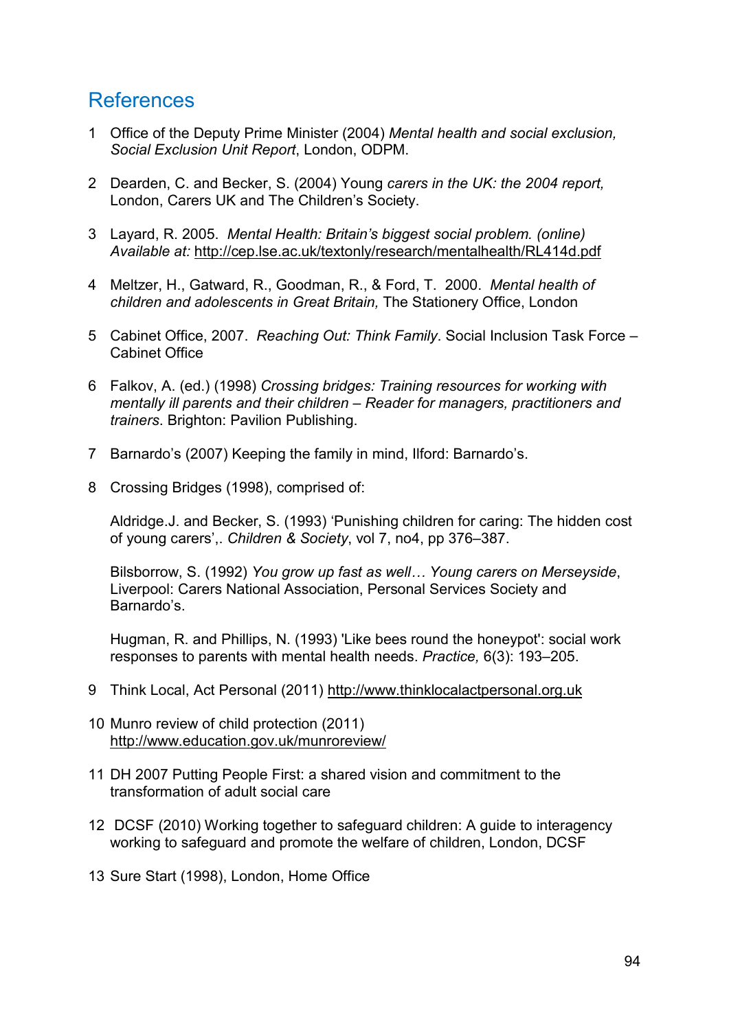## References

1. Office of the Deputy Prime Minister (2004) *Mental health and social exclusion, Social Exclusion Unit Report*, London, ODPM.

2. Dearden, C. and Becker, S. (2004) Young *carers in the UK: the 2004 report,* London, Carers UK and The Children's Society.

3. Layard, R. 2005. *Mental Health: Britain's biggest social problem. (online) Available at:* http://cep.lse.ac.uk/textonly/research/mentalhealth/RL414d.pdf

4. Meltzer, H., Gatward, R., Goodman, R., & Ford, T. 2000. *Mental health of children and adolescents in Great Britain,* The Stationery Office, London

5. Cabinet Office, 2007. *Reaching Out: Think Family*. Social Inclusion Task Force – Cabinet Office

6. Falkov, A. (ed.) (1998) *Crossing bridges: Training resources for working with mentally ill parents and their children – Reader for managers, practitioners and trainers*. Brighton: Pavilion Publishing.

7. Barnardo's (2007) Keeping the family in mind, Ilford: Barnardo's.

8. Crossing Bridges (1998), comprised of:

   Aldridge.J. and Becker, S. (1993) 'Punishing children for caring: The hidden cost of young carers',. *Children & Society*, vol 7, no4, pp 376–387.

   Bilsborrow, S. (1992) *You grow up fast as well… Young carers on Merseyside*, Liverpool: Carers National Association, Personal Services Society and Barnardo's.

   Hugman, R. and Phillips, N. (1993) 'Like bees round the honeypot': social work responses to parents with mental health needs. *Practice,* 6(3): 193–205.

9. Think Local, Act Personal (2011) http://www.thinklocalactpersonal.org.uk

10. Munro review of child protection (2011) http://www.education.gov.uk/munroreview/

11. DH 2007 Putting People First: a shared vision and commitment to the transformation of adult social care

12. DCSF (2010) Working together to safeguard children: A guide to interagency working to safeguard and promote the welfare of children, London, DCSF

13. Sure Start (1998), London, Home Office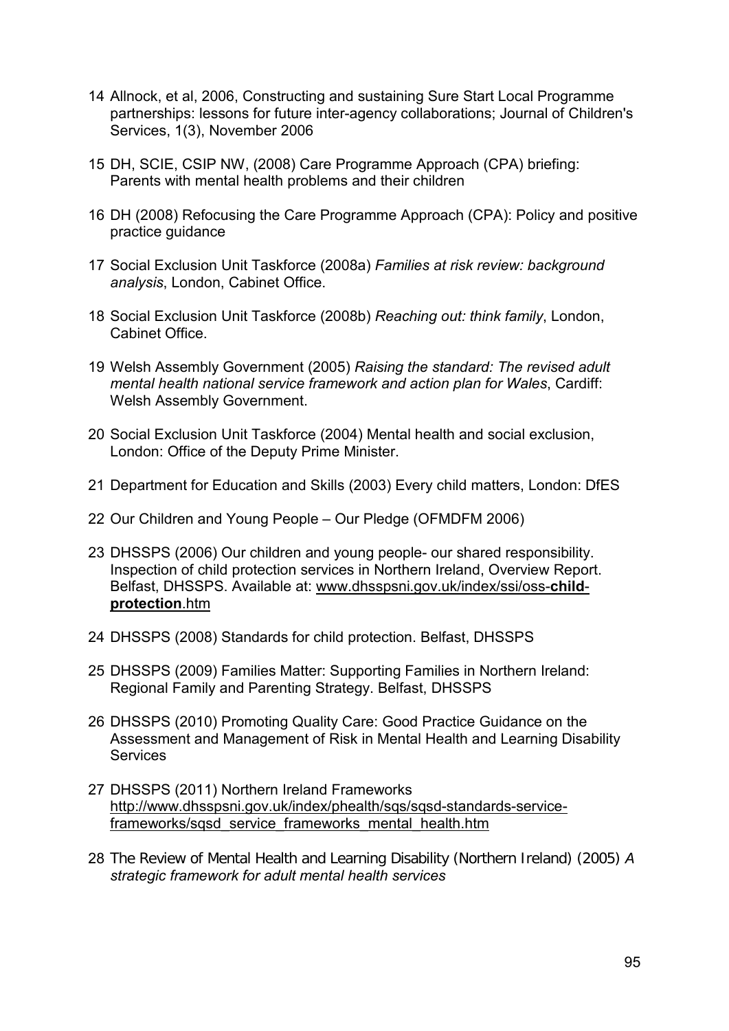14 Allnock, et al, 2006, Constructing and sustaining Sure Start Local Programme partnerships: lessons for future inter-agency collaborations; Journal of Children's Services, 1(3), November 2006

15 DH, SCIE, CSIP NW, (2008) Care Programme Approach (CPA) briefing: Parents with mental health problems and their children

16 DH (2008) Refocusing the Care Programme Approach (CPA): Policy and positive practice guidance

17 Social Exclusion Unit Taskforce (2008a) *Families at risk review: background analysis*, London, Cabinet Office.

18 Social Exclusion Unit Taskforce (2008b) *Reaching out: think family*, London, Cabinet Office.

19 Welsh Assembly Government (2005) *Raising the standard: The revised adult mental health national service framework and action plan for Wales*, Cardiff: Welsh Assembly Government.

20 Social Exclusion Unit Taskforce (2004) Mental health and social exclusion, London: Office of the Deputy Prime Minister.

21 Department for Education and Skills (2003) Every child matters, London: DfES

22 Our Children and Young People – Our Pledge (OFMDFM 2006)

23 DHSSPS (2006) Our children and young people- our shared responsibility. Inspection of child protection services in Northern Ireland, Overview Report. Belfast, DHSSPS. Available at: www.dhsspsni.gov.uk/index/ssi/oss-**child**-**protection**.htm

24 DHSSPS (2008) Standards for child protection. Belfast, DHSSPS

25 DHSSPS (2009) Families Matter: Supporting Families in Northern Ireland: Regional Family and Parenting Strategy. Belfast, DHSSPS

26 DHSSPS (2010) Promoting Quality Care: Good Practice Guidance on the Assessment and Management of Risk in Mental Health and Learning Disability Services

27 DHSSPS (2011) Northern Ireland Frameworks http://www.dhsspsni.gov.uk/index/phealth/sqs/sqsd-standards-service-frameworks/sqsd_service_frameworks_mental_health.htm

28 The Review of Mental Health and Learning Disability (Northern Ireland) (2005) *A strategic framework for adult mental health services*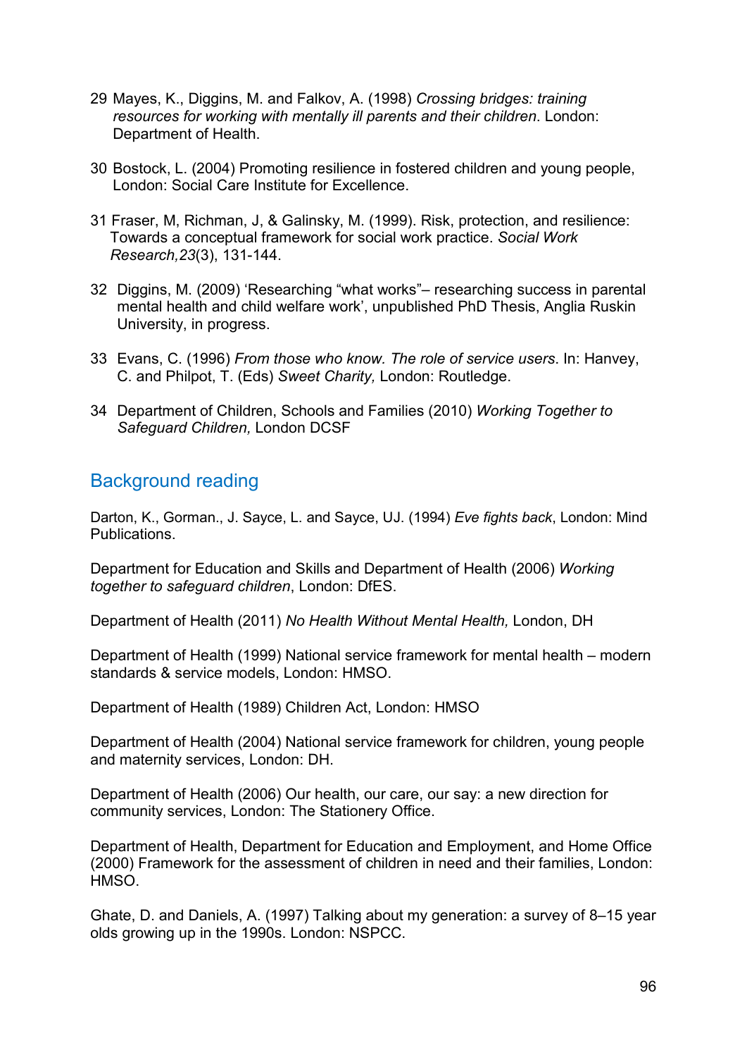29 Mayes, K., Diggins, M. and Falkov, A. (1998) *Crossing bridges: training resources for working with mentally ill parents and their children*. London: Department of Health.

30 Bostock, L. (2004) Promoting resilience in fostered children and young people, London: Social Care Institute for Excellence.

31 Fraser, M, Richman, J, & Galinsky, M. (1999). Risk, protection, and resilience: Towards a conceptual framework for social work practice. *Social Work Research,23*(3), 131-144.

32 Diggins, M. (2009) 'Researching "what works"– researching success in parental mental health and child welfare work', unpublished PhD Thesis, Anglia Ruskin University, in progress.

33 Evans, C. (1996) *From those who know. The role of service users*. In: Hanvey, C. and Philpot, T. (Eds) *Sweet Charity,* London: Routledge.

34 Department of Children, Schools and Families (2010) *Working Together to Safeguard Children,* London DCSF

## Background reading

Darton, K., Gorman., J. Sayce, L. and Sayce, UJ. (1994) *Eve fights back*, London: Mind Publications.

Department for Education and Skills and Department of Health (2006) *Working together to safeguard children*, London: DfES.

Department of Health (2011) *No Health Without Mental Health,* London, DH

Department of Health (1999) National service framework for mental health – modern standards & service models, London: HMSO.

Department of Health (1989) Children Act, London: HMSO

Department of Health (2004) National service framework for children, young people and maternity services, London: DH.

Department of Health (2006) Our health, our care, our say: a new direction for community services, London: The Stationery Office.

Department of Health, Department for Education and Employment, and Home Office (2000) Framework for the assessment of children in need and their families, London: HMSO.

Ghate, D. and Daniels, A. (1997) Talking about my generation: a survey of 8–15 year olds growing up in the 1990s. London: NSPCC.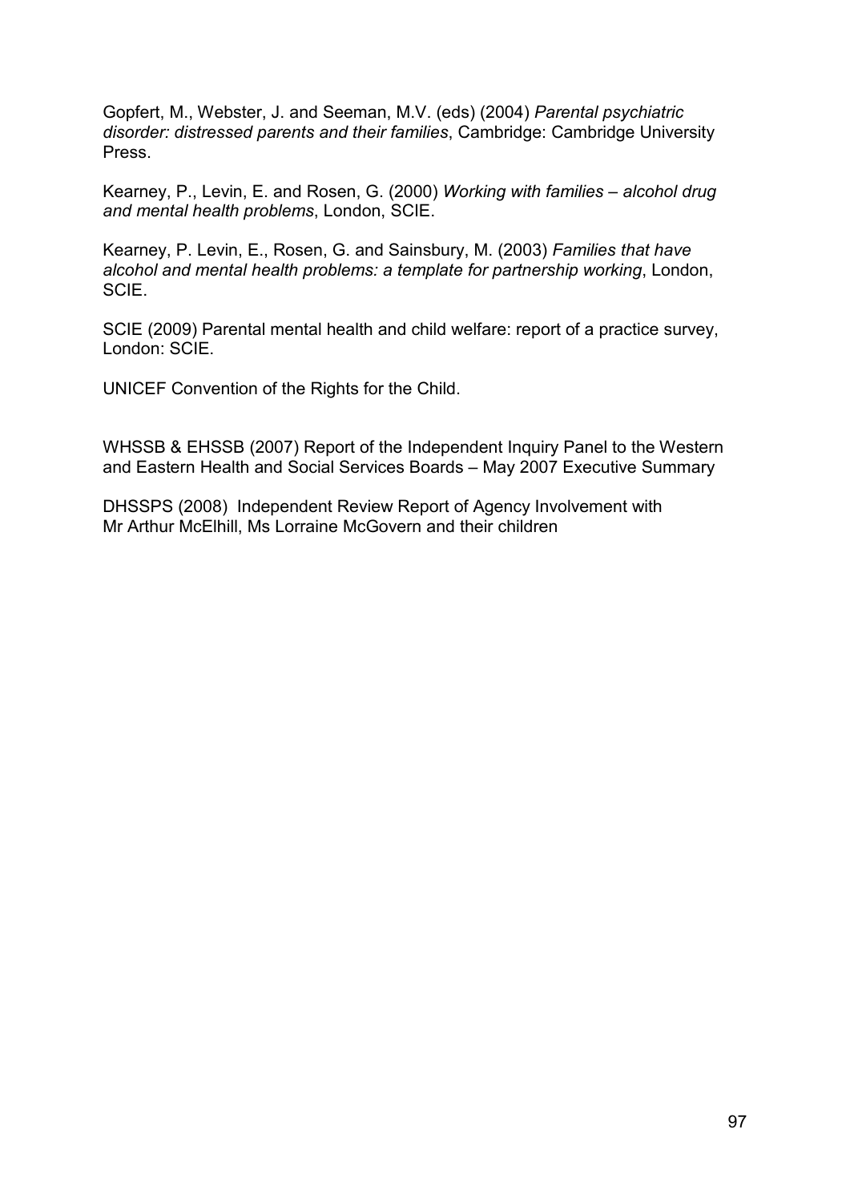Gopfert, M., Webster, J. and Seeman, M.V. (eds) (2004) *Parental psychiatric disorder: distressed parents and their families*, Cambridge: Cambridge University Press.

Kearney, P., Levin, E. and Rosen, G. (2000) *Working with families – alcohol drug and mental health problems*, London, SCIE.

Kearney, P. Levin, E., Rosen, G. and Sainsbury, M. (2003) *Families that have alcohol and mental health problems: a template for partnership working*, London, SCIE.

SCIE (2009) Parental mental health and child welfare: report of a practice survey, London: SCIE.

UNICEF Convention of the Rights for the Child.

WHSSB & EHSSB (2007) Report of the Independent Inquiry Panel to the Western and Eastern Health and Social Services Boards – May 2007 Executive Summary

DHSSPS (2008) Independent Review Report of Agency Involvement with Mr Arthur McElhill, Ms Lorraine McGovern and their children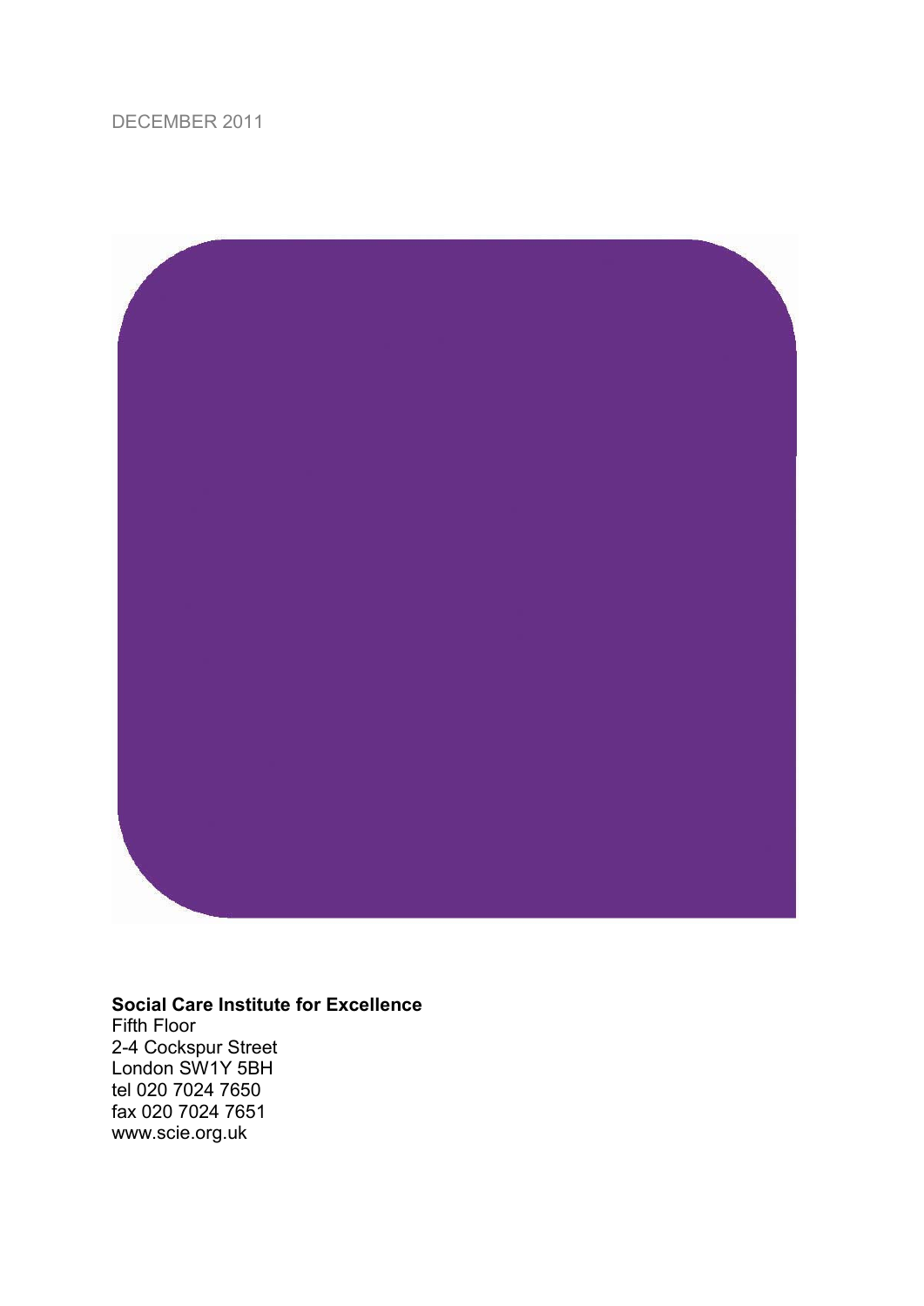DECEMBER 2011

**Social Care Institute for Excellence**
Fifth Floor
2-4 Cockspur Street
London SW1Y 5BH
tel 020 7024 7650
fax 020 7024 7651
www.scie.org.uk